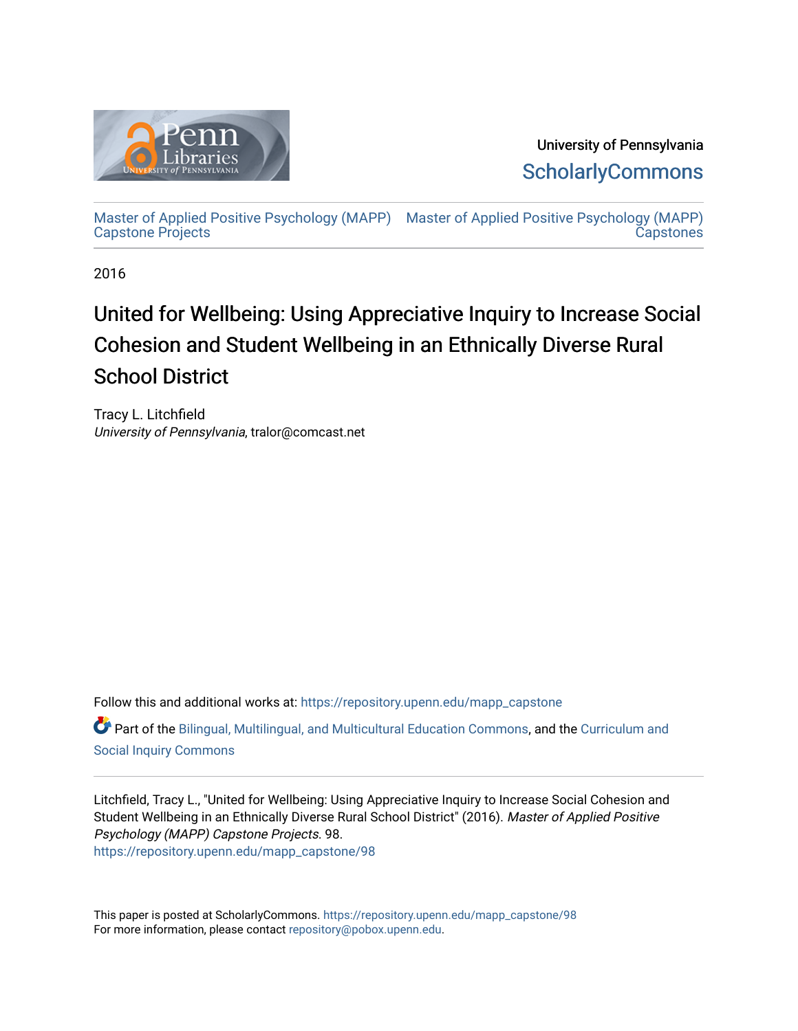University of Pennsylvania

ScholarlyCommons

Master of Applied Positive Psychology (MAPP) Capstone Projects

Master of Applied Positive Psychology (MAPP) Capstones

2016

# United for Wellbeing: Using Appreciative Inquiry to Increase Social Cohesion and Student Wellbeing in an Ethnically Diverse Rural School District

Tracy L. Litchfield
*University of Pennsylvania*, tralor@comcast.net

Follow this and additional works at: https://repository.upenn.edu/mapp_capstone

Part of the Bilingual, Multilingual, and Multicultural Education Commons, and the Curriculum and Social Inquiry Commons

Litchfield, Tracy L., "United for Wellbeing: Using Appreciative Inquiry to Increase Social Cohesion and Student Wellbeing in an Ethnically Diverse Rural School District" (2016). *Master of Applied Positive Psychology (MAPP) Capstone Projects*. 98.
https://repository.upenn.edu/mapp_capstone/98

This paper is posted at ScholarlyCommons. https://repository.upenn.edu/mapp_capstone/98
For more information, please contact repository@pobox.upenn.edu.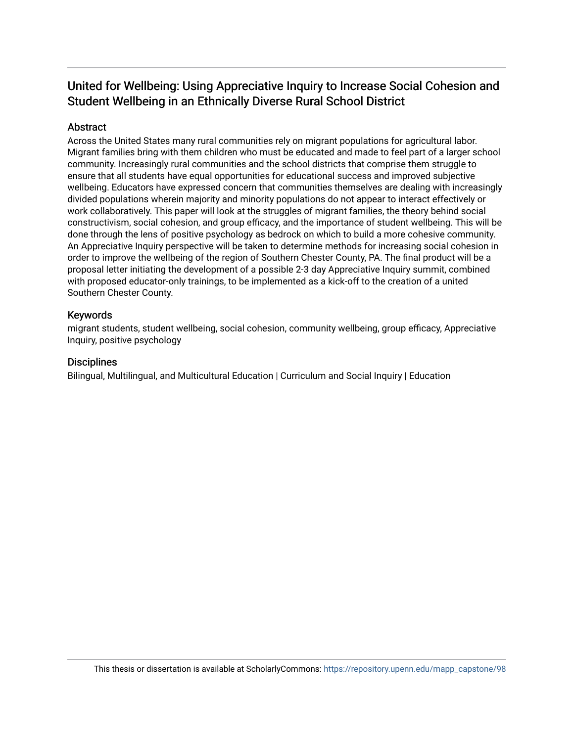# United for Wellbeing: Using Appreciative Inquiry to Increase Social Cohesion and Student Wellbeing in an Ethnically Diverse Rural School District

## Abstract

Across the United States many rural communities rely on migrant populations for agricultural labor. Migrant families bring with them children who must be educated and made to feel part of a larger school community. Increasingly rural communities and the school districts that comprise them struggle to ensure that all students have equal opportunities for educational success and improved subjective wellbeing. Educators have expressed concern that communities themselves are dealing with increasingly divided populations wherein majority and minority populations do not appear to interact effectively or work collaboratively. This paper will look at the struggles of migrant families, the theory behind social constructivism, social cohesion, and group efficacy, and the importance of student wellbeing. This will be done through the lens of positive psychology as bedrock on which to build a more cohesive community. An Appreciative Inquiry perspective will be taken to determine methods for increasing social cohesion in order to improve the wellbeing of the region of Southern Chester County, PA. The final product will be a proposal letter initiating the development of a possible 2-3 day Appreciative Inquiry summit, combined with proposed educator-only trainings, to be implemented as a kick-off to the creation of a united Southern Chester County.

## Keywords

migrant students, student wellbeing, social cohesion, community wellbeing, group efficacy, Appreciative Inquiry, positive psychology

## Disciplines

Bilingual, Multilingual, and Multicultural Education | Curriculum and Social Inquiry | Education

This thesis or dissertation is available at ScholarlyCommons: https://repository.upenn.edu/mapp_capstone/98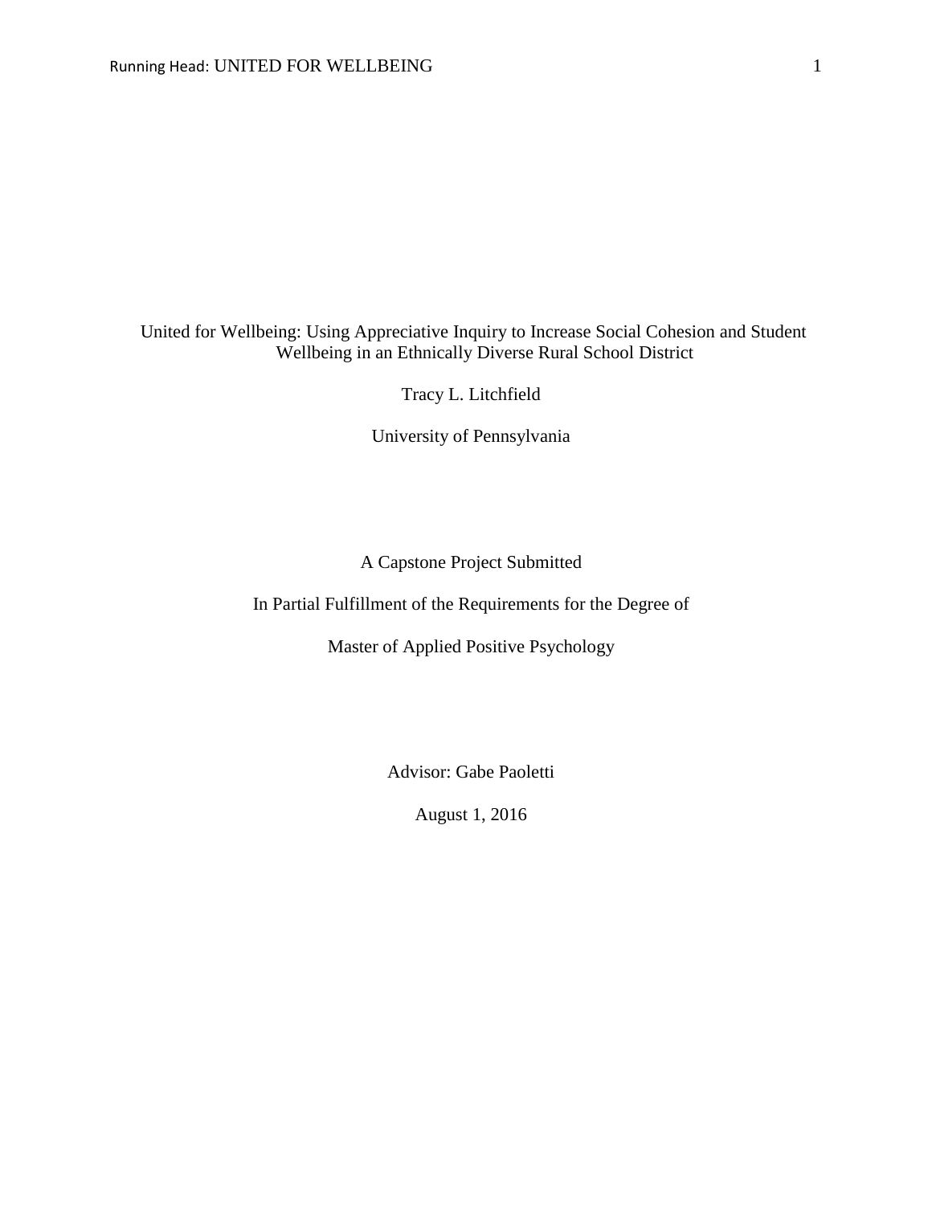United for Wellbeing: Using Appreciative Inquiry to Increase Social Cohesion and Student Wellbeing in an Ethnically Diverse Rural School District

Tracy L. Litchfield

University of Pennsylvania

A Capstone Project Submitted

In Partial Fulfillment of the Requirements for the Degree of

Master of Applied Positive Psychology

Advisor: Gabe Paoletti

August 1, 2016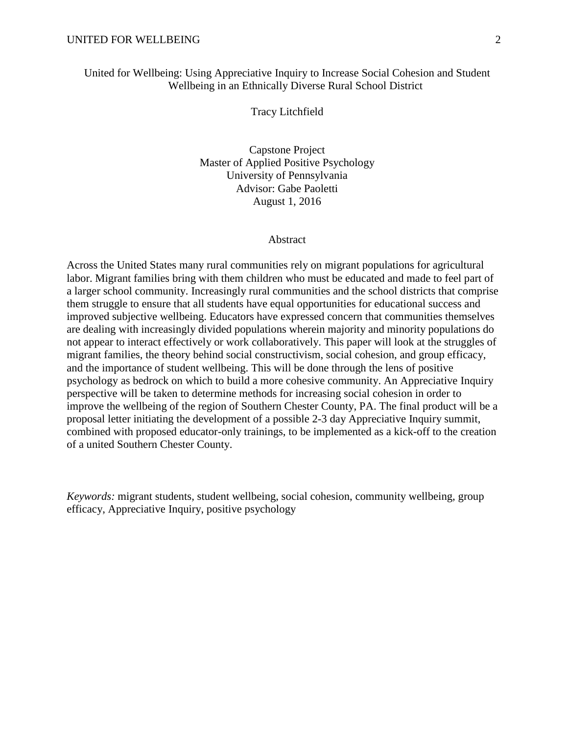United for Wellbeing: Using Appreciative Inquiry to Increase Social Cohesion and Student Wellbeing in an Ethnically Diverse Rural School District

Tracy Litchfield

Capstone Project
Master of Applied Positive Psychology
University of Pennsylvania
Advisor: Gabe Paoletti
August 1, 2016

## Abstract

Across the United States many rural communities rely on migrant populations for agricultural labor. Migrant families bring with them children who must be educated and made to feel part of a larger school community. Increasingly rural communities and the school districts that comprise them struggle to ensure that all students have equal opportunities for educational success and improved subjective wellbeing. Educators have expressed concern that communities themselves are dealing with increasingly divided populations wherein majority and minority populations do not appear to interact effectively or work collaboratively. This paper will look at the struggles of migrant families, the theory behind social constructivism, social cohesion, and group efficacy, and the importance of student wellbeing. This will be done through the lens of positive psychology as bedrock on which to build a more cohesive community. An Appreciative Inquiry perspective will be taken to determine methods for increasing social cohesion in order to improve the wellbeing of the region of Southern Chester County, PA. The final product will be a proposal letter initiating the development of a possible 2-3 day Appreciative Inquiry summit, combined with proposed educator-only trainings, to be implemented as a kick-off to the creation of a united Southern Chester County.

*Keywords:* migrant students, student wellbeing, social cohesion, community wellbeing, group efficacy, Appreciative Inquiry, positive psychology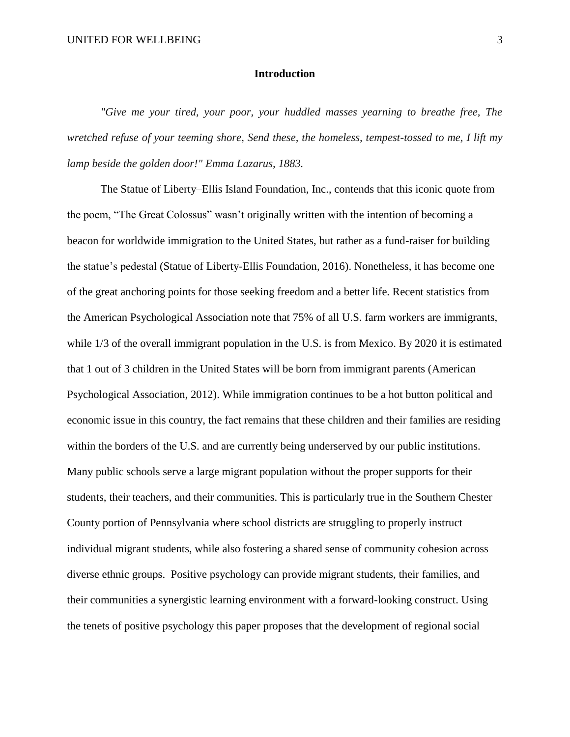## Introduction

*"Give me your tired, your poor, your huddled masses yearning to breathe free, The wretched refuse of your teeming shore, Send these, the homeless, tempest-tossed to me, I lift my lamp beside the golden door!" Emma Lazarus, 1883.*

The Statue of Liberty–Ellis Island Foundation, Inc., contends that this iconic quote from the poem, "The Great Colossus" wasn't originally written with the intention of becoming a beacon for worldwide immigration to the United States, but rather as a fund-raiser for building the statue's pedestal (Statue of Liberty-Ellis Foundation, 2016). Nonetheless, it has become one of the great anchoring points for those seeking freedom and a better life. Recent statistics from the American Psychological Association note that 75% of all U.S. farm workers are immigrants, while 1/3 of the overall immigrant population in the U.S. is from Mexico. By 2020 it is estimated that 1 out of 3 children in the United States will be born from immigrant parents (American Psychological Association, 2012). While immigration continues to be a hot button political and economic issue in this country, the fact remains that these children and their families are residing within the borders of the U.S. and are currently being underserved by our public institutions. Many public schools serve a large migrant population without the proper supports for their students, their teachers, and their communities. This is particularly true in the Southern Chester County portion of Pennsylvania where school districts are struggling to properly instruct individual migrant students, while also fostering a shared sense of community cohesion across diverse ethnic groups. Positive psychology can provide migrant students, their families, and their communities a synergistic learning environment with a forward-looking construct. Using the tenets of positive psychology this paper proposes that the development of regional social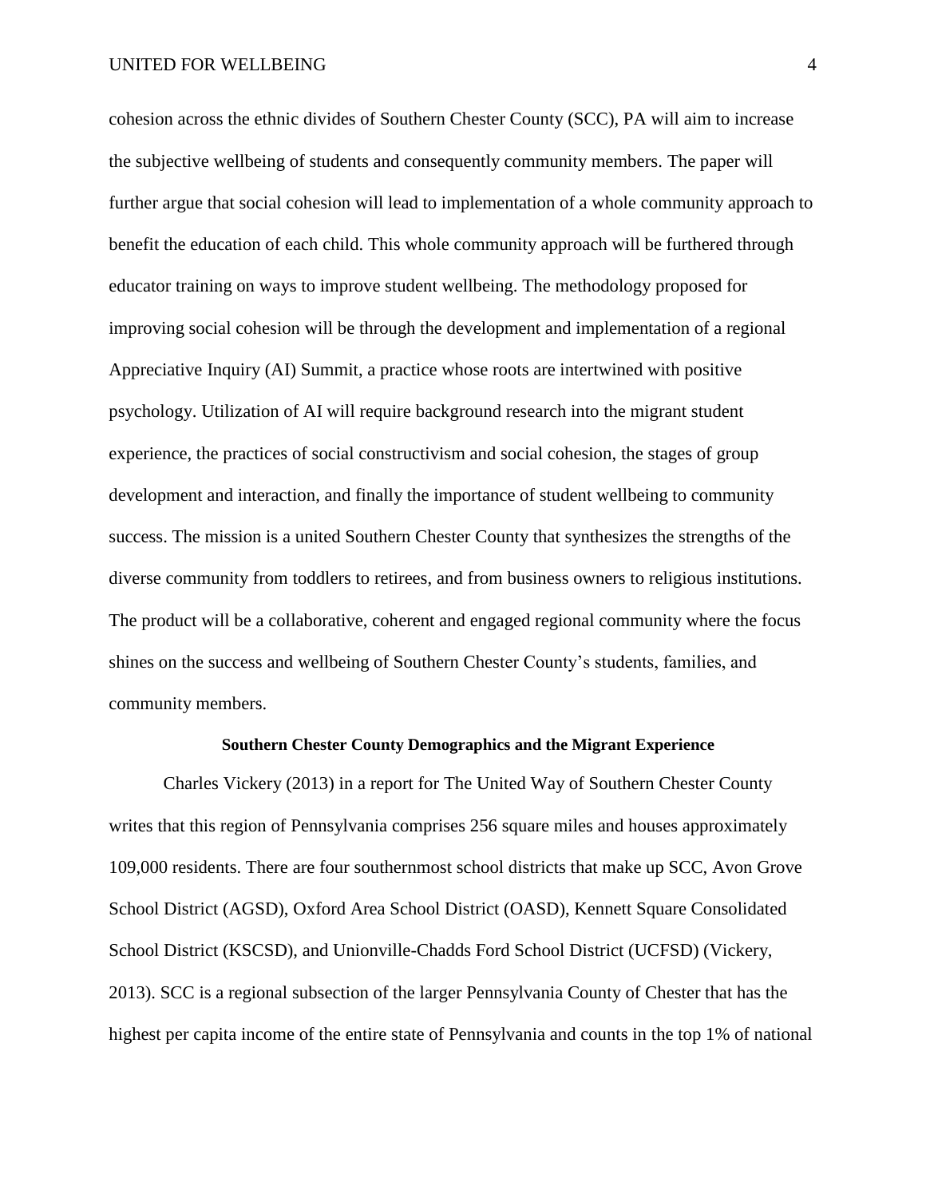cohesion across the ethnic divides of Southern Chester County (SCC), PA will aim to increase the subjective wellbeing of students and consequently community members. The paper will further argue that social cohesion will lead to implementation of a whole community approach to benefit the education of each child. This whole community approach will be furthered through educator training on ways to improve student wellbeing. The methodology proposed for improving social cohesion will be through the development and implementation of a regional Appreciative Inquiry (AI) Summit, a practice whose roots are intertwined with positive psychology. Utilization of AI will require background research into the migrant student experience, the practices of social constructivism and social cohesion, the stages of group development and interaction, and finally the importance of student wellbeing to community success. The mission is a united Southern Chester County that synthesizes the strengths of the diverse community from toddlers to retirees, and from business owners to religious institutions. The product will be a collaborative, coherent and engaged regional community where the focus shines on the success and wellbeing of Southern Chester County's students, families, and community members.

## Southern Chester County Demographics and the Migrant Experience

Charles Vickery (2013) in a report for The United Way of Southern Chester County writes that this region of Pennsylvania comprises 256 square miles and houses approximately 109,000 residents. There are four southernmost school districts that make up SCC, Avon Grove School District (AGSD), Oxford Area School District (OASD), Kennett Square Consolidated School District (KSCSD), and Unionville-Chadds Ford School District (UCFSD) (Vickery, 2013). SCC is a regional subsection of the larger Pennsylvania County of Chester that has the highest per capita income of the entire state of Pennsylvania and counts in the top 1% of national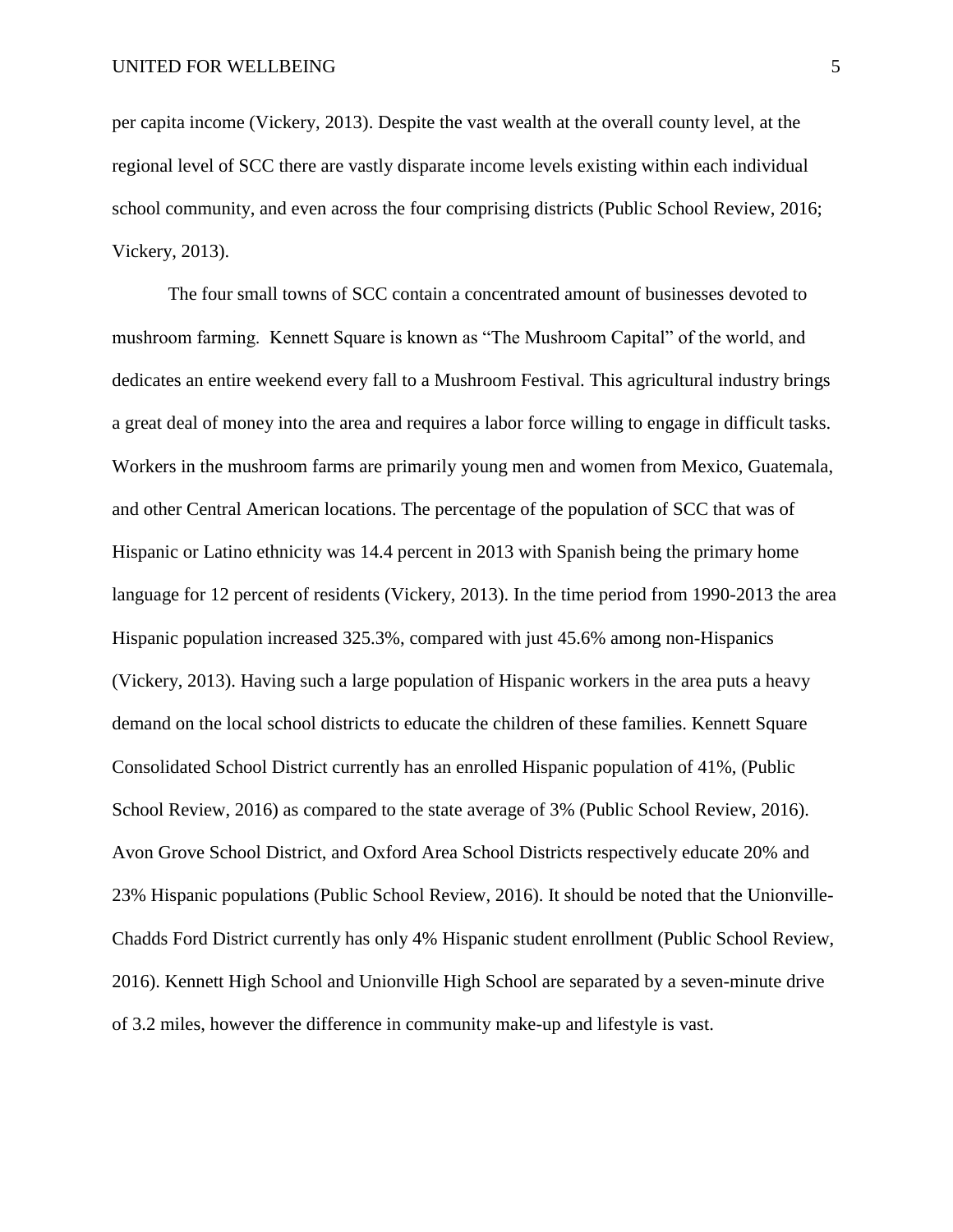per capita income (Vickery, 2013). Despite the vast wealth at the overall county level, at the regional level of SCC there are vastly disparate income levels existing within each individual school community, and even across the four comprising districts (Public School Review, 2016; Vickery, 2013).

The four small towns of SCC contain a concentrated amount of businesses devoted to mushroom farming. Kennett Square is known as "The Mushroom Capital" of the world, and dedicates an entire weekend every fall to a Mushroom Festival. This agricultural industry brings a great deal of money into the area and requires a labor force willing to engage in difficult tasks. Workers in the mushroom farms are primarily young men and women from Mexico, Guatemala, and other Central American locations. The percentage of the population of SCC that was of Hispanic or Latino ethnicity was 14.4 percent in 2013 with Spanish being the primary home language for 12 percent of residents (Vickery, 2013). In the time period from 1990-2013 the area Hispanic population increased 325.3%, compared with just 45.6% among non-Hispanics (Vickery, 2013). Having such a large population of Hispanic workers in the area puts a heavy demand on the local school districts to educate the children of these families. Kennett Square Consolidated School District currently has an enrolled Hispanic population of 41%, (Public School Review, 2016) as compared to the state average of 3% (Public School Review, 2016). Avon Grove School District, and Oxford Area School Districts respectively educate 20% and 23% Hispanic populations (Public School Review, 2016). It should be noted that the Unionville-Chadds Ford District currently has only 4% Hispanic student enrollment (Public School Review, 2016). Kennett High School and Unionville High School are separated by a seven-minute drive of 3.2 miles, however the difference in community make-up and lifestyle is vast.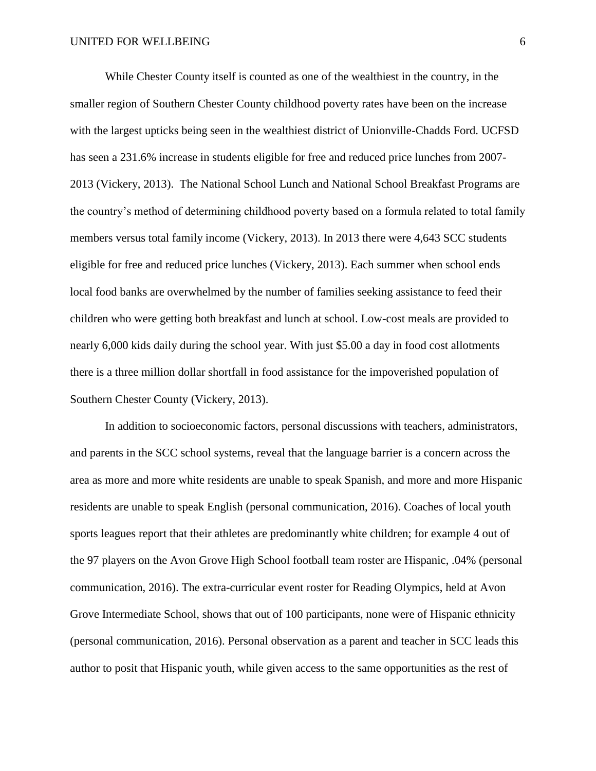While Chester County itself is counted as one of the wealthiest in the country, in the smaller region of Southern Chester County childhood poverty rates have been on the increase with the largest upticks being seen in the wealthiest district of Unionville-Chadds Ford. UCFSD has seen a 231.6% increase in students eligible for free and reduced price lunches from 2007-2013 (Vickery, 2013). The National School Lunch and National School Breakfast Programs are the country's method of determining childhood poverty based on a formula related to total family members versus total family income (Vickery, 2013). In 2013 there were 4,643 SCC students eligible for free and reduced price lunches (Vickery, 2013). Each summer when school ends local food banks are overwhelmed by the number of families seeking assistance to feed their children who were getting both breakfast and lunch at school. Low-cost meals are provided to nearly 6,000 kids daily during the school year. With just $5.00 a day in food cost allotments there is a three million dollar shortfall in food assistance for the impoverished population of Southern Chester County (Vickery, 2013).

In addition to socioeconomic factors, personal discussions with teachers, administrators, and parents in the SCC school systems, reveal that the language barrier is a concern across the area as more and more white residents are unable to speak Spanish, and more and more Hispanic residents are unable to speak English (personal communication, 2016). Coaches of local youth sports leagues report that their athletes are predominantly white children; for example 4 out of the 97 players on the Avon Grove High School football team roster are Hispanic, .04% (personal communication, 2016). The extra-curricular event roster for Reading Olympics, held at Avon Grove Intermediate School, shows that out of 100 participants, none were of Hispanic ethnicity (personal communication, 2016). Personal observation as a parent and teacher in SCC leads this author to posit that Hispanic youth, while given access to the same opportunities as the rest of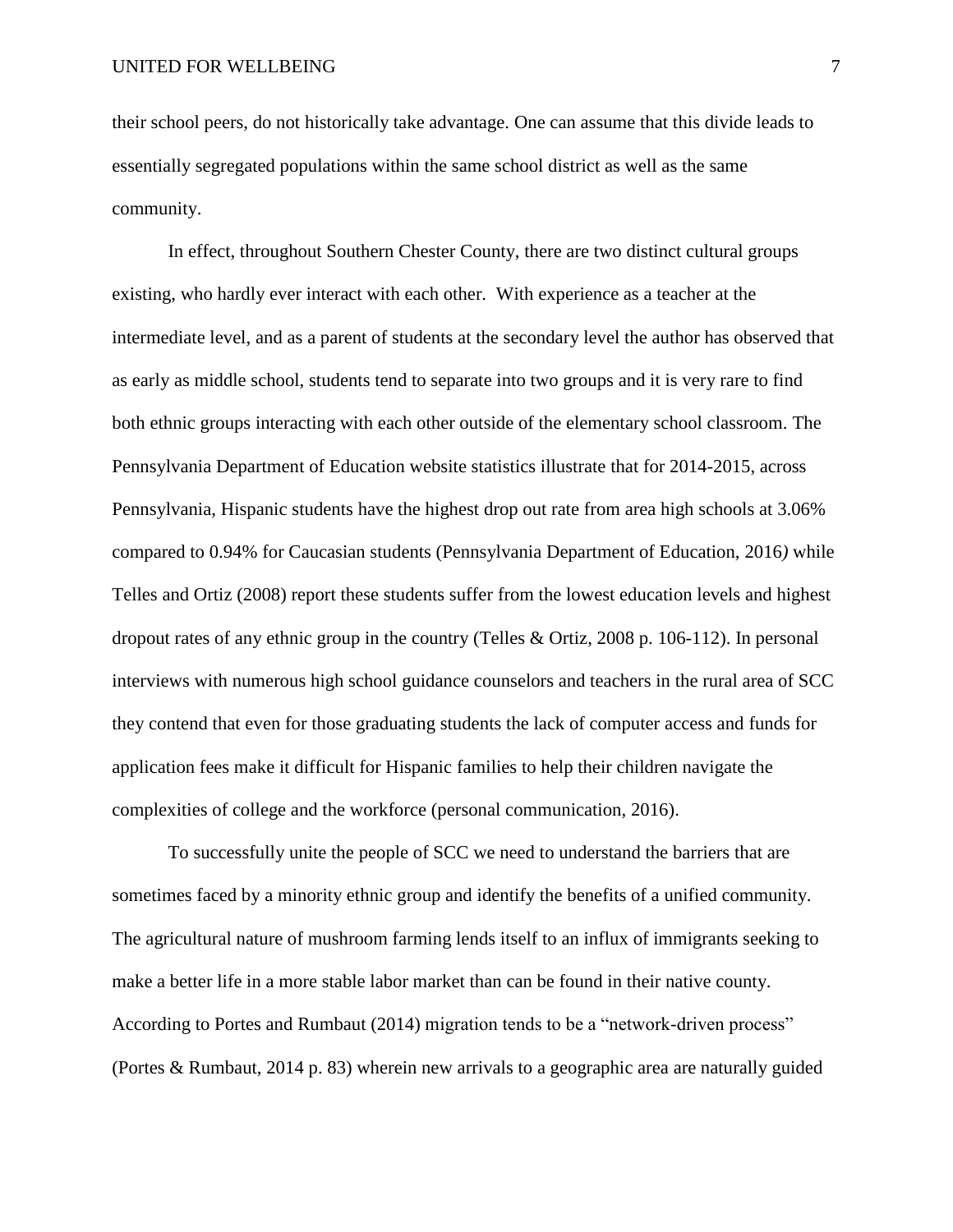their school peers, do not historically take advantage. One can assume that this divide leads to essentially segregated populations within the same school district as well as the same community.

In effect, throughout Southern Chester County, there are two distinct cultural groups existing, who hardly ever interact with each other. With experience as a teacher at the intermediate level, and as a parent of students at the secondary level the author has observed that as early as middle school, students tend to separate into two groups and it is very rare to find both ethnic groups interacting with each other outside of the elementary school classroom. The Pennsylvania Department of Education website statistics illustrate that for 2014-2015, across Pennsylvania, Hispanic students have the highest drop out rate from area high schools at 3.06% compared to 0.94% for Caucasian students (Pennsylvania Department of Education, 2016*)* while Telles and Ortiz (2008) report these students suffer from the lowest education levels and highest dropout rates of any ethnic group in the country (Telles & Ortiz, 2008 p. 106-112). In personal interviews with numerous high school guidance counselors and teachers in the rural area of SCC they contend that even for those graduating students the lack of computer access and funds for application fees make it difficult for Hispanic families to help their children navigate the complexities of college and the workforce (personal communication, 2016).

To successfully unite the people of SCC we need to understand the barriers that are sometimes faced by a minority ethnic group and identify the benefits of a unified community. The agricultural nature of mushroom farming lends itself to an influx of immigrants seeking to make a better life in a more stable labor market than can be found in their native county. According to Portes and Rumbaut (2014) migration tends to be a "network-driven process" (Portes & Rumbaut, 2014 p. 83) wherein new arrivals to a geographic area are naturally guided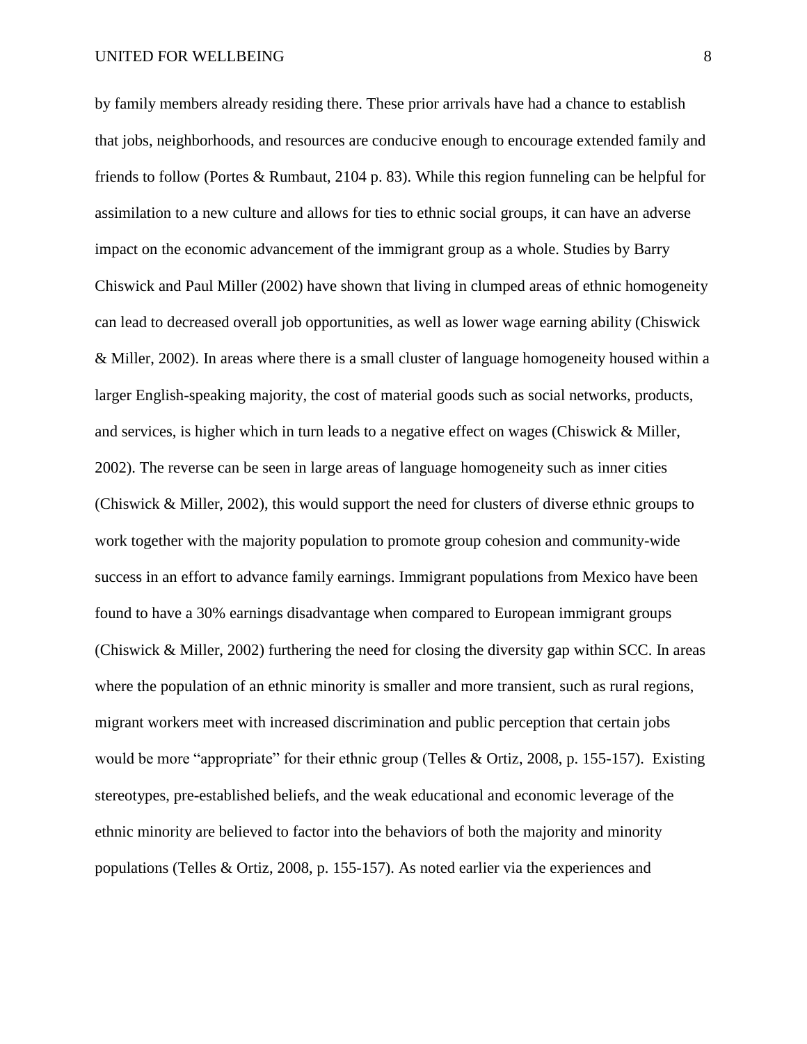by family members already residing there. These prior arrivals have had a chance to establish that jobs, neighborhoods, and resources are conducive enough to encourage extended family and friends to follow (Portes & Rumbaut, 2104 p. 83). While this region funneling can be helpful for assimilation to a new culture and allows for ties to ethnic social groups, it can have an adverse impact on the economic advancement of the immigrant group as a whole. Studies by Barry Chiswick and Paul Miller (2002) have shown that living in clumped areas of ethnic homogeneity can lead to decreased overall job opportunities, as well as lower wage earning ability (Chiswick & Miller, 2002). In areas where there is a small cluster of language homogeneity housed within a larger English-speaking majority, the cost of material goods such as social networks, products, and services, is higher which in turn leads to a negative effect on wages (Chiswick & Miller, 2002). The reverse can be seen in large areas of language homogeneity such as inner cities (Chiswick & Miller, 2002), this would support the need for clusters of diverse ethnic groups to work together with the majority population to promote group cohesion and community-wide success in an effort to advance family earnings. Immigrant populations from Mexico have been found to have a 30% earnings disadvantage when compared to European immigrant groups (Chiswick & Miller, 2002) furthering the need for closing the diversity gap within SCC. In areas where the population of an ethnic minority is smaller and more transient, such as rural regions, migrant workers meet with increased discrimination and public perception that certain jobs would be more "appropriate" for their ethnic group (Telles & Ortiz, 2008, p. 155-157). Existing stereotypes, pre-established beliefs, and the weak educational and economic leverage of the ethnic minority are believed to factor into the behaviors of both the majority and minority populations (Telles & Ortiz, 2008, p. 155-157). As noted earlier via the experiences and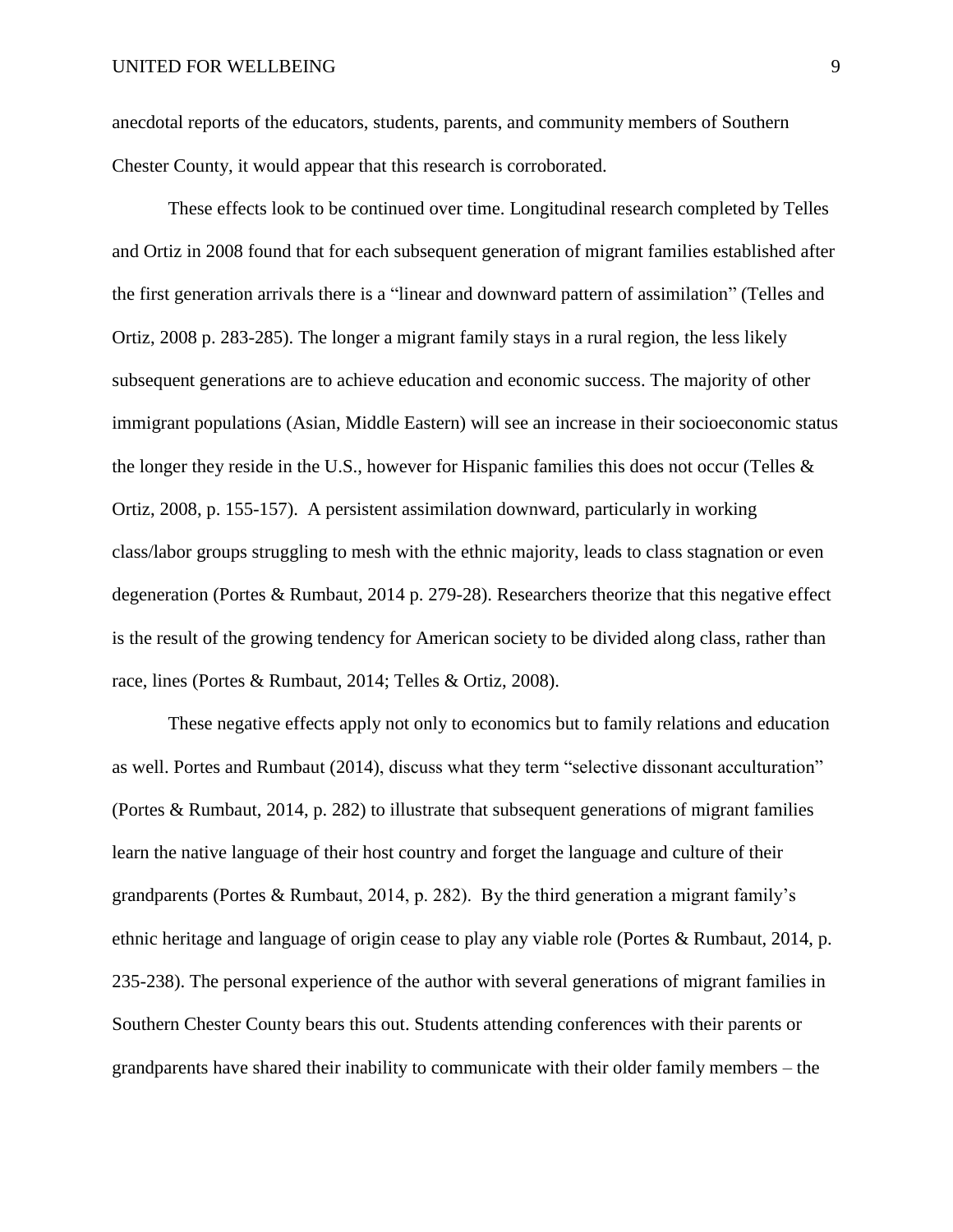anecdotal reports of the educators, students, parents, and community members of Southern Chester County, it would appear that this research is corroborated.

These effects look to be continued over time. Longitudinal research completed by Telles and Ortiz in 2008 found that for each subsequent generation of migrant families established after the first generation arrivals there is a "linear and downward pattern of assimilation" (Telles and Ortiz, 2008 p. 283-285). The longer a migrant family stays in a rural region, the less likely subsequent generations are to achieve education and economic success. The majority of other immigrant populations (Asian, Middle Eastern) will see an increase in their socioeconomic status the longer they reside in the U.S., however for Hispanic families this does not occur (Telles & Ortiz, 2008, p. 155-157). A persistent assimilation downward, particularly in working class/labor groups struggling to mesh with the ethnic majority, leads to class stagnation or even degeneration (Portes & Rumbaut, 2014 p. 279-28). Researchers theorize that this negative effect is the result of the growing tendency for American society to be divided along class, rather than race, lines (Portes & Rumbaut, 2014; Telles & Ortiz, 2008).

These negative effects apply not only to economics but to family relations and education as well. Portes and Rumbaut (2014), discuss what they term "selective dissonant acculturation" (Portes & Rumbaut, 2014, p. 282) to illustrate that subsequent generations of migrant families learn the native language of their host country and forget the language and culture of their grandparents (Portes & Rumbaut, 2014, p. 282). By the third generation a migrant family's ethnic heritage and language of origin cease to play any viable role (Portes & Rumbaut, 2014, p. 235-238). The personal experience of the author with several generations of migrant families in Southern Chester County bears this out. Students attending conferences with their parents or grandparents have shared their inability to communicate with their older family members – the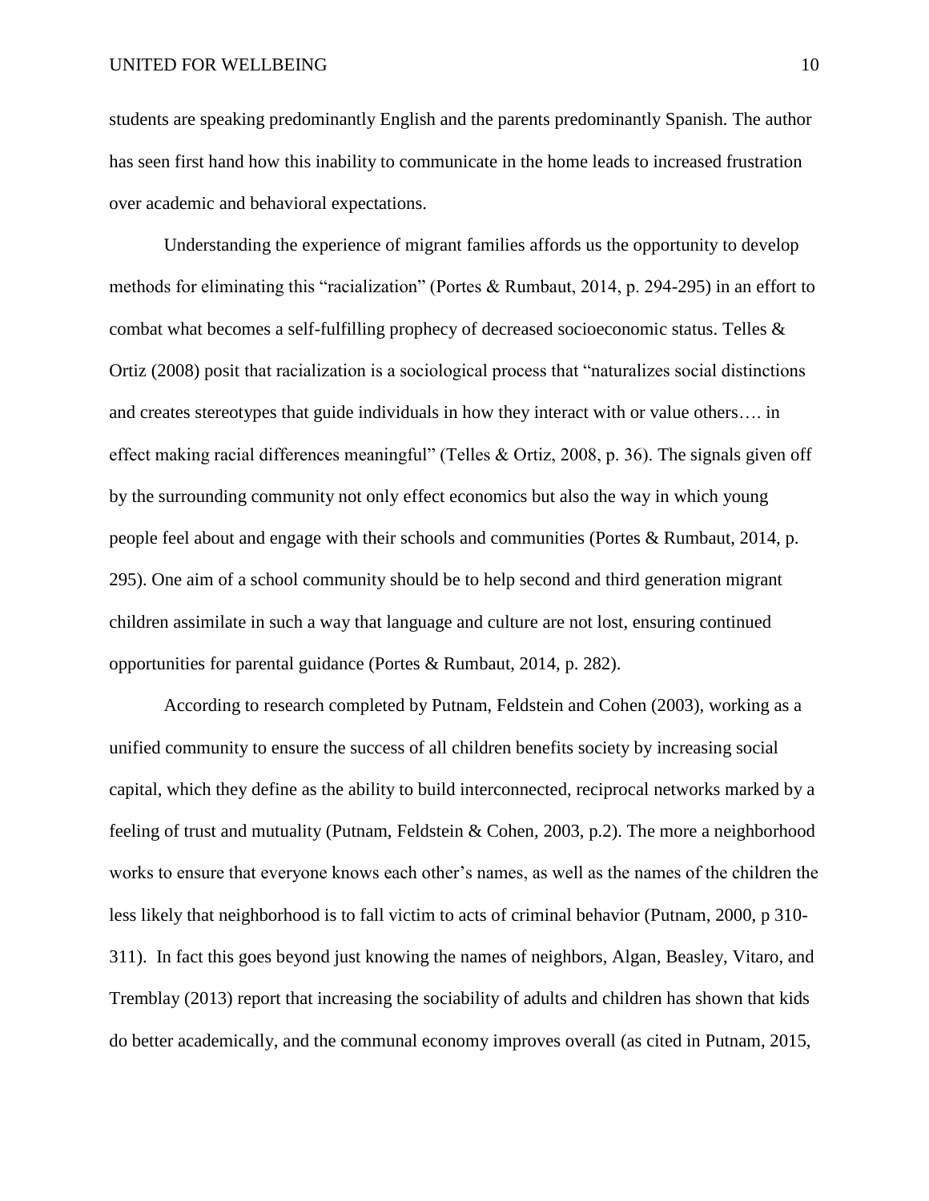students are speaking predominantly English and the parents predominantly Spanish. The author has seen first hand how this inability to communicate in the home leads to increased frustration over academic and behavioral expectations.

Understanding the experience of migrant families affords us the opportunity to develop methods for eliminating this "racialization" (Portes & Rumbaut, 2014, p. 294-295) in an effort to combat what becomes a self-fulfilling prophecy of decreased socioeconomic status. Telles & Ortiz (2008) posit that racialization is a sociological process that "naturalizes social distinctions and creates stereotypes that guide individuals in how they interact with or value others…. in effect making racial differences meaningful" (Telles & Ortiz, 2008, p. 36). The signals given off by the surrounding community not only effect economics but also the way in which young people feel about and engage with their schools and communities (Portes & Rumbaut, 2014, p. 295). One aim of a school community should be to help second and third generation migrant children assimilate in such a way that language and culture are not lost, ensuring continued opportunities for parental guidance (Portes & Rumbaut, 2014, p. 282).

According to research completed by Putnam, Feldstein and Cohen (2003), working as a unified community to ensure the success of all children benefits society by increasing social capital, which they define as the ability to build interconnected, reciprocal networks marked by a feeling of trust and mutuality (Putnam, Feldstein & Cohen, 2003, p.2). The more a neighborhood works to ensure that everyone knows each other's names, as well as the names of the children the less likely that neighborhood is to fall victim to acts of criminal behavior (Putnam, 2000, p 310-311). In fact this goes beyond just knowing the names of neighbors, Algan, Beasley, Vitaro, and Tremblay (2013) report that increasing the sociability of adults and children has shown that kids do better academically, and the communal economy improves overall (as cited in Putnam, 2015,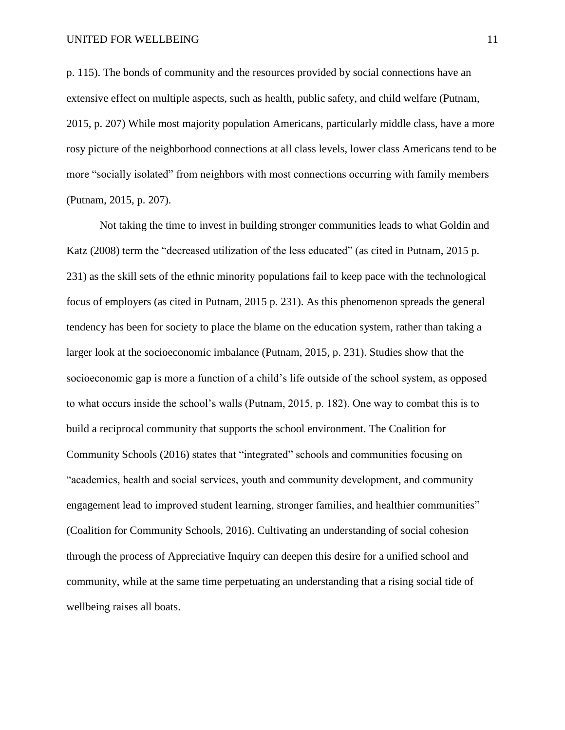p. 115). The bonds of community and the resources provided by social connections have an extensive effect on multiple aspects, such as health, public safety, and child welfare (Putnam, 2015, p. 207) While most majority population Americans, particularly middle class, have a more rosy picture of the neighborhood connections at all class levels, lower class Americans tend to be more "socially isolated" from neighbors with most connections occurring with family members (Putnam, 2015, p. 207).

Not taking the time to invest in building stronger communities leads to what Goldin and Katz (2008) term the "decreased utilization of the less educated" (as cited in Putnam, 2015 p. 231) as the skill sets of the ethnic minority populations fail to keep pace with the technological focus of employers (as cited in Putnam, 2015 p. 231). As this phenomenon spreads the general tendency has been for society to place the blame on the education system, rather than taking a larger look at the socioeconomic imbalance (Putnam, 2015, p. 231). Studies show that the socioeconomic gap is more a function of a child's life outside of the school system, as opposed to what occurs inside the school's walls (Putnam, 2015, p. 182). One way to combat this is to build a reciprocal community that supports the school environment. The Coalition for Community Schools (2016) states that "integrated" schools and communities focusing on "academics, health and social services, youth and community development, and community engagement lead to improved student learning, stronger families, and healthier communities" (Coalition for Community Schools, 2016). Cultivating an understanding of social cohesion through the process of Appreciative Inquiry can deepen this desire for a unified school and community, while at the same time perpetuating an understanding that a rising social tide of wellbeing raises all boats.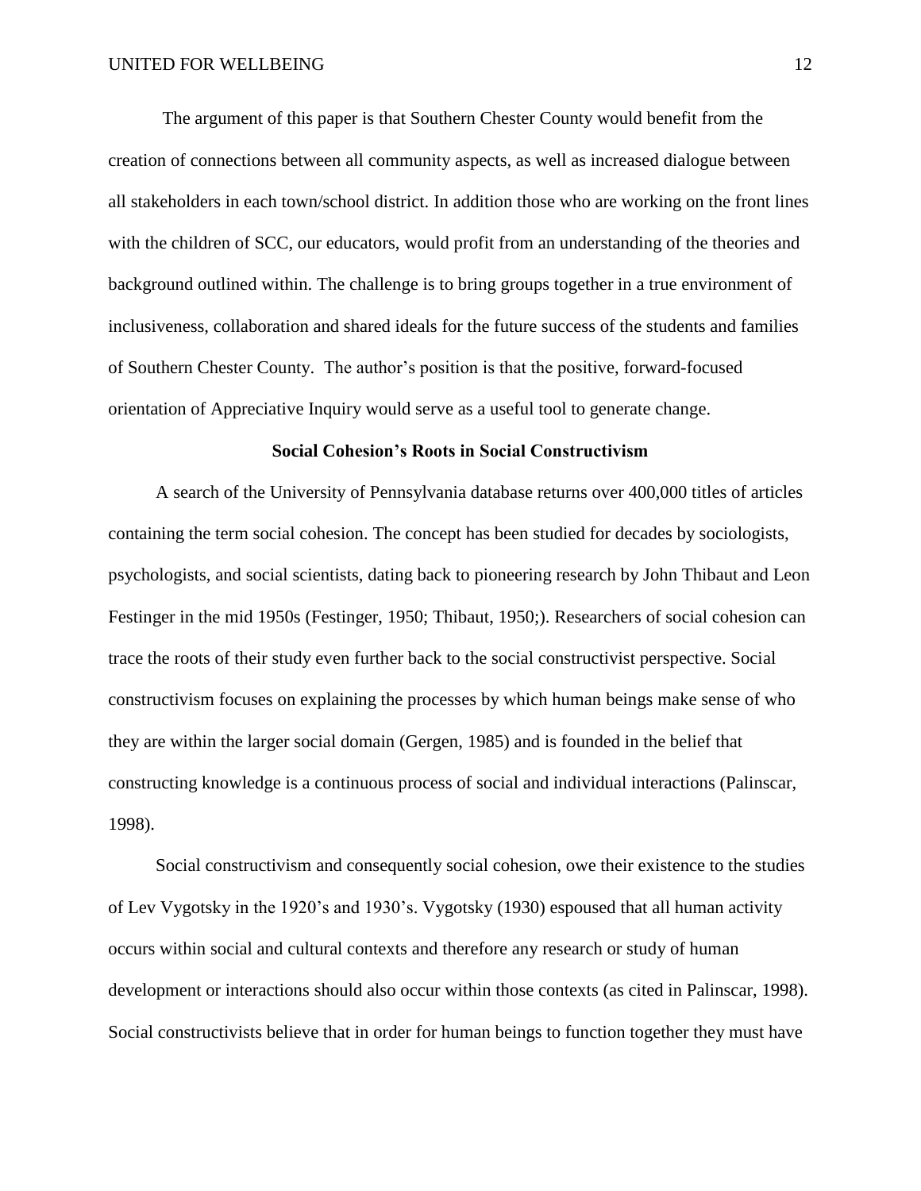The argument of this paper is that Southern Chester County would benefit from the creation of connections between all community aspects, as well as increased dialogue between all stakeholders in each town/school district. In addition those who are working on the front lines with the children of SCC, our educators, would profit from an understanding of the theories and background outlined within. The challenge is to bring groups together in a true environment of inclusiveness, collaboration and shared ideals for the future success of the students and families of Southern Chester County. The author's position is that the positive, forward-focused orientation of Appreciative Inquiry would serve as a useful tool to generate change.

## Social Cohesion's Roots in Social Constructivism

A search of the University of Pennsylvania database returns over 400,000 titles of articles containing the term social cohesion. The concept has been studied for decades by sociologists, psychologists, and social scientists, dating back to pioneering research by John Thibaut and Leon Festinger in the mid 1950s (Festinger, 1950; Thibaut, 1950;). Researchers of social cohesion can trace the roots of their study even further back to the social constructivist perspective. Social constructivism focuses on explaining the processes by which human beings make sense of who they are within the larger social domain (Gergen, 1985) and is founded in the belief that constructing knowledge is a continuous process of social and individual interactions (Palinscar, 1998).

Social constructivism and consequently social cohesion, owe their existence to the studies of Lev Vygotsky in the 1920's and 1930's. Vygotsky (1930) espoused that all human activity occurs within social and cultural contexts and therefore any research or study of human development or interactions should also occur within those contexts (as cited in Palinscar, 1998). Social constructivists believe that in order for human beings to function together they must have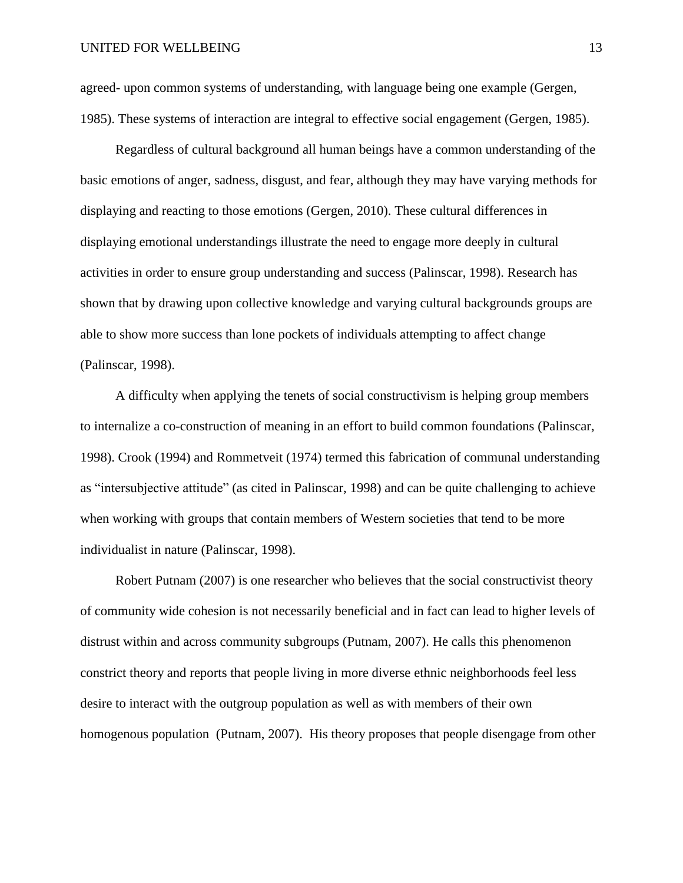agreed- upon common systems of understanding, with language being one example (Gergen, 1985). These systems of interaction are integral to effective social engagement (Gergen, 1985).

Regardless of cultural background all human beings have a common understanding of the basic emotions of anger, sadness, disgust, and fear, although they may have varying methods for displaying and reacting to those emotions (Gergen, 2010). These cultural differences in displaying emotional understandings illustrate the need to engage more deeply in cultural activities in order to ensure group understanding and success (Palinscar, 1998). Research has shown that by drawing upon collective knowledge and varying cultural backgrounds groups are able to show more success than lone pockets of individuals attempting to affect change (Palinscar, 1998).

A difficulty when applying the tenets of social constructivism is helping group members to internalize a co-construction of meaning in an effort to build common foundations (Palinscar, 1998). Crook (1994) and Rommetveit (1974) termed this fabrication of communal understanding as "intersubjective attitude" (as cited in Palinscar, 1998) and can be quite challenging to achieve when working with groups that contain members of Western societies that tend to be more individualist in nature (Palinscar, 1998).

Robert Putnam (2007) is one researcher who believes that the social constructivist theory of community wide cohesion is not necessarily beneficial and in fact can lead to higher levels of distrust within and across community subgroups (Putnam, 2007). He calls this phenomenon constrict theory and reports that people living in more diverse ethnic neighborhoods feel less desire to interact with the outgroup population as well as with members of their own homogenous population (Putnam, 2007). His theory proposes that people disengage from other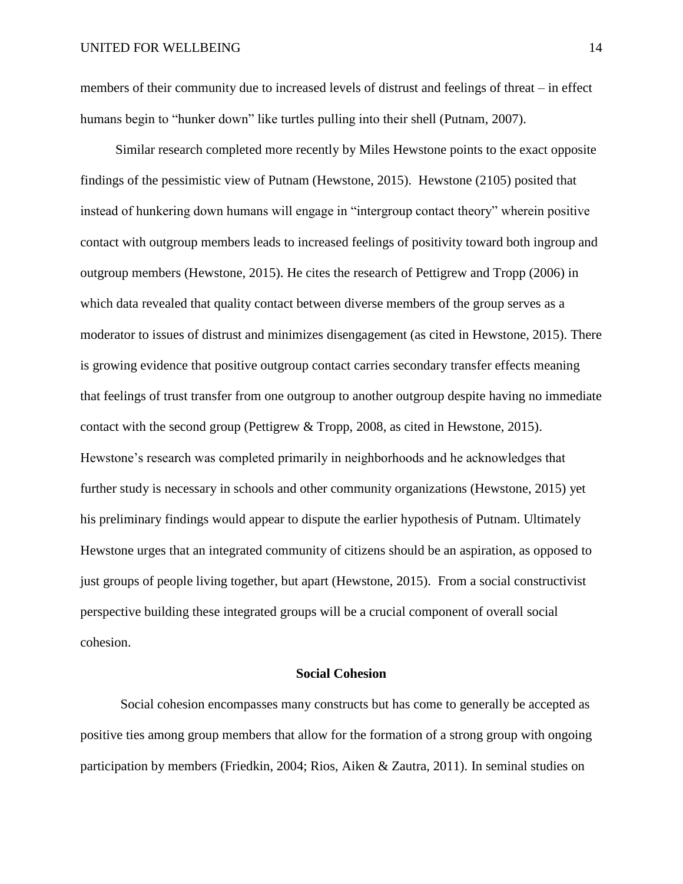members of their community due to increased levels of distrust and feelings of threat – in effect humans begin to "hunker down" like turtles pulling into their shell (Putnam, 2007).

Similar research completed more recently by Miles Hewstone points to the exact opposite findings of the pessimistic view of Putnam (Hewstone, 2015). Hewstone (2105) posited that instead of hunkering down humans will engage in "intergroup contact theory" wherein positive contact with outgroup members leads to increased feelings of positivity toward both ingroup and outgroup members (Hewstone, 2015). He cites the research of Pettigrew and Tropp (2006) in which data revealed that quality contact between diverse members of the group serves as a moderator to issues of distrust and minimizes disengagement (as cited in Hewstone, 2015). There is growing evidence that positive outgroup contact carries secondary transfer effects meaning that feelings of trust transfer from one outgroup to another outgroup despite having no immediate contact with the second group (Pettigrew & Tropp, 2008, as cited in Hewstone, 2015). Hewstone's research was completed primarily in neighborhoods and he acknowledges that further study is necessary in schools and other community organizations (Hewstone, 2015) yet his preliminary findings would appear to dispute the earlier hypothesis of Putnam. Ultimately Hewstone urges that an integrated community of citizens should be an aspiration, as opposed to just groups of people living together, but apart (Hewstone, 2015). From a social constructivist perspective building these integrated groups will be a crucial component of overall social cohesion.

## Social Cohesion

Social cohesion encompasses many constructs but has come to generally be accepted as positive ties among group members that allow for the formation of a strong group with ongoing participation by members (Friedkin, 2004; Rios, Aiken & Zautra, 2011). In seminal studies on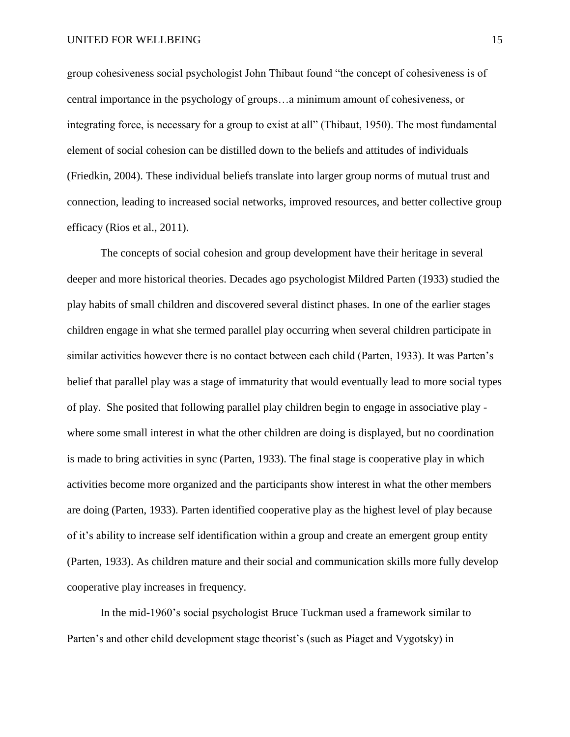group cohesiveness social psychologist John Thibaut found "the concept of cohesiveness is of central importance in the psychology of groups…a minimum amount of cohesiveness, or integrating force, is necessary for a group to exist at all" (Thibaut, 1950). The most fundamental element of social cohesion can be distilled down to the beliefs and attitudes of individuals (Friedkin, 2004). These individual beliefs translate into larger group norms of mutual trust and connection, leading to increased social networks, improved resources, and better collective group efficacy (Rios et al., 2011).

The concepts of social cohesion and group development have their heritage in several deeper and more historical theories. Decades ago psychologist Mildred Parten (1933) studied the play habits of small children and discovered several distinct phases. In one of the earlier stages children engage in what she termed parallel play occurring when several children participate in similar activities however there is no contact between each child (Parten, 1933). It was Parten's belief that parallel play was a stage of immaturity that would eventually lead to more social types of play. She posited that following parallel play children begin to engage in associative play - where some small interest in what the other children are doing is displayed, but no coordination is made to bring activities in sync (Parten, 1933). The final stage is cooperative play in which activities become more organized and the participants show interest in what the other members are doing (Parten, 1933). Parten identified cooperative play as the highest level of play because of it's ability to increase self identification within a group and create an emergent group entity (Parten, 1933). As children mature and their social and communication skills more fully develop cooperative play increases in frequency.

In the mid-1960's social psychologist Bruce Tuckman used a framework similar to Parten's and other child development stage theorist's (such as Piaget and Vygotsky) in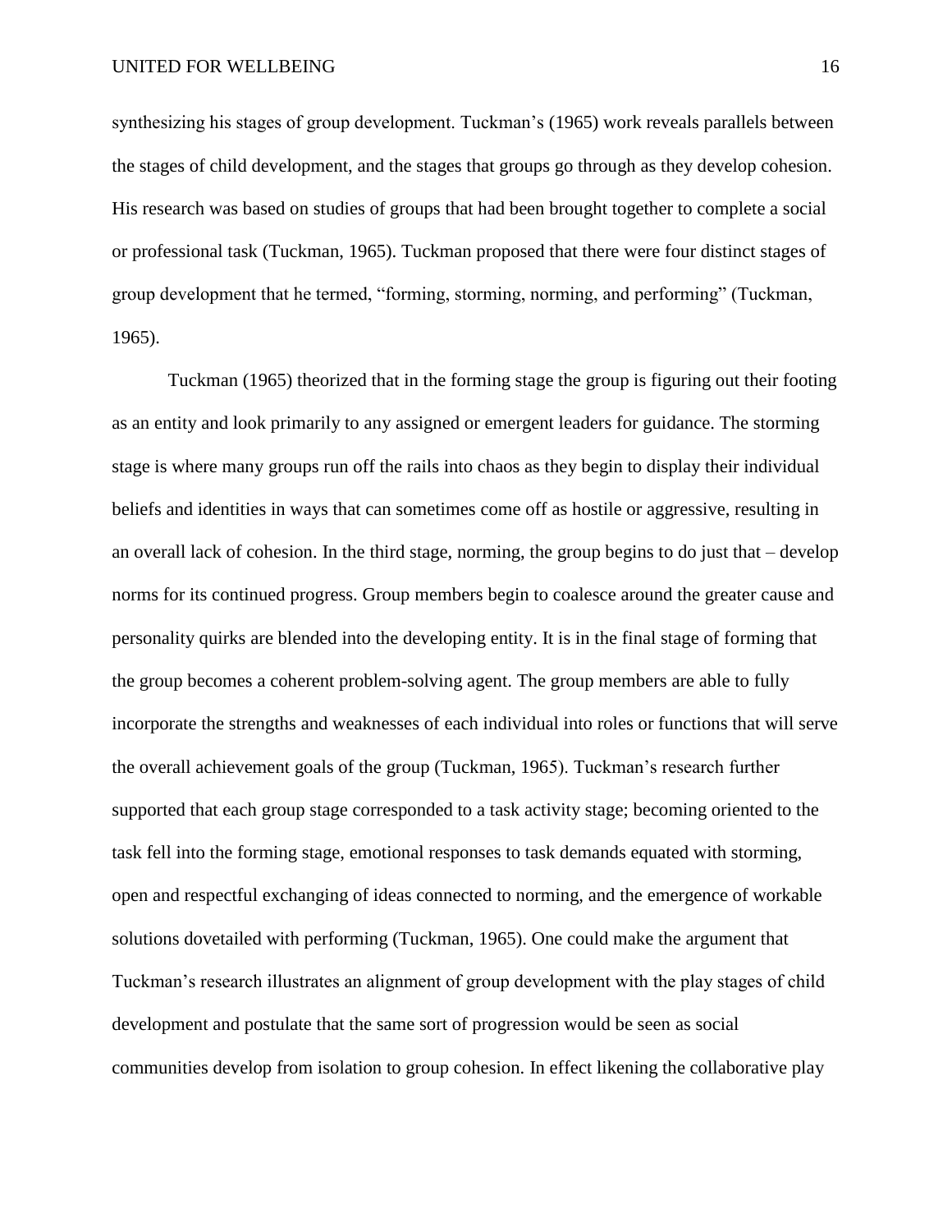synthesizing his stages of group development. Tuckman's (1965) work reveals parallels between the stages of child development, and the stages that groups go through as they develop cohesion. His research was based on studies of groups that had been brought together to complete a social or professional task (Tuckman, 1965). Tuckman proposed that there were four distinct stages of group development that he termed, "forming, storming, norming, and performing" (Tuckman, 1965).

Tuckman (1965) theorized that in the forming stage the group is figuring out their footing as an entity and look primarily to any assigned or emergent leaders for guidance. The storming stage is where many groups run off the rails into chaos as they begin to display their individual beliefs and identities in ways that can sometimes come off as hostile or aggressive, resulting in an overall lack of cohesion. In the third stage, norming, the group begins to do just that – develop norms for its continued progress. Group members begin to coalesce around the greater cause and personality quirks are blended into the developing entity. It is in the final stage of forming that the group becomes a coherent problem-solving agent. The group members are able to fully incorporate the strengths and weaknesses of each individual into roles or functions that will serve the overall achievement goals of the group (Tuckman, 1965). Tuckman's research further supported that each group stage corresponded to a task activity stage; becoming oriented to the task fell into the forming stage, emotional responses to task demands equated with storming, open and respectful exchanging of ideas connected to norming, and the emergence of workable solutions dovetailed with performing (Tuckman, 1965). One could make the argument that Tuckman's research illustrates an alignment of group development with the play stages of child development and postulate that the same sort of progression would be seen as social communities develop from isolation to group cohesion. In effect likening the collaborative play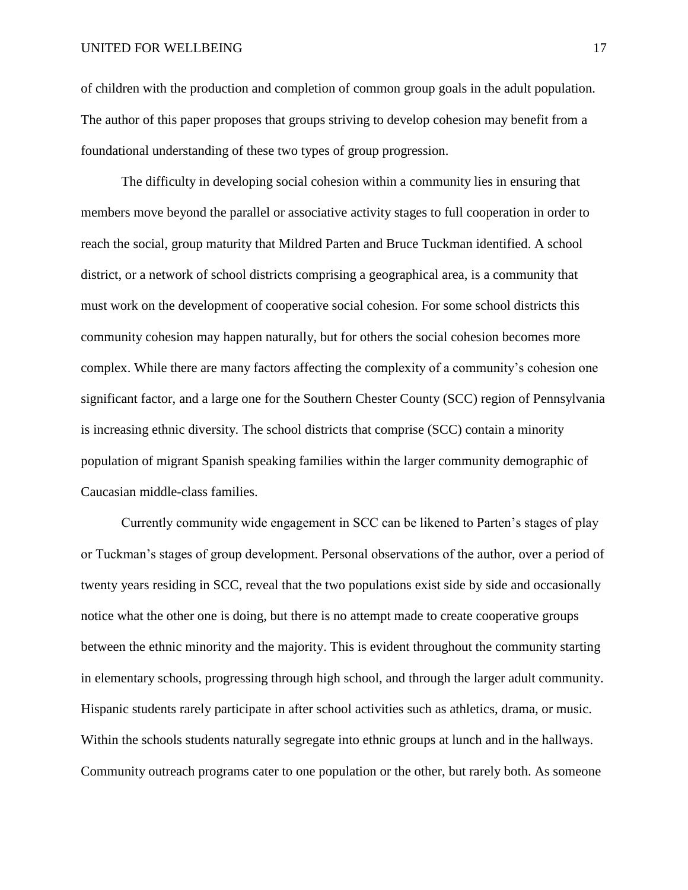of children with the production and completion of common group goals in the adult population. The author of this paper proposes that groups striving to develop cohesion may benefit from a foundational understanding of these two types of group progression.

The difficulty in developing social cohesion within a community lies in ensuring that members move beyond the parallel or associative activity stages to full cooperation in order to reach the social, group maturity that Mildred Parten and Bruce Tuckman identified. A school district, or a network of school districts comprising a geographical area, is a community that must work on the development of cooperative social cohesion. For some school districts this community cohesion may happen naturally, but for others the social cohesion becomes more complex. While there are many factors affecting the complexity of a community's cohesion one significant factor, and a large one for the Southern Chester County (SCC) region of Pennsylvania is increasing ethnic diversity. The school districts that comprise (SCC) contain a minority population of migrant Spanish speaking families within the larger community demographic of Caucasian middle-class families.

Currently community wide engagement in SCC can be likened to Parten's stages of play or Tuckman's stages of group development. Personal observations of the author, over a period of twenty years residing in SCC, reveal that the two populations exist side by side and occasionally notice what the other one is doing, but there is no attempt made to create cooperative groups between the ethnic minority and the majority. This is evident throughout the community starting in elementary schools, progressing through high school, and through the larger adult community. Hispanic students rarely participate in after school activities such as athletics, drama, or music. Within the schools students naturally segregate into ethnic groups at lunch and in the hallways. Community outreach programs cater to one population or the other, but rarely both. As someone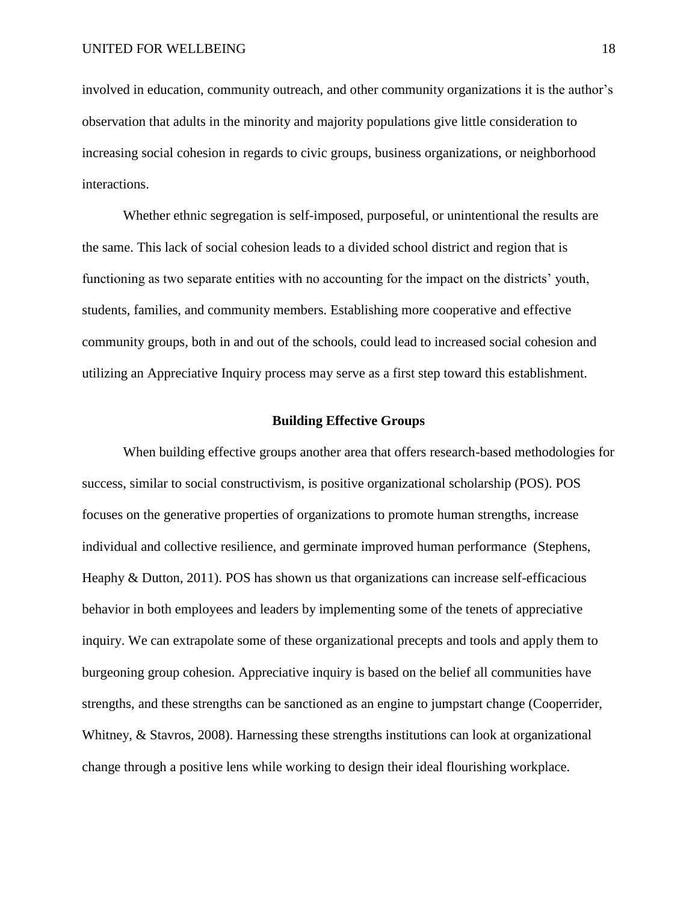involved in education, community outreach, and other community organizations it is the author's observation that adults in the minority and majority populations give little consideration to increasing social cohesion in regards to civic groups, business organizations, or neighborhood interactions.

Whether ethnic segregation is self-imposed, purposeful, or unintentional the results are the same. This lack of social cohesion leads to a divided school district and region that is functioning as two separate entities with no accounting for the impact on the districts' youth, students, families, and community members. Establishing more cooperative and effective community groups, both in and out of the schools, could lead to increased social cohesion and utilizing an Appreciative Inquiry process may serve as a first step toward this establishment.

## Building Effective Groups

When building effective groups another area that offers research-based methodologies for success, similar to social constructivism, is positive organizational scholarship (POS). POS focuses on the generative properties of organizations to promote human strengths, increase individual and collective resilience, and germinate improved human performance (Stephens, Heaphy & Dutton, 2011). POS has shown us that organizations can increase self-efficacious behavior in both employees and leaders by implementing some of the tenets of appreciative inquiry. We can extrapolate some of these organizational precepts and tools and apply them to burgeoning group cohesion. Appreciative inquiry is based on the belief all communities have strengths, and these strengths can be sanctioned as an engine to jumpstart change (Cooperrider, Whitney, & Stavros, 2008). Harnessing these strengths institutions can look at organizational change through a positive lens while working to design their ideal flourishing workplace.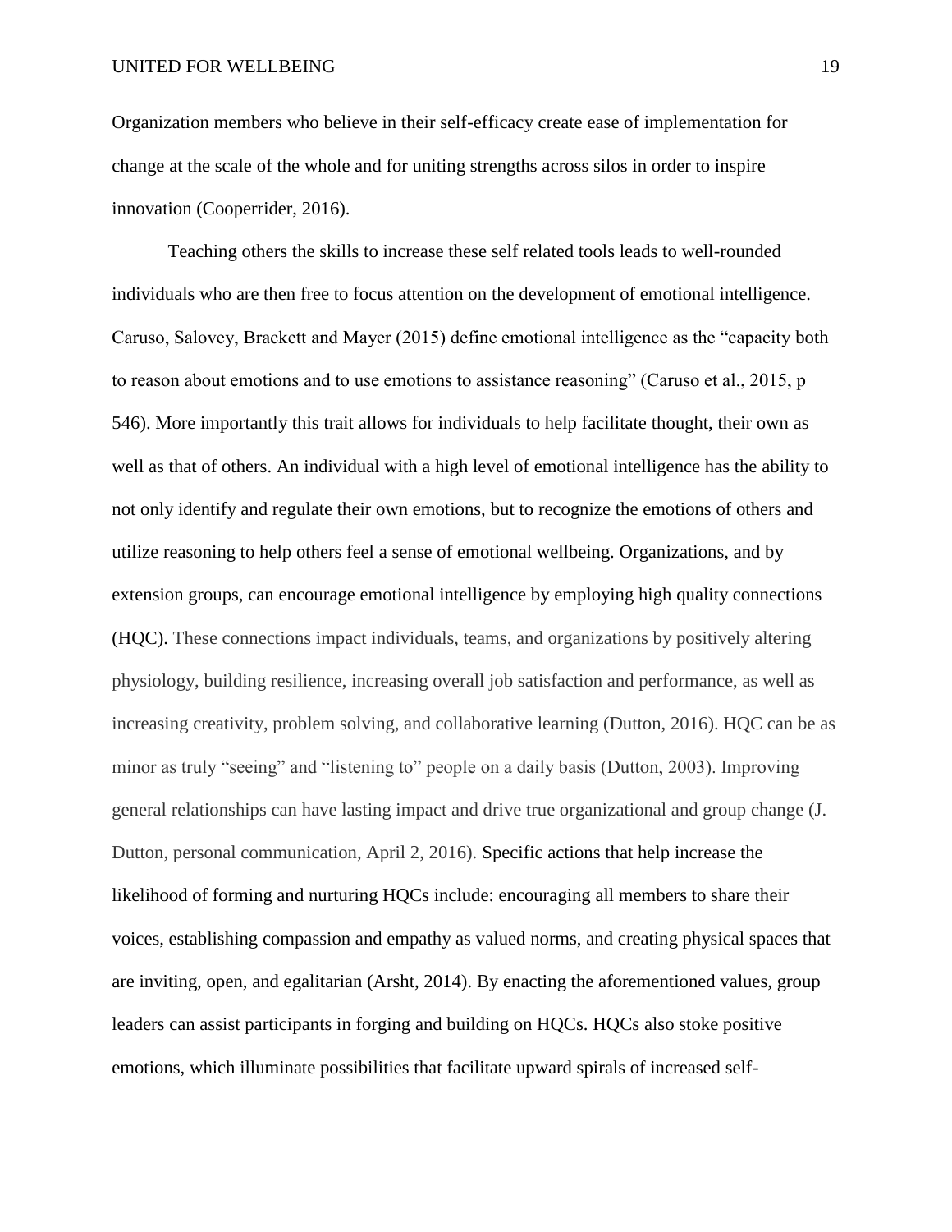Organization members who believe in their self-efficacy create ease of implementation for change at the scale of the whole and for uniting strengths across silos in order to inspire innovation (Cooperrider, 2016).

Teaching others the skills to increase these self related tools leads to well-rounded individuals who are then free to focus attention on the development of emotional intelligence. Caruso, Salovey, Brackett and Mayer (2015) define emotional intelligence as the "capacity both to reason about emotions and to use emotions to assistance reasoning" (Caruso et al., 2015, p 546). More importantly this trait allows for individuals to help facilitate thought, their own as well as that of others. An individual with a high level of emotional intelligence has the ability to not only identify and regulate their own emotions, but to recognize the emotions of others and utilize reasoning to help others feel a sense of emotional wellbeing. Organizations, and by extension groups, can encourage emotional intelligence by employing high quality connections (HQC). These connections impact individuals, teams, and organizations by positively altering physiology, building resilience, increasing overall job satisfaction and performance, as well as increasing creativity, problem solving, and collaborative learning (Dutton, 2016). HQC can be as minor as truly "seeing" and "listening to" people on a daily basis (Dutton, 2003). Improving general relationships can have lasting impact and drive true organizational and group change (J. Dutton, personal communication, April 2, 2016). Specific actions that help increase the likelihood of forming and nurturing HQCs include: encouraging all members to share their voices, establishing compassion and empathy as valued norms, and creating physical spaces that are inviting, open, and egalitarian (Arsht, 2014). By enacting the aforementioned values, group leaders can assist participants in forging and building on HQCs. HQCs also stoke positive emotions, which illuminate possibilities that facilitate upward spirals of increased self-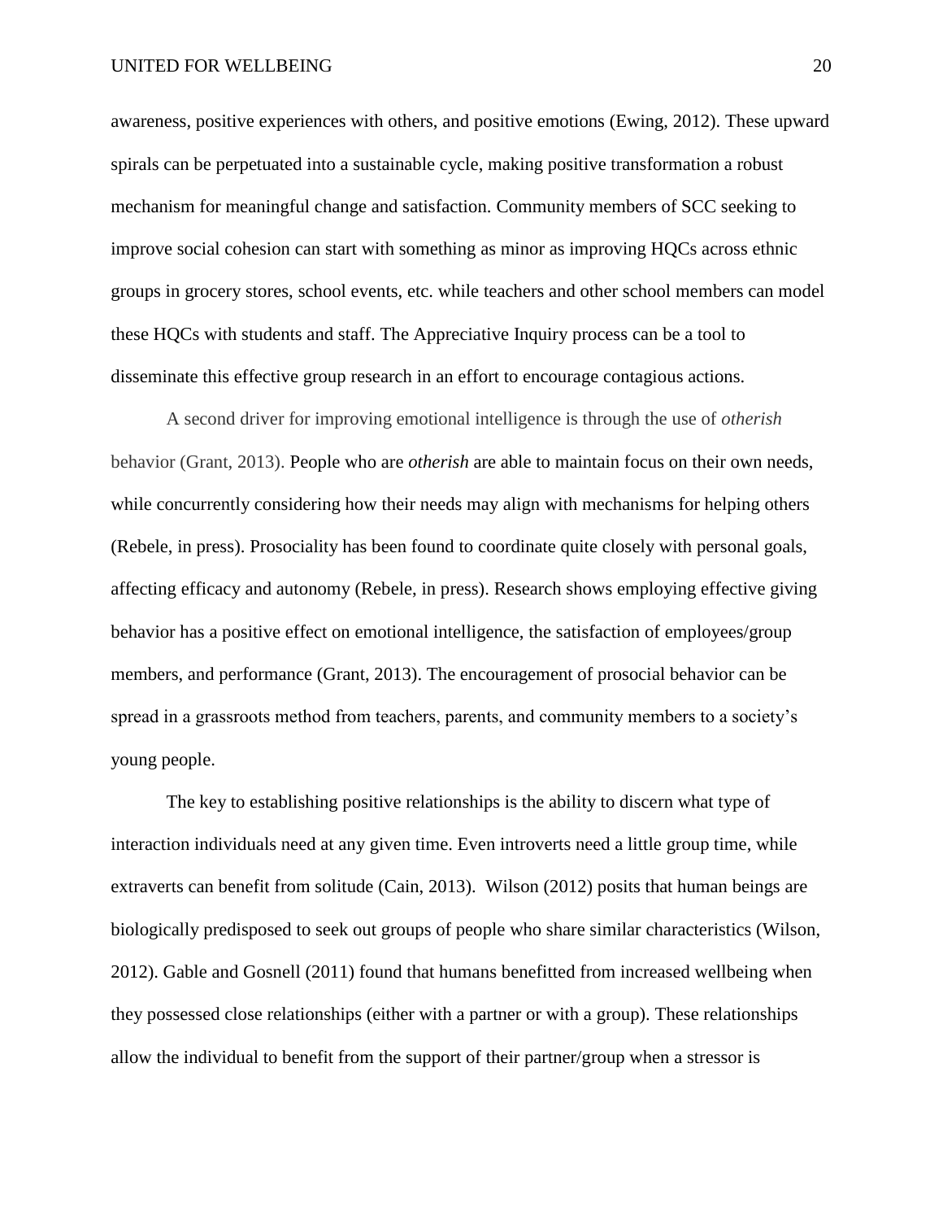awareness, positive experiences with others, and positive emotions (Ewing, 2012). These upward spirals can be perpetuated into a sustainable cycle, making positive transformation a robust mechanism for meaningful change and satisfaction. Community members of SCC seeking to improve social cohesion can start with something as minor as improving HQCs across ethnic groups in grocery stores, school events, etc. while teachers and other school members can model these HQCs with students and staff. The Appreciative Inquiry process can be a tool to disseminate this effective group research in an effort to encourage contagious actions.

A second driver for improving emotional intelligence is through the use of *otherish* behavior (Grant, 2013). People who are *otherish* are able to maintain focus on their own needs, while concurrently considering how their needs may align with mechanisms for helping others (Rebele, in press). Prosociality has been found to coordinate quite closely with personal goals, affecting efficacy and autonomy (Rebele, in press). Research shows employing effective giving behavior has a positive effect on emotional intelligence, the satisfaction of employees/group members, and performance (Grant, 2013). The encouragement of prosocial behavior can be spread in a grassroots method from teachers, parents, and community members to a society's young people.

The key to establishing positive relationships is the ability to discern what type of interaction individuals need at any given time. Even introverts need a little group time, while extraverts can benefit from solitude (Cain, 2013). Wilson (2012) posits that human beings are biologically predisposed to seek out groups of people who share similar characteristics (Wilson, 2012). Gable and Gosnell (2011) found that humans benefitted from increased wellbeing when they possessed close relationships (either with a partner or with a group). These relationships allow the individual to benefit from the support of their partner/group when a stressor is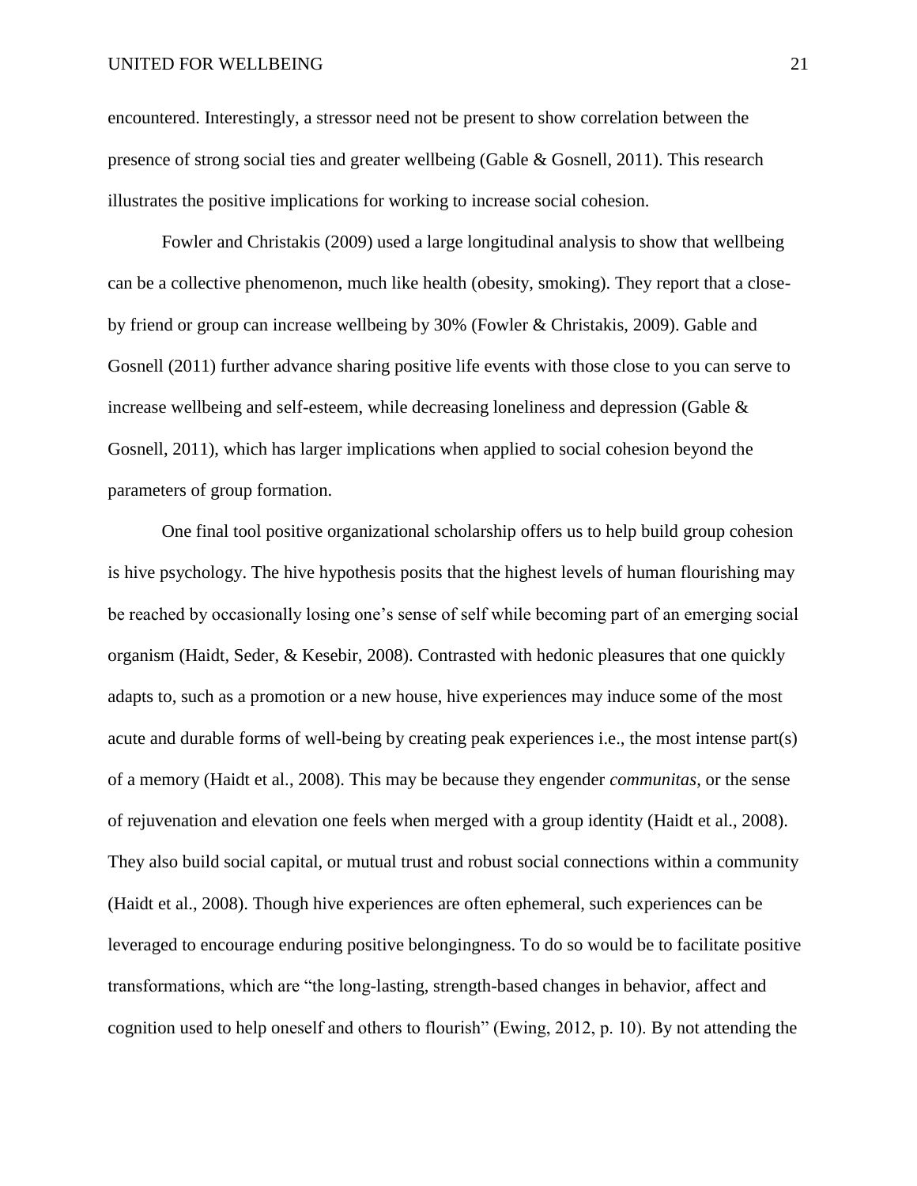encountered. Interestingly, a stressor need not be present to show correlation between the presence of strong social ties and greater wellbeing (Gable & Gosnell, 2011). This research illustrates the positive implications for working to increase social cohesion.

Fowler and Christakis (2009) used a large longitudinal analysis to show that wellbeing can be a collective phenomenon, much like health (obesity, smoking). They report that a close-by friend or group can increase wellbeing by 30% (Fowler & Christakis, 2009). Gable and Gosnell (2011) further advance sharing positive life events with those close to you can serve to increase wellbeing and self-esteem, while decreasing loneliness and depression (Gable & Gosnell, 2011), which has larger implications when applied to social cohesion beyond the parameters of group formation.

One final tool positive organizational scholarship offers us to help build group cohesion is hive psychology. The hive hypothesis posits that the highest levels of human flourishing may be reached by occasionally losing one's sense of self while becoming part of an emerging social organism (Haidt, Seder, & Kesebir, 2008). Contrasted with hedonic pleasures that one quickly adapts to, such as a promotion or a new house, hive experiences may induce some of the most acute and durable forms of well-being by creating peak experiences i.e., the most intense part(s) of a memory (Haidt et al., 2008). This may be because they engender *communitas*, or the sense of rejuvenation and elevation one feels when merged with a group identity (Haidt et al., 2008). They also build social capital, or mutual trust and robust social connections within a community (Haidt et al., 2008). Though hive experiences are often ephemeral, such experiences can be leveraged to encourage enduring positive belongingness. To do so would be to facilitate positive transformations, which are "the long-lasting, strength-based changes in behavior, affect and cognition used to help oneself and others to flourish" (Ewing, 2012, p. 10). By not attending the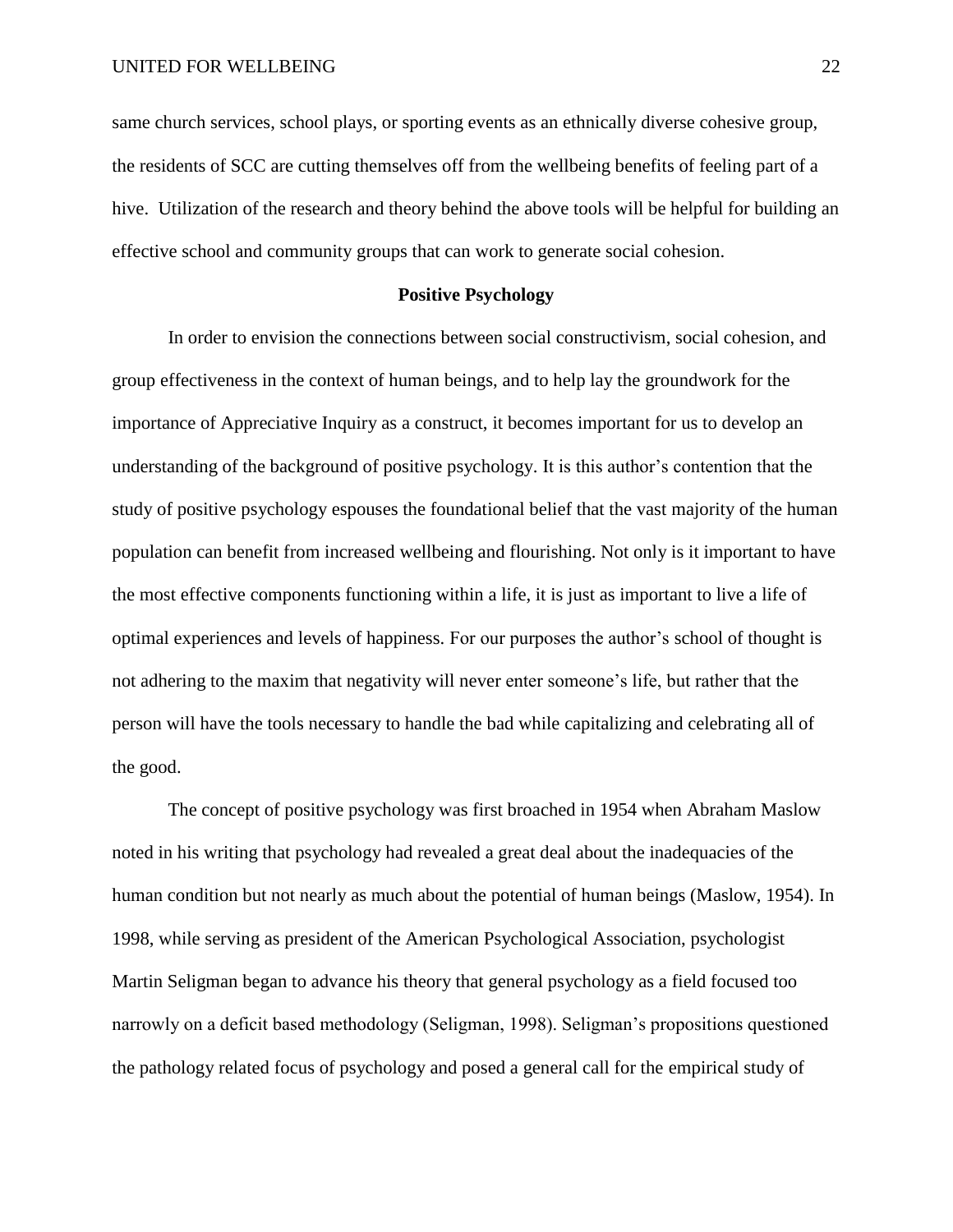same church services, school plays, or sporting events as an ethnically diverse cohesive group, the residents of SCC are cutting themselves off from the wellbeing benefits of feeling part of a hive. Utilization of the research and theory behind the above tools will be helpful for building an effective school and community groups that can work to generate social cohesion.

## Positive Psychology

In order to envision the connections between social constructivism, social cohesion, and group effectiveness in the context of human beings, and to help lay the groundwork for the importance of Appreciative Inquiry as a construct, it becomes important for us to develop an understanding of the background of positive psychology. It is this author's contention that the study of positive psychology espouses the foundational belief that the vast majority of the human population can benefit from increased wellbeing and flourishing. Not only is it important to have the most effective components functioning within a life, it is just as important to live a life of optimal experiences and levels of happiness. For our purposes the author's school of thought is not adhering to the maxim that negativity will never enter someone's life, but rather that the person will have the tools necessary to handle the bad while capitalizing and celebrating all of the good.

The concept of positive psychology was first broached in 1954 when Abraham Maslow noted in his writing that psychology had revealed a great deal about the inadequacies of the human condition but not nearly as much about the potential of human beings (Maslow, 1954). In 1998, while serving as president of the American Psychological Association, psychologist Martin Seligman began to advance his theory that general psychology as a field focused too narrowly on a deficit based methodology (Seligman, 1998). Seligman's propositions questioned the pathology related focus of psychology and posed a general call for the empirical study of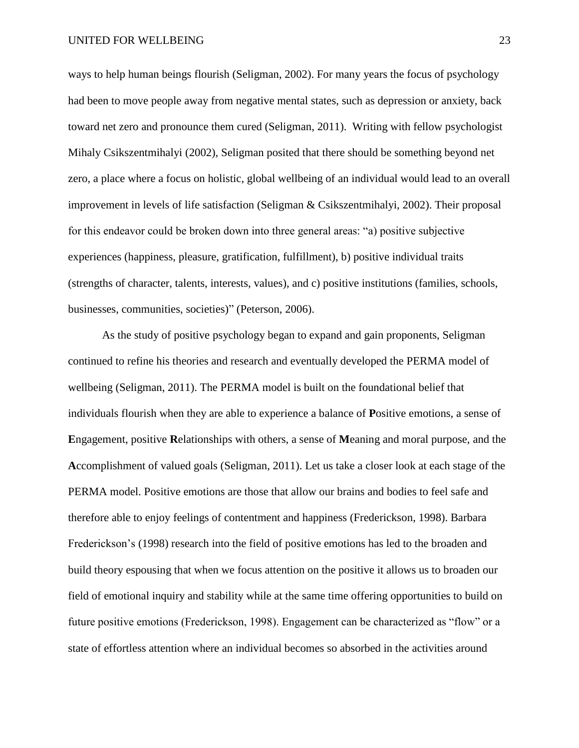ways to help human beings flourish (Seligman, 2002). For many years the focus of psychology had been to move people away from negative mental states, such as depression or anxiety, back toward net zero and pronounce them cured (Seligman, 2011). Writing with fellow psychologist Mihaly Csikszentmihalyi (2002), Seligman posited that there should be something beyond net zero, a place where a focus on holistic, global wellbeing of an individual would lead to an overall improvement in levels of life satisfaction (Seligman & Csikszentmihalyi, 2002). Their proposal for this endeavor could be broken down into three general areas: "a) positive subjective experiences (happiness, pleasure, gratification, fulfillment), b) positive individual traits (strengths of character, talents, interests, values), and c) positive institutions (families, schools, businesses, communities, societies)" (Peterson, 2006).

As the study of positive psychology began to expand and gain proponents, Seligman continued to refine his theories and research and eventually developed the PERMA model of wellbeing (Seligman, 2011). The PERMA model is built on the foundational belief that individuals flourish when they are able to experience a balance of **P**ositive emotions, a sense of **E**ngagement, positive **R**elationships with others, a sense of **M**eaning and moral purpose, and the **A**ccomplishment of valued goals (Seligman, 2011). Let us take a closer look at each stage of the PERMA model. Positive emotions are those that allow our brains and bodies to feel safe and therefore able to enjoy feelings of contentment and happiness (Frederickson, 1998). Barbara Frederickson's (1998) research into the field of positive emotions has led to the broaden and build theory espousing that when we focus attention on the positive it allows us to broaden our field of emotional inquiry and stability while at the same time offering opportunities to build on future positive emotions (Frederickson, 1998). Engagement can be characterized as "flow" or a state of effortless attention where an individual becomes so absorbed in the activities around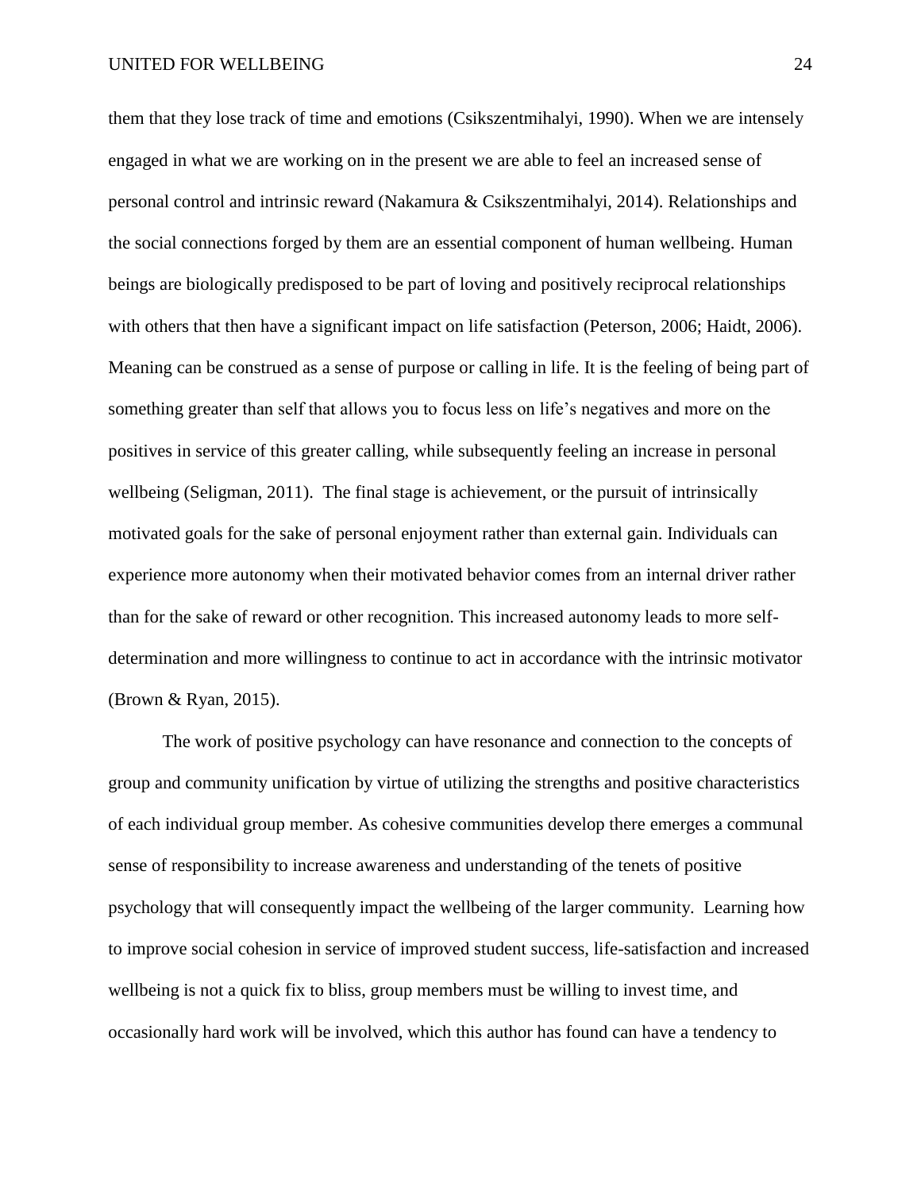them that they lose track of time and emotions (Csikszentmihalyi, 1990). When we are intensely engaged in what we are working on in the present we are able to feel an increased sense of personal control and intrinsic reward (Nakamura & Csikszentmihalyi, 2014). Relationships and the social connections forged by them are an essential component of human wellbeing. Human beings are biologically predisposed to be part of loving and positively reciprocal relationships with others that then have a significant impact on life satisfaction (Peterson, 2006; Haidt, 2006). Meaning can be construed as a sense of purpose or calling in life. It is the feeling of being part of something greater than self that allows you to focus less on life's negatives and more on the positives in service of this greater calling, while subsequently feeling an increase in personal wellbeing (Seligman, 2011). The final stage is achievement, or the pursuit of intrinsically motivated goals for the sake of personal enjoyment rather than external gain. Individuals can experience more autonomy when their motivated behavior comes from an internal driver rather than for the sake of reward or other recognition. This increased autonomy leads to more self-determination and more willingness to continue to act in accordance with the intrinsic motivator (Brown & Ryan, 2015).

The work of positive psychology can have resonance and connection to the concepts of group and community unification by virtue of utilizing the strengths and positive characteristics of each individual group member. As cohesive communities develop there emerges a communal sense of responsibility to increase awareness and understanding of the tenets of positive psychology that will consequently impact the wellbeing of the larger community. Learning how to improve social cohesion in service of improved student success, life-satisfaction and increased wellbeing is not a quick fix to bliss, group members must be willing to invest time, and occasionally hard work will be involved, which this author has found can have a tendency to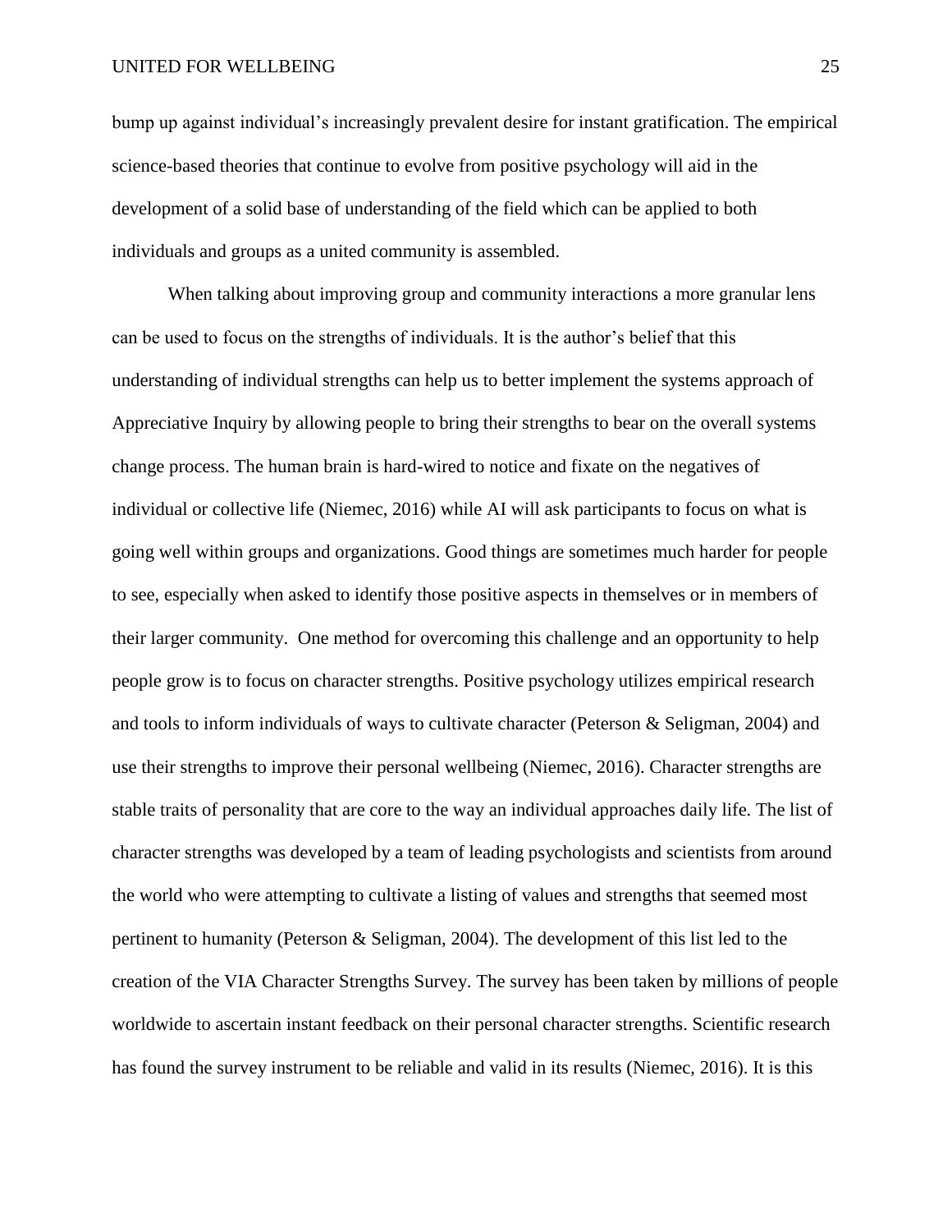bump up against individual's increasingly prevalent desire for instant gratification. The empirical science-based theories that continue to evolve from positive psychology will aid in the development of a solid base of understanding of the field which can be applied to both individuals and groups as a united community is assembled.

When talking about improving group and community interactions a more granular lens can be used to focus on the strengths of individuals. It is the author's belief that this understanding of individual strengths can help us to better implement the systems approach of Appreciative Inquiry by allowing people to bring their strengths to bear on the overall systems change process. The human brain is hard-wired to notice and fixate on the negatives of individual or collective life (Niemec, 2016) while AI will ask participants to focus on what is going well within groups and organizations. Good things are sometimes much harder for people to see, especially when asked to identify those positive aspects in themselves or in members of their larger community. One method for overcoming this challenge and an opportunity to help people grow is to focus on character strengths. Positive psychology utilizes empirical research and tools to inform individuals of ways to cultivate character (Peterson & Seligman, 2004) and use their strengths to improve their personal wellbeing (Niemec, 2016). Character strengths are stable traits of personality that are core to the way an individual approaches daily life. The list of character strengths was developed by a team of leading psychologists and scientists from around the world who were attempting to cultivate a listing of values and strengths that seemed most pertinent to humanity (Peterson & Seligman, 2004). The development of this list led to the creation of the VIA Character Strengths Survey. The survey has been taken by millions of people worldwide to ascertain instant feedback on their personal character strengths. Scientific research has found the survey instrument to be reliable and valid in its results (Niemec, 2016). It is this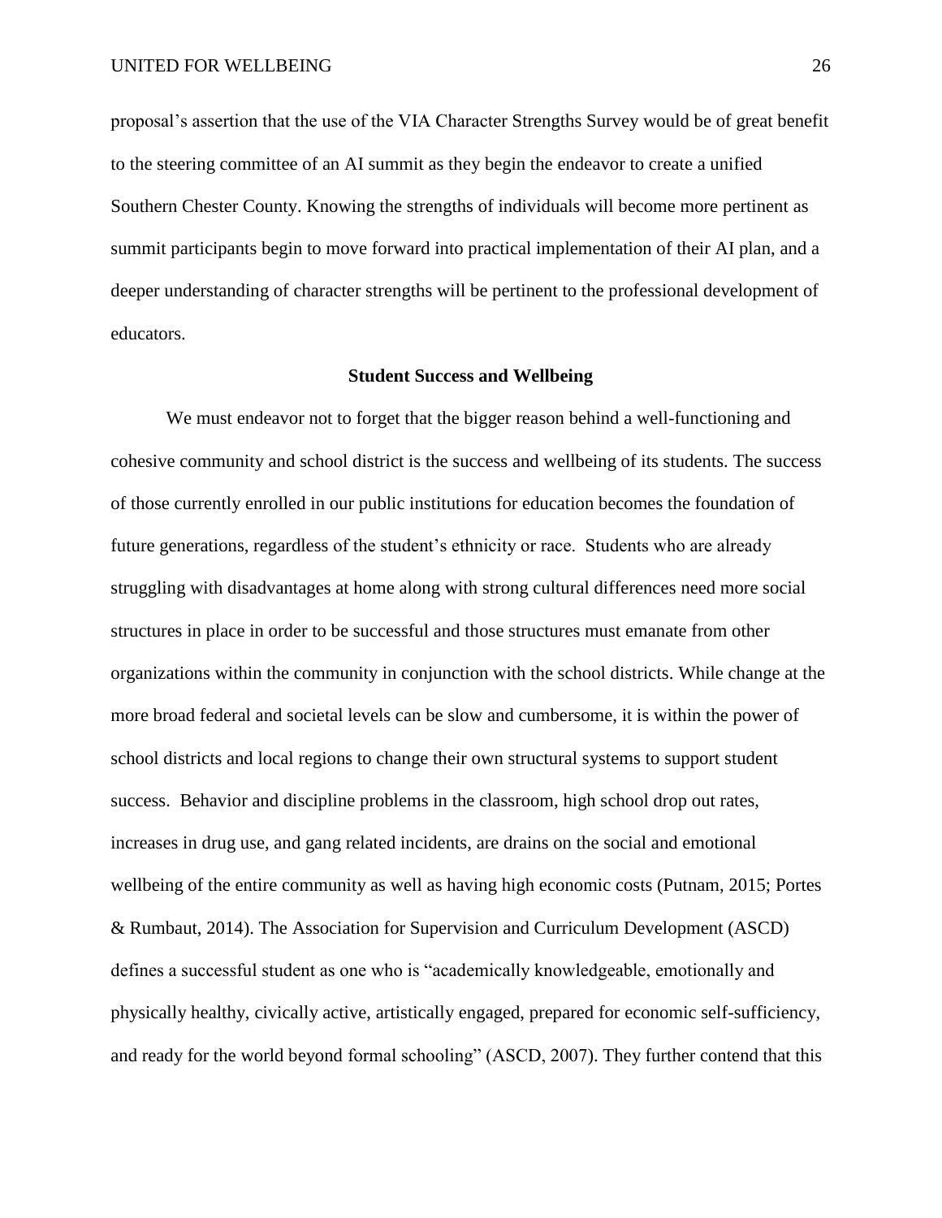proposal's assertion that the use of the VIA Character Strengths Survey would be of great benefit to the steering committee of an AI summit as they begin the endeavor to create a unified Southern Chester County. Knowing the strengths of individuals will become more pertinent as summit participants begin to move forward into practical implementation of their AI plan, and a deeper understanding of character strengths will be pertinent to the professional development of educators.

## Student Success and Wellbeing

We must endeavor not to forget that the bigger reason behind a well-functioning and cohesive community and school district is the success and wellbeing of its students. The success of those currently enrolled in our public institutions for education becomes the foundation of future generations, regardless of the student's ethnicity or race. Students who are already struggling with disadvantages at home along with strong cultural differences need more social structures in place in order to be successful and those structures must emanate from other organizations within the community in conjunction with the school districts. While change at the more broad federal and societal levels can be slow and cumbersome, it is within the power of school districts and local regions to change their own structural systems to support student success. Behavior and discipline problems in the classroom, high school drop out rates, increases in drug use, and gang related incidents, are drains on the social and emotional wellbeing of the entire community as well as having high economic costs (Putnam, 2015; Portes & Rumbaut, 2014). The Association for Supervision and Curriculum Development (ASCD) defines a successful student as one who is "academically knowledgeable, emotionally and physically healthy, civically active, artistically engaged, prepared for economic self-sufficiency, and ready for the world beyond formal schooling" (ASCD, 2007). They further contend that this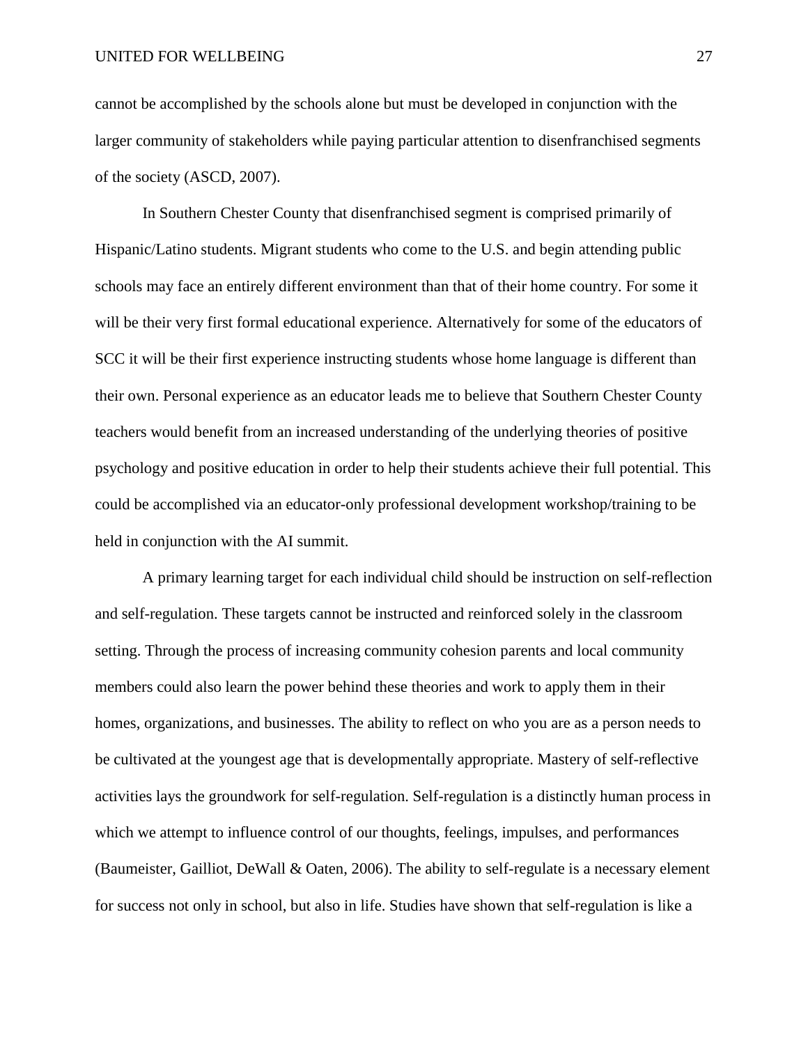cannot be accomplished by the schools alone but must be developed in conjunction with the larger community of stakeholders while paying particular attention to disenfranchised segments of the society (ASCD, 2007).

In Southern Chester County that disenfranchised segment is comprised primarily of Hispanic/Latino students. Migrant students who come to the U.S. and begin attending public schools may face an entirely different environment than that of their home country. For some it will be their very first formal educational experience. Alternatively for some of the educators of SCC it will be their first experience instructing students whose home language is different than their own. Personal experience as an educator leads me to believe that Southern Chester County teachers would benefit from an increased understanding of the underlying theories of positive psychology and positive education in order to help their students achieve their full potential. This could be accomplished via an educator-only professional development workshop/training to be held in conjunction with the AI summit.

A primary learning target for each individual child should be instruction on self-reflection and self-regulation. These targets cannot be instructed and reinforced solely in the classroom setting. Through the process of increasing community cohesion parents and local community members could also learn the power behind these theories and work to apply them in their homes, organizations, and businesses. The ability to reflect on who you are as a person needs to be cultivated at the youngest age that is developmentally appropriate. Mastery of self-reflective activities lays the groundwork for self-regulation. Self-regulation is a distinctly human process in which we attempt to influence control of our thoughts, feelings, impulses, and performances (Baumeister, Gailliot, DeWall & Oaten, 2006). The ability to self-regulate is a necessary element for success not only in school, but also in life. Studies have shown that self-regulation is like a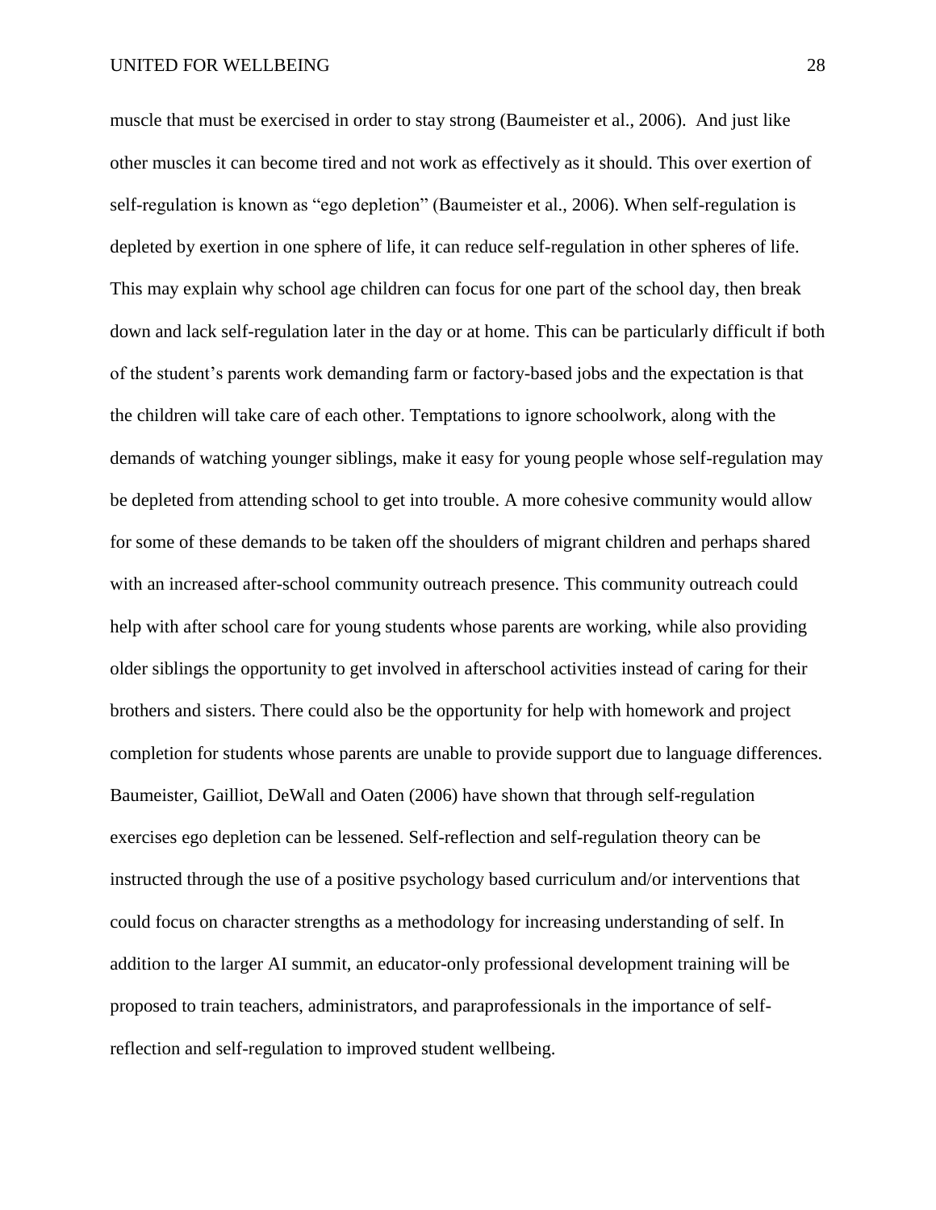muscle that must be exercised in order to stay strong (Baumeister et al., 2006). And just like other muscles it can become tired and not work as effectively as it should. This over exertion of self-regulation is known as "ego depletion" (Baumeister et al., 2006). When self-regulation is depleted by exertion in one sphere of life, it can reduce self-regulation in other spheres of life. This may explain why school age children can focus for one part of the school day, then break down and lack self-regulation later in the day or at home. This can be particularly difficult if both of the student's parents work demanding farm or factory-based jobs and the expectation is that the children will take care of each other. Temptations to ignore schoolwork, along with the demands of watching younger siblings, make it easy for young people whose self-regulation may be depleted from attending school to get into trouble. A more cohesive community would allow for some of these demands to be taken off the shoulders of migrant children and perhaps shared with an increased after-school community outreach presence. This community outreach could help with after school care for young students whose parents are working, while also providing older siblings the opportunity to get involved in afterschool activities instead of caring for their brothers and sisters. There could also be the opportunity for help with homework and project completion for students whose parents are unable to provide support due to language differences. Baumeister, Gailliot, DeWall and Oaten (2006) have shown that through self-regulation exercises ego depletion can be lessened. Self-reflection and self-regulation theory can be instructed through the use of a positive psychology based curriculum and/or interventions that could focus on character strengths as a methodology for increasing understanding of self. In addition to the larger AI summit, an educator-only professional development training will be proposed to train teachers, administrators, and paraprofessionals in the importance of self-reflection and self-regulation to improved student wellbeing.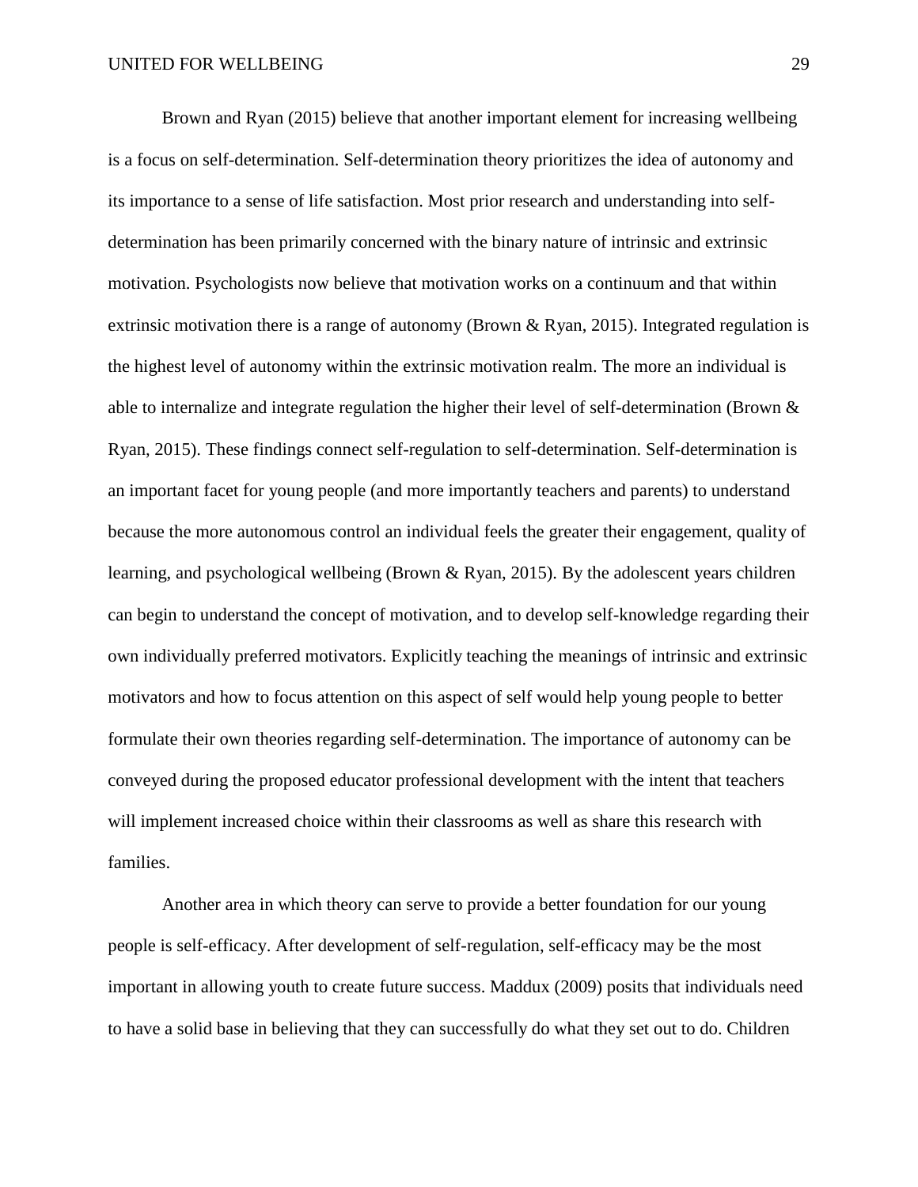Brown and Ryan (2015) believe that another important element for increasing wellbeing is a focus on self-determination. Self-determination theory prioritizes the idea of autonomy and its importance to a sense of life satisfaction. Most prior research and understanding into self-determination has been primarily concerned with the binary nature of intrinsic and extrinsic motivation. Psychologists now believe that motivation works on a continuum and that within extrinsic motivation there is a range of autonomy (Brown & Ryan, 2015). Integrated regulation is the highest level of autonomy within the extrinsic motivation realm. The more an individual is able to internalize and integrate regulation the higher their level of self-determination (Brown & Ryan, 2015). These findings connect self-regulation to self-determination. Self-determination is an important facet for young people (and more importantly teachers and parents) to understand because the more autonomous control an individual feels the greater their engagement, quality of learning, and psychological wellbeing (Brown & Ryan, 2015). By the adolescent years children can begin to understand the concept of motivation, and to develop self-knowledge regarding their own individually preferred motivators. Explicitly teaching the meanings of intrinsic and extrinsic motivators and how to focus attention on this aspect of self would help young people to better formulate their own theories regarding self-determination. The importance of autonomy can be conveyed during the proposed educator professional development with the intent that teachers will implement increased choice within their classrooms as well as share this research with families.

Another area in which theory can serve to provide a better foundation for our young people is self-efficacy. After development of self-regulation, self-efficacy may be the most important in allowing youth to create future success. Maddux (2009) posits that individuals need to have a solid base in believing that they can successfully do what they set out to do. Children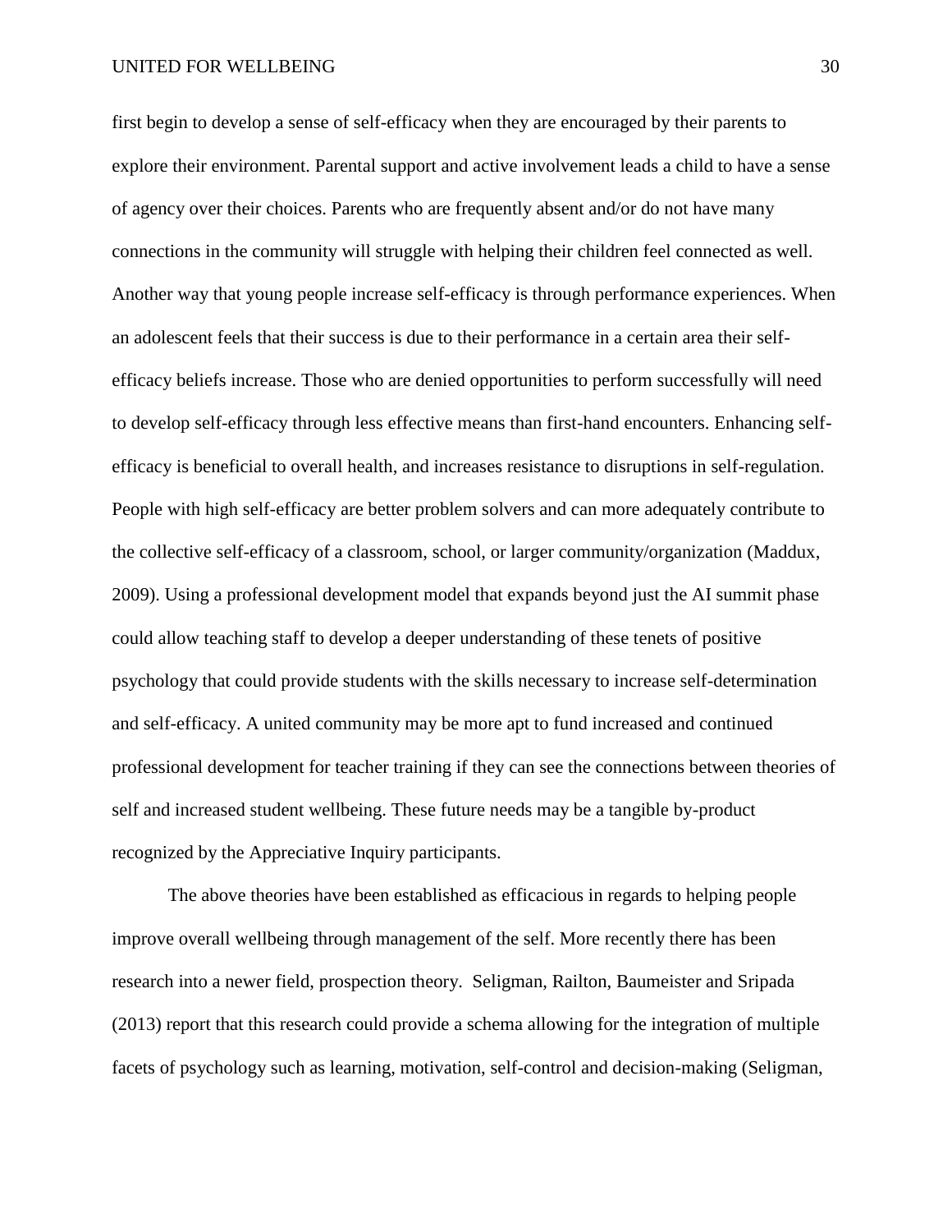first begin to develop a sense of self-efficacy when they are encouraged by their parents to explore their environment. Parental support and active involvement leads a child to have a sense of agency over their choices. Parents who are frequently absent and/or do not have many connections in the community will struggle with helping their children feel connected as well. Another way that young people increase self-efficacy is through performance experiences. When an adolescent feels that their success is due to their performance in a certain area their self-efficacy beliefs increase. Those who are denied opportunities to perform successfully will need to develop self-efficacy through less effective means than first-hand encounters. Enhancing self-efficacy is beneficial to overall health, and increases resistance to disruptions in self-regulation. People with high self-efficacy are better problem solvers and can more adequately contribute to the collective self-efficacy of a classroom, school, or larger community/organization (Maddux, 2009). Using a professional development model that expands beyond just the AI summit phase could allow teaching staff to develop a deeper understanding of these tenets of positive psychology that could provide students with the skills necessary to increase self-determination and self-efficacy. A united community may be more apt to fund increased and continued professional development for teacher training if they can see the connections between theories of self and increased student wellbeing. These future needs may be a tangible by-product recognized by the Appreciative Inquiry participants.

The above theories have been established as efficacious in regards to helping people improve overall wellbeing through management of the self. More recently there has been research into a newer field, prospection theory. Seligman, Railton, Baumeister and Sripada (2013) report that this research could provide a schema allowing for the integration of multiple facets of psychology such as learning, motivation, self-control and decision-making (Seligman,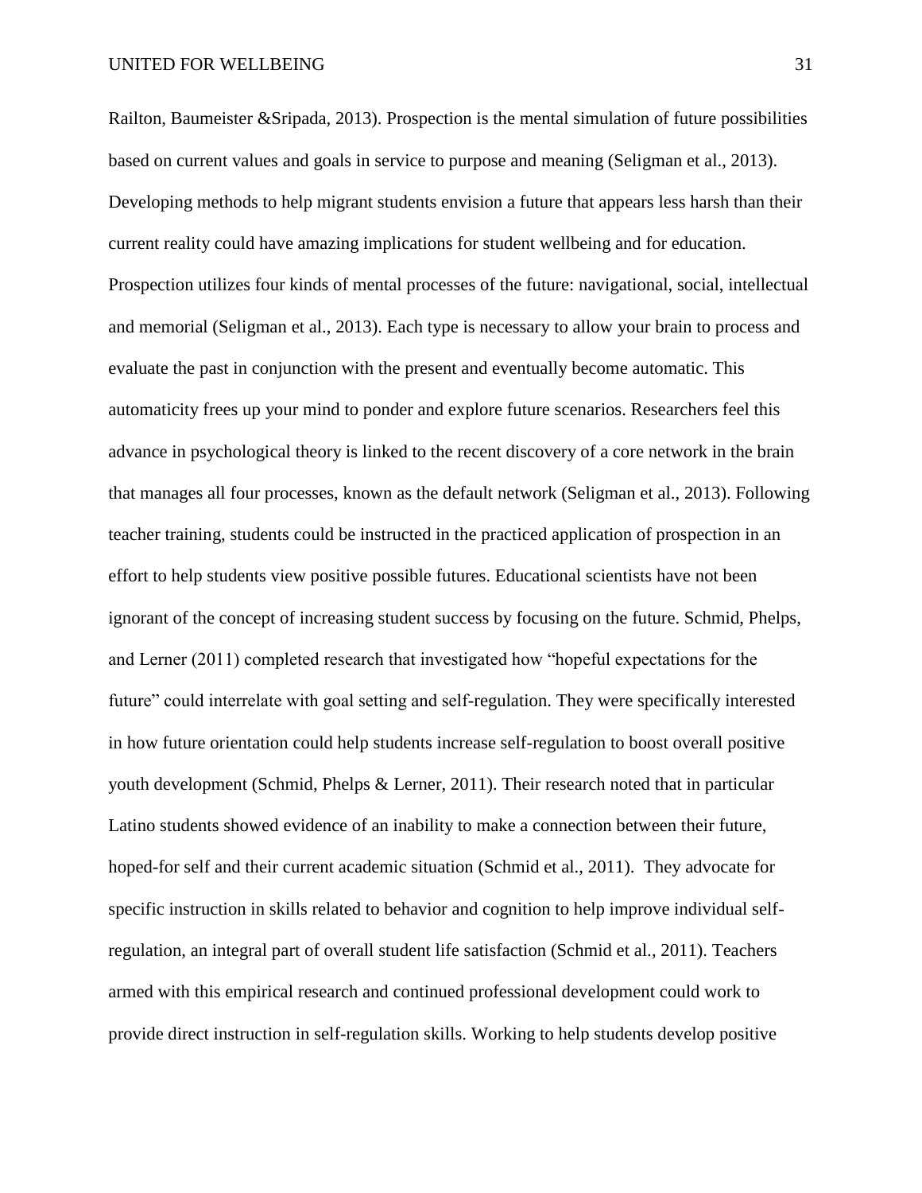Railton, Baumeister &Sripada, 2013). Prospection is the mental simulation of future possibilities based on current values and goals in service to purpose and meaning (Seligman et al., 2013). Developing methods to help migrant students envision a future that appears less harsh than their current reality could have amazing implications for student wellbeing and for education. Prospection utilizes four kinds of mental processes of the future: navigational, social, intellectual and memorial (Seligman et al., 2013). Each type is necessary to allow your brain to process and evaluate the past in conjunction with the present and eventually become automatic. This automaticity frees up your mind to ponder and explore future scenarios. Researchers feel this advance in psychological theory is linked to the recent discovery of a core network in the brain that manages all four processes, known as the default network (Seligman et al., 2013). Following teacher training, students could be instructed in the practiced application of prospection in an effort to help students view positive possible futures. Educational scientists have not been ignorant of the concept of increasing student success by focusing on the future. Schmid, Phelps, and Lerner (2011) completed research that investigated how "hopeful expectations for the future" could interrelate with goal setting and self-regulation. They were specifically interested in how future orientation could help students increase self-regulation to boost overall positive youth development (Schmid, Phelps & Lerner, 2011). Their research noted that in particular Latino students showed evidence of an inability to make a connection between their future, hoped-for self and their current academic situation (Schmid et al., 2011). They advocate for specific instruction in skills related to behavior and cognition to help improve individual self-regulation, an integral part of overall student life satisfaction (Schmid et al., 2011). Teachers armed with this empirical research and continued professional development could work to provide direct instruction in self-regulation skills. Working to help students develop positive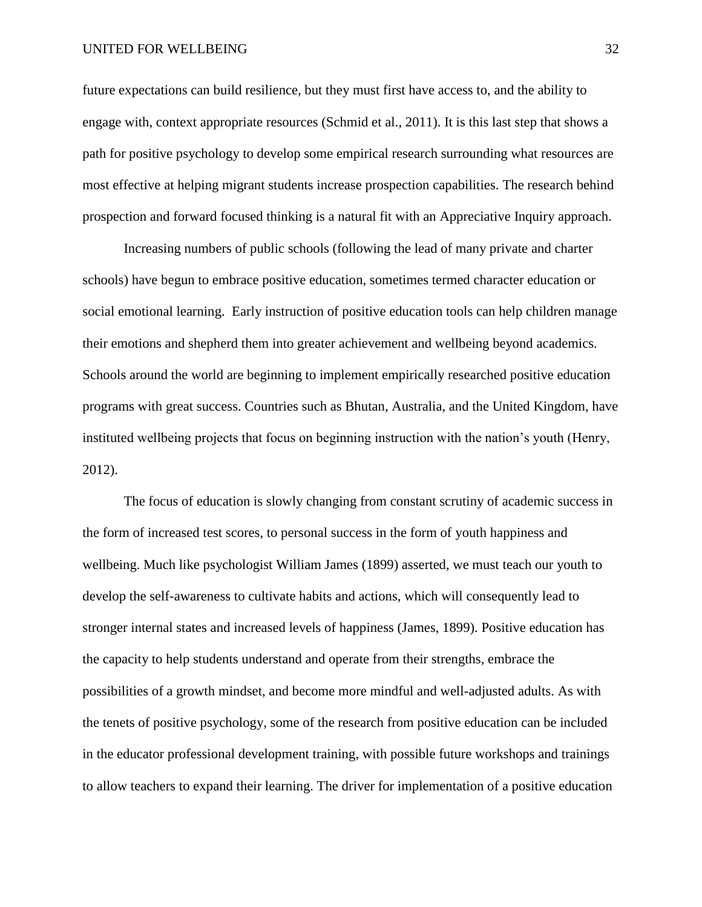future expectations can build resilience, but they must first have access to, and the ability to engage with, context appropriate resources (Schmid et al., 2011). It is this last step that shows a path for positive psychology to develop some empirical research surrounding what resources are most effective at helping migrant students increase prospection capabilities. The research behind prospection and forward focused thinking is a natural fit with an Appreciative Inquiry approach.

Increasing numbers of public schools (following the lead of many private and charter schools) have begun to embrace positive education, sometimes termed character education or social emotional learning. Early instruction of positive education tools can help children manage their emotions and shepherd them into greater achievement and wellbeing beyond academics. Schools around the world are beginning to implement empirically researched positive education programs with great success. Countries such as Bhutan, Australia, and the United Kingdom, have instituted wellbeing projects that focus on beginning instruction with the nation's youth (Henry, 2012).

The focus of education is slowly changing from constant scrutiny of academic success in the form of increased test scores, to personal success in the form of youth happiness and wellbeing. Much like psychologist William James (1899) asserted, we must teach our youth to develop the self-awareness to cultivate habits and actions, which will consequently lead to stronger internal states and increased levels of happiness (James, 1899). Positive education has the capacity to help students understand and operate from their strengths, embrace the possibilities of a growth mindset, and become more mindful and well-adjusted adults. As with the tenets of positive psychology, some of the research from positive education can be included in the educator professional development training, with possible future workshops and trainings to allow teachers to expand their learning. The driver for implementation of a positive education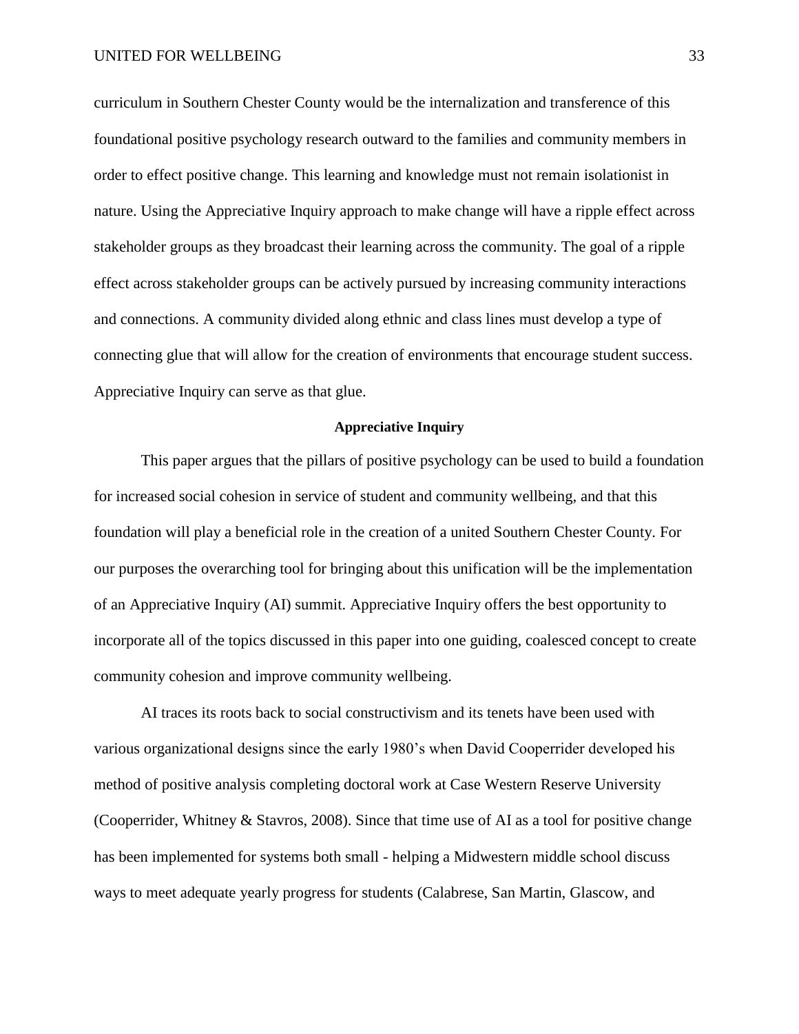curriculum in Southern Chester County would be the internalization and transference of this foundational positive psychology research outward to the families and community members in order to effect positive change. This learning and knowledge must not remain isolationist in nature. Using the Appreciative Inquiry approach to make change will have a ripple effect across stakeholder groups as they broadcast their learning across the community. The goal of a ripple effect across stakeholder groups can be actively pursued by increasing community interactions and connections. A community divided along ethnic and class lines must develop a type of connecting glue that will allow for the creation of environments that encourage student success. Appreciative Inquiry can serve as that glue.

## Appreciative Inquiry

This paper argues that the pillars of positive psychology can be used to build a foundation for increased social cohesion in service of student and community wellbeing, and that this foundation will play a beneficial role in the creation of a united Southern Chester County. For our purposes the overarching tool for bringing about this unification will be the implementation of an Appreciative Inquiry (AI) summit. Appreciative Inquiry offers the best opportunity to incorporate all of the topics discussed in this paper into one guiding, coalesced concept to create community cohesion and improve community wellbeing.

AI traces its roots back to social constructivism and its tenets have been used with various organizational designs since the early 1980's when David Cooperrider developed his method of positive analysis completing doctoral work at Case Western Reserve University (Cooperrider, Whitney & Stavros, 2008). Since that time use of AI as a tool for positive change has been implemented for systems both small - helping a Midwestern middle school discuss ways to meet adequate yearly progress for students (Calabrese, San Martin, Glascow, and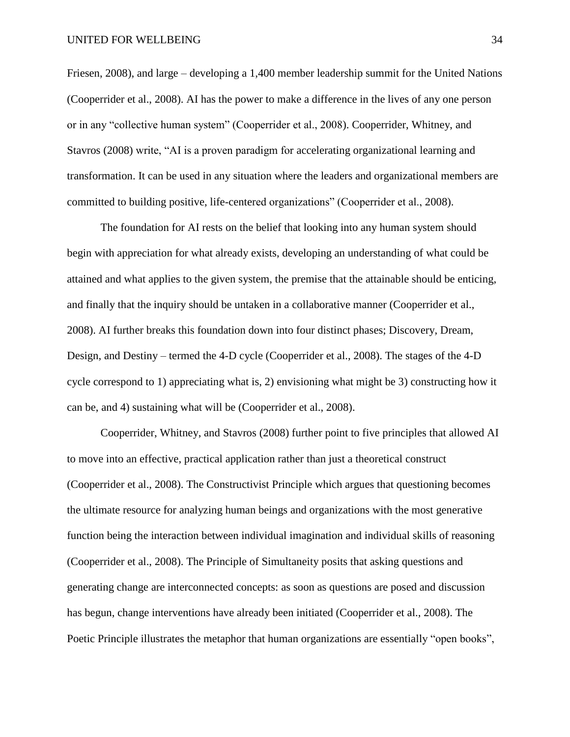Friesen, 2008), and large – developing a 1,400 member leadership summit for the United Nations (Cooperrider et al., 2008). AI has the power to make a difference in the lives of any one person or in any "collective human system" (Cooperrider et al., 2008). Cooperrider, Whitney, and Stavros (2008) write, "AI is a proven paradigm for accelerating organizational learning and transformation. It can be used in any situation where the leaders and organizational members are committed to building positive, life-centered organizations" (Cooperrider et al., 2008).

The foundation for AI rests on the belief that looking into any human system should begin with appreciation for what already exists, developing an understanding of what could be attained and what applies to the given system, the premise that the attainable should be enticing, and finally that the inquiry should be untaken in a collaborative manner (Cooperrider et al., 2008). AI further breaks this foundation down into four distinct phases; Discovery, Dream, Design, and Destiny – termed the 4-D cycle (Cooperrider et al., 2008). The stages of the 4-D cycle correspond to 1) appreciating what is, 2) envisioning what might be 3) constructing how it can be, and 4) sustaining what will be (Cooperrider et al., 2008).

Cooperrider, Whitney, and Stavros (2008) further point to five principles that allowed AI to move into an effective, practical application rather than just a theoretical construct (Cooperrider et al., 2008). The Constructivist Principle which argues that questioning becomes the ultimate resource for analyzing human beings and organizations with the most generative function being the interaction between individual imagination and individual skills of reasoning (Cooperrider et al., 2008). The Principle of Simultaneity posits that asking questions and generating change are interconnected concepts: as soon as questions are posed and discussion has begun, change interventions have already been initiated (Cooperrider et al., 2008). The Poetic Principle illustrates the metaphor that human organizations are essentially "open books",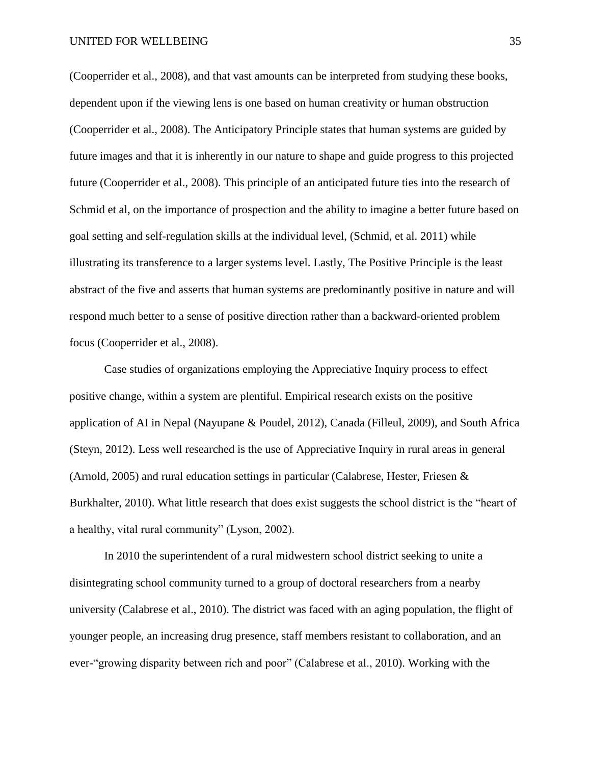(Cooperrider et al., 2008), and that vast amounts can be interpreted from studying these books, dependent upon if the viewing lens is one based on human creativity or human obstruction (Cooperrider et al., 2008). The Anticipatory Principle states that human systems are guided by future images and that it is inherently in our nature to shape and guide progress to this projected future (Cooperrider et al., 2008). This principle of an anticipated future ties into the research of Schmid et al, on the importance of prospection and the ability to imagine a better future based on goal setting and self-regulation skills at the individual level, (Schmid, et al. 2011) while illustrating its transference to a larger systems level. Lastly, The Positive Principle is the least abstract of the five and asserts that human systems are predominantly positive in nature and will respond much better to a sense of positive direction rather than a backward-oriented problem focus (Cooperrider et al., 2008).

Case studies of organizations employing the Appreciative Inquiry process to effect positive change, within a system are plentiful. Empirical research exists on the positive application of AI in Nepal (Nayupane & Poudel, 2012), Canada (Filleul, 2009), and South Africa (Steyn, 2012). Less well researched is the use of Appreciative Inquiry in rural areas in general (Arnold, 2005) and rural education settings in particular (Calabrese, Hester, Friesen & Burkhalter, 2010). What little research that does exist suggests the school district is the "heart of a healthy, vital rural community" (Lyson, 2002).

In 2010 the superintendent of a rural midwestern school district seeking to unite a disintegrating school community turned to a group of doctoral researchers from a nearby university (Calabrese et al., 2010). The district was faced with an aging population, the flight of younger people, an increasing drug presence, staff members resistant to collaboration, and an ever-"growing disparity between rich and poor" (Calabrese et al., 2010). Working with the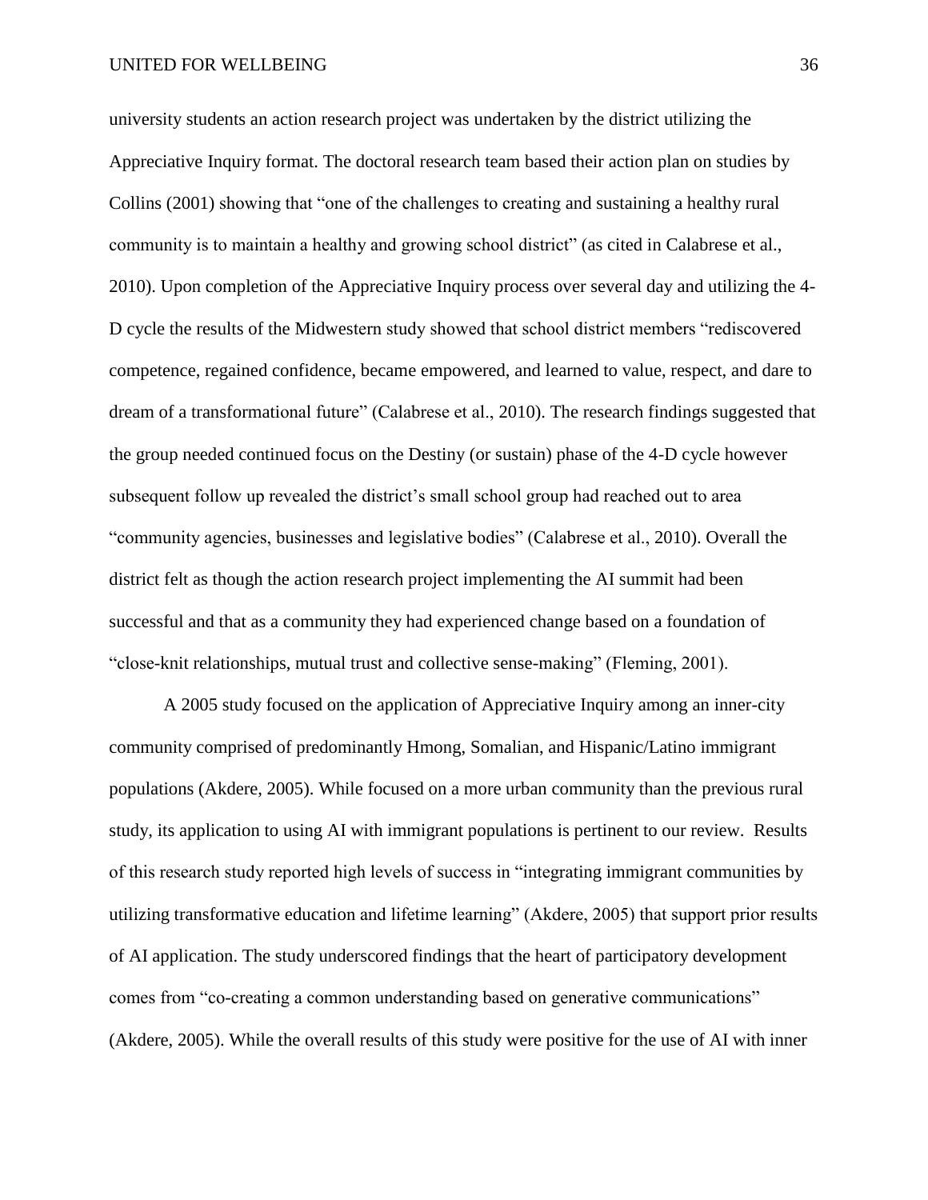university students an action research project was undertaken by the district utilizing the Appreciative Inquiry format. The doctoral research team based their action plan on studies by Collins (2001) showing that "one of the challenges to creating and sustaining a healthy rural community is to maintain a healthy and growing school district" (as cited in Calabrese et al., 2010). Upon completion of the Appreciative Inquiry process over several day and utilizing the 4-D cycle the results of the Midwestern study showed that school district members "rediscovered competence, regained confidence, became empowered, and learned to value, respect, and dare to dream of a transformational future" (Calabrese et al., 2010). The research findings suggested that the group needed continued focus on the Destiny (or sustain) phase of the 4-D cycle however subsequent follow up revealed the district's small school group had reached out to area "community agencies, businesses and legislative bodies" (Calabrese et al., 2010). Overall the district felt as though the action research project implementing the AI summit had been successful and that as a community they had experienced change based on a foundation of "close-knit relationships, mutual trust and collective sense-making" (Fleming, 2001).

A 2005 study focused on the application of Appreciative Inquiry among an inner-city community comprised of predominantly Hmong, Somalian, and Hispanic/Latino immigrant populations (Akdere, 2005). While focused on a more urban community than the previous rural study, its application to using AI with immigrant populations is pertinent to our review. Results of this research study reported high levels of success in "integrating immigrant communities by utilizing transformative education and lifetime learning" (Akdere, 2005) that support prior results of AI application. The study underscored findings that the heart of participatory development comes from "co-creating a common understanding based on generative communications" (Akdere, 2005). While the overall results of this study were positive for the use of AI with inner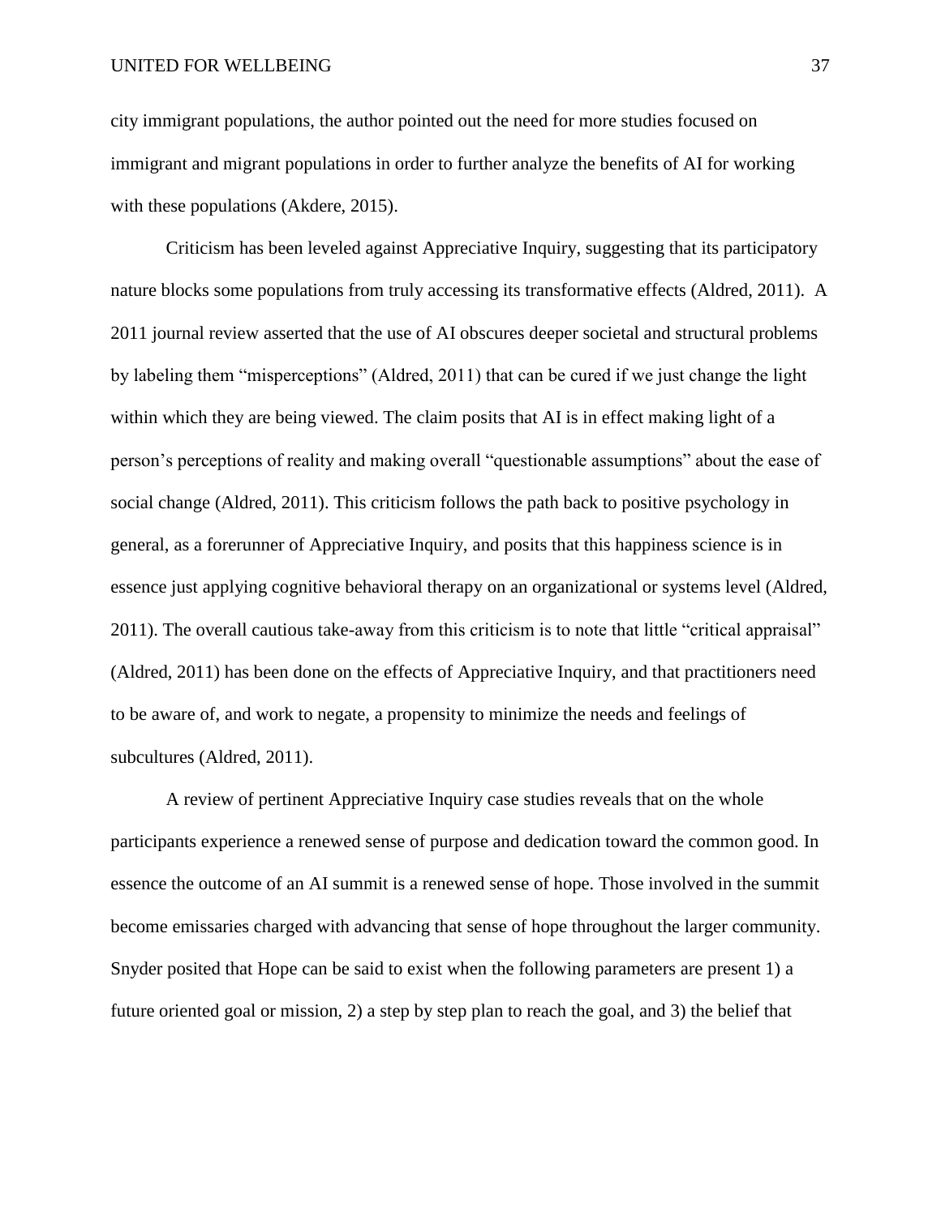city immigrant populations, the author pointed out the need for more studies focused on immigrant and migrant populations in order to further analyze the benefits of AI for working with these populations (Akdere, 2015).

Criticism has been leveled against Appreciative Inquiry, suggesting that its participatory nature blocks some populations from truly accessing its transformative effects (Aldred, 2011). A 2011 journal review asserted that the use of AI obscures deeper societal and structural problems by labeling them "misperceptions" (Aldred, 2011) that can be cured if we just change the light within which they are being viewed. The claim posits that AI is in effect making light of a person's perceptions of reality and making overall "questionable assumptions" about the ease of social change (Aldred, 2011). This criticism follows the path back to positive psychology in general, as a forerunner of Appreciative Inquiry, and posits that this happiness science is in essence just applying cognitive behavioral therapy on an organizational or systems level (Aldred, 2011). The overall cautious take-away from this criticism is to note that little "critical appraisal" (Aldred, 2011) has been done on the effects of Appreciative Inquiry, and that practitioners need to be aware of, and work to negate, a propensity to minimize the needs and feelings of subcultures (Aldred, 2011).

A review of pertinent Appreciative Inquiry case studies reveals that on the whole participants experience a renewed sense of purpose and dedication toward the common good. In essence the outcome of an AI summit is a renewed sense of hope. Those involved in the summit become emissaries charged with advancing that sense of hope throughout the larger community. Snyder posited that Hope can be said to exist when the following parameters are present 1) a future oriented goal or mission, 2) a step by step plan to reach the goal, and 3) the belief that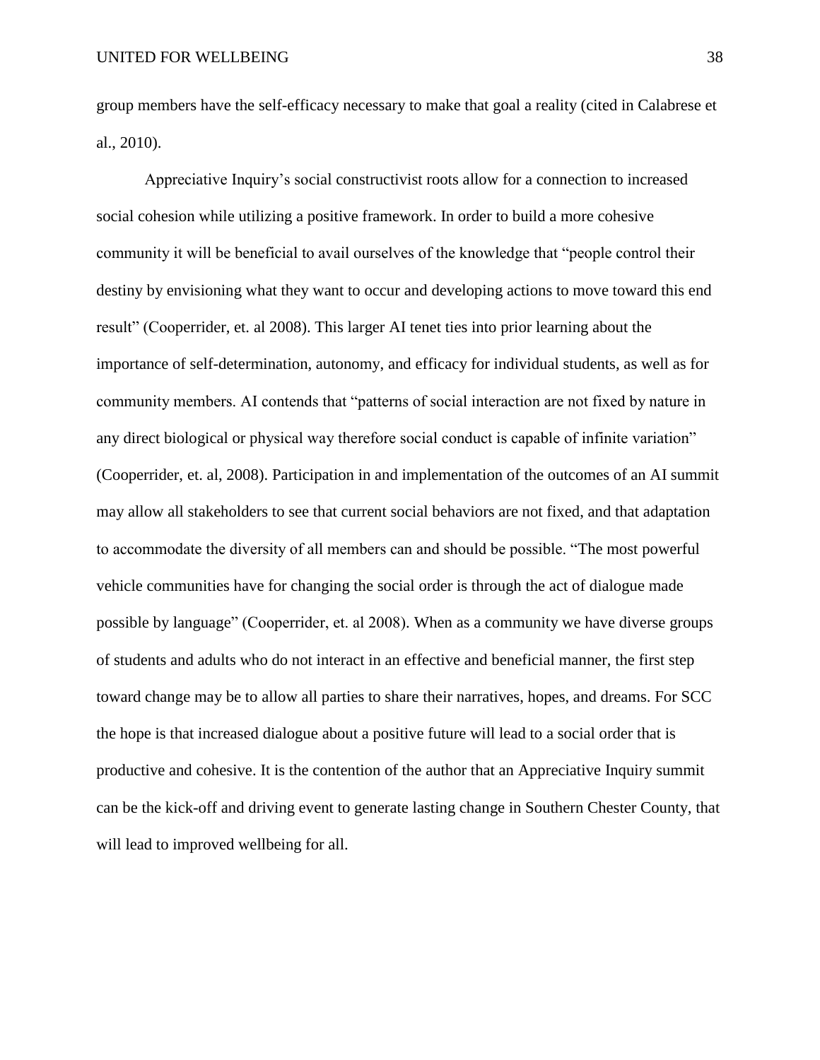group members have the self-efficacy necessary to make that goal a reality (cited in Calabrese et al., 2010).

Appreciative Inquiry's social constructivist roots allow for a connection to increased social cohesion while utilizing a positive framework. In order to build a more cohesive community it will be beneficial to avail ourselves of the knowledge that "people control their destiny by envisioning what they want to occur and developing actions to move toward this end result" (Cooperrider, et. al 2008). This larger AI tenet ties into prior learning about the importance of self-determination, autonomy, and efficacy for individual students, as well as for community members. AI contends that "patterns of social interaction are not fixed by nature in any direct biological or physical way therefore social conduct is capable of infinite variation" (Cooperrider, et. al, 2008). Participation in and implementation of the outcomes of an AI summit may allow all stakeholders to see that current social behaviors are not fixed, and that adaptation to accommodate the diversity of all members can and should be possible. "The most powerful vehicle communities have for changing the social order is through the act of dialogue made possible by language" (Cooperrider, et. al 2008). When as a community we have diverse groups of students and adults who do not interact in an effective and beneficial manner, the first step toward change may be to allow all parties to share their narratives, hopes, and dreams. For SCC the hope is that increased dialogue about a positive future will lead to a social order that is productive and cohesive. It is the contention of the author that an Appreciative Inquiry summit can be the kick-off and driving event to generate lasting change in Southern Chester County, that will lead to improved wellbeing for all.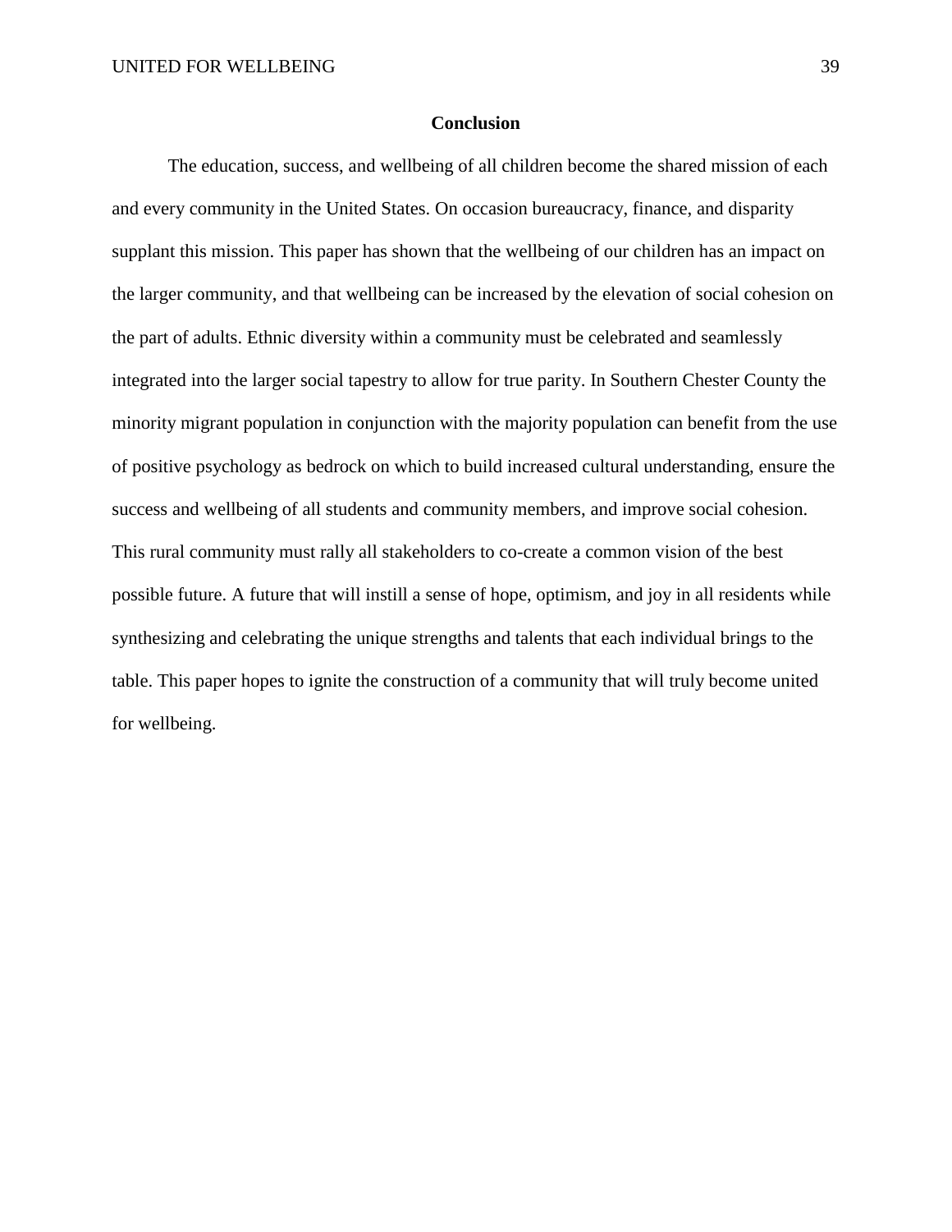## Conclusion

The education, success, and wellbeing of all children become the shared mission of each and every community in the United States. On occasion bureaucracy, finance, and disparity supplant this mission. This paper has shown that the wellbeing of our children has an impact on the larger community, and that wellbeing can be increased by the elevation of social cohesion on the part of adults. Ethnic diversity within a community must be celebrated and seamlessly integrated into the larger social tapestry to allow for true parity. In Southern Chester County the minority migrant population in conjunction with the majority population can benefit from the use of positive psychology as bedrock on which to build increased cultural understanding, ensure the success and wellbeing of all students and community members, and improve social cohesion. This rural community must rally all stakeholders to co-create a common vision of the best possible future. A future that will instill a sense of hope, optimism, and joy in all residents while synthesizing and celebrating the unique strengths and talents that each individual brings to the table. This paper hopes to ignite the construction of a community that will truly become united for wellbeing.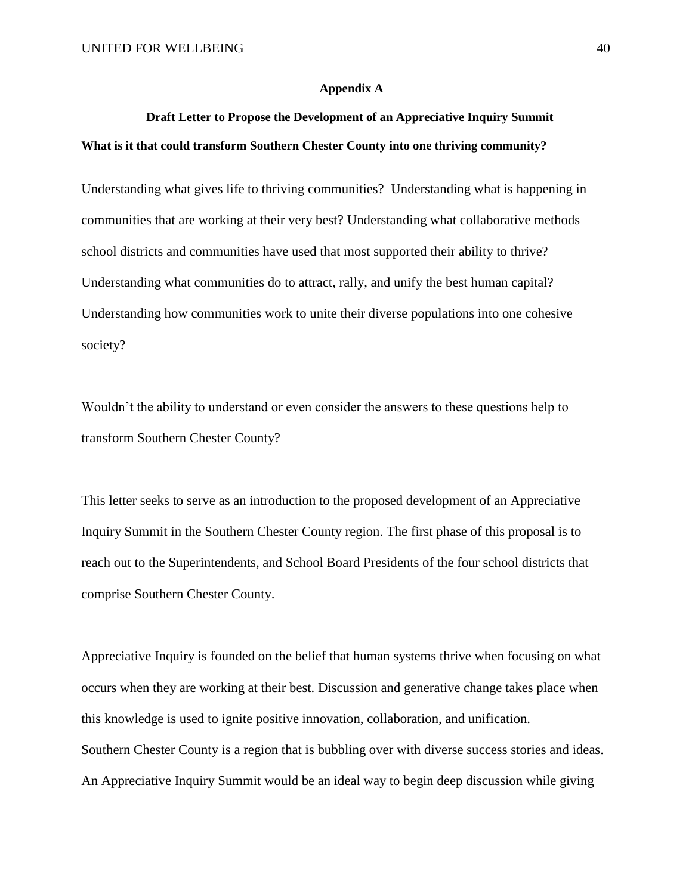## Appendix A

### Draft Letter to Propose the Development of an Appreciative Inquiry Summit

**What is it that could transform Southern Chester County into one thriving community?**

Understanding what gives life to thriving communities? Understanding what is happening in communities that are working at their very best? Understanding what collaborative methods school districts and communities have used that most supported their ability to thrive? Understanding what communities do to attract, rally, and unify the best human capital? Understanding how communities work to unite their diverse populations into one cohesive society?

Wouldn't the ability to understand or even consider the answers to these questions help to transform Southern Chester County?

This letter seeks to serve as an introduction to the proposed development of an Appreciative Inquiry Summit in the Southern Chester County region. The first phase of this proposal is to reach out to the Superintendents, and School Board Presidents of the four school districts that comprise Southern Chester County.

Appreciative Inquiry is founded on the belief that human systems thrive when focusing on what occurs when they are working at their best. Discussion and generative change takes place when this knowledge is used to ignite positive innovation, collaboration, and unification.
Southern Chester County is a region that is bubbling over with diverse success stories and ideas. An Appreciative Inquiry Summit would be an ideal way to begin deep discussion while giving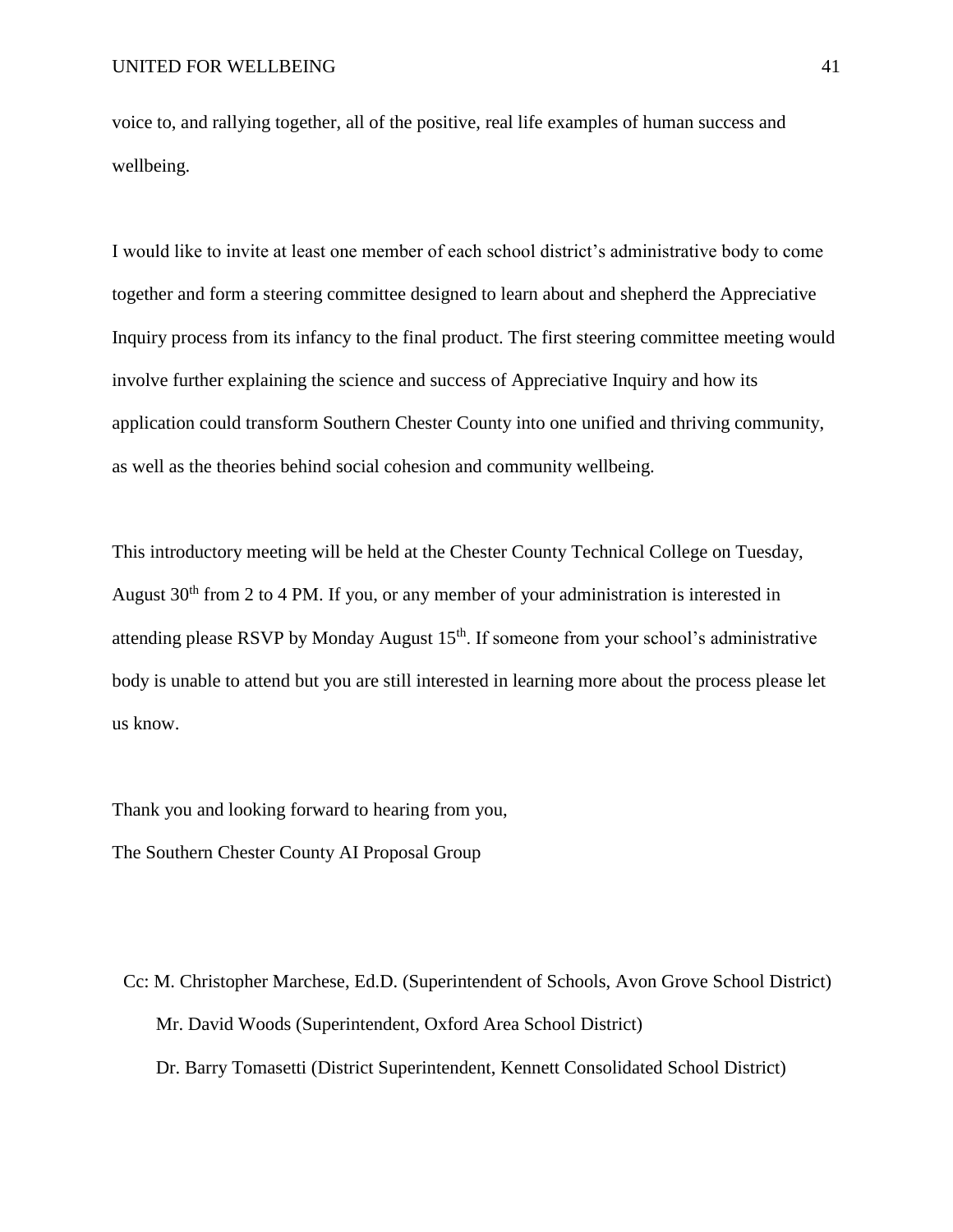voice to, and rallying together, all of the positive, real life examples of human success and wellbeing.

I would like to invite at least one member of each school district's administrative body to come together and form a steering committee designed to learn about and shepherd the Appreciative Inquiry process from its infancy to the final product. The first steering committee meeting would involve further explaining the science and success of Appreciative Inquiry and how its application could transform Southern Chester County into one unified and thriving community, as well as the theories behind social cohesion and community wellbeing.

This introductory meeting will be held at the Chester County Technical College on Tuesday, August 30th from 2 to 4 PM. If you, or any member of your administration is interested in attending please RSVP by Monday August 15th. If someone from your school's administrative body is unable to attend but you are still interested in learning more about the process please let us know.

Thank you and looking forward to hearing from you,
The Southern Chester County AI Proposal Group

Cc: M. Christopher Marchese, Ed.D. (Superintendent of Schools, Avon Grove School District)
Mr. David Woods (Superintendent, Oxford Area School District)
Dr. Barry Tomasetti (District Superintendent, Kennett Consolidated School District)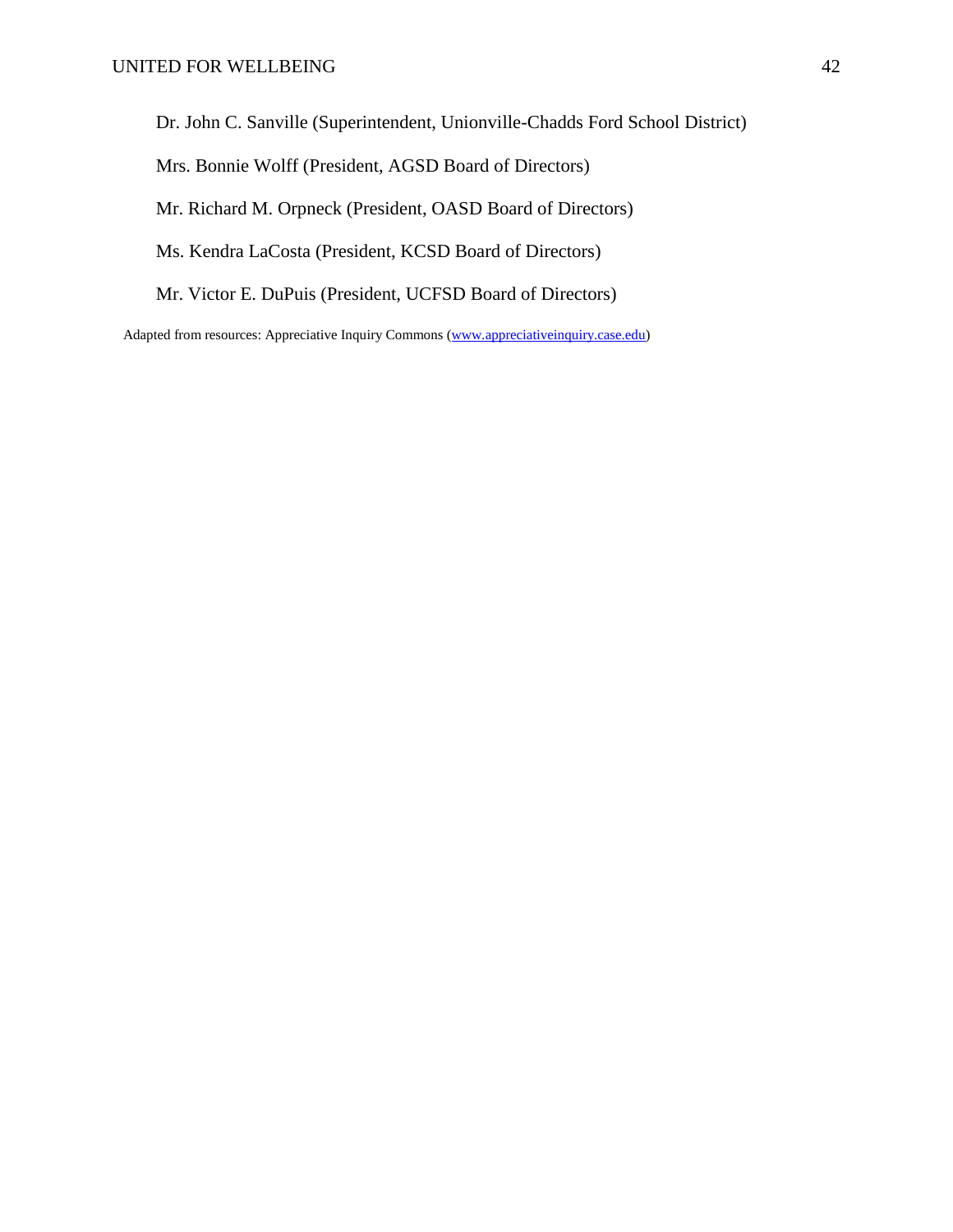Dr. John C. Sanville (Superintendent, Unionville-Chadds Ford School District)

Mrs. Bonnie Wolff (President, AGSD Board of Directors)

Mr. Richard M. Orpneck (President, OASD Board of Directors)

Ms. Kendra LaCosta (President, KCSD Board of Directors)

Mr. Victor E. DuPuis (President, UCFSD Board of Directors)

Adapted from resources: Appreciative Inquiry Commons (www.appreciativeinquiry.case.edu)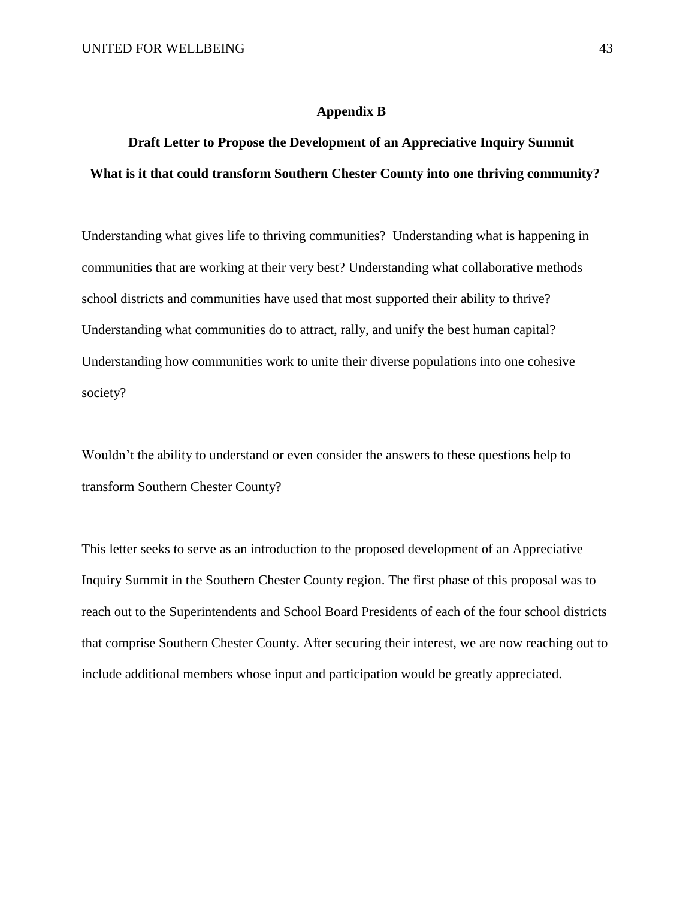# Appendix B

## Draft Letter to Propose the Development of an Appreciative Inquiry Summit

### What is it that could transform Southern Chester County into one thriving community?

Understanding what gives life to thriving communities? Understanding what is happening in communities that are working at their very best? Understanding what collaborative methods school districts and communities have used that most supported their ability to thrive? Understanding what communities do to attract, rally, and unify the best human capital? Understanding how communities work to unite their diverse populations into one cohesive society?

Wouldn't the ability to understand or even consider the answers to these questions help to transform Southern Chester County?

This letter seeks to serve as an introduction to the proposed development of an Appreciative Inquiry Summit in the Southern Chester County region. The first phase of this proposal was to reach out to the Superintendents and School Board Presidents of each of the four school districts that comprise Southern Chester County. After securing their interest, we are now reaching out to include additional members whose input and participation would be greatly appreciated.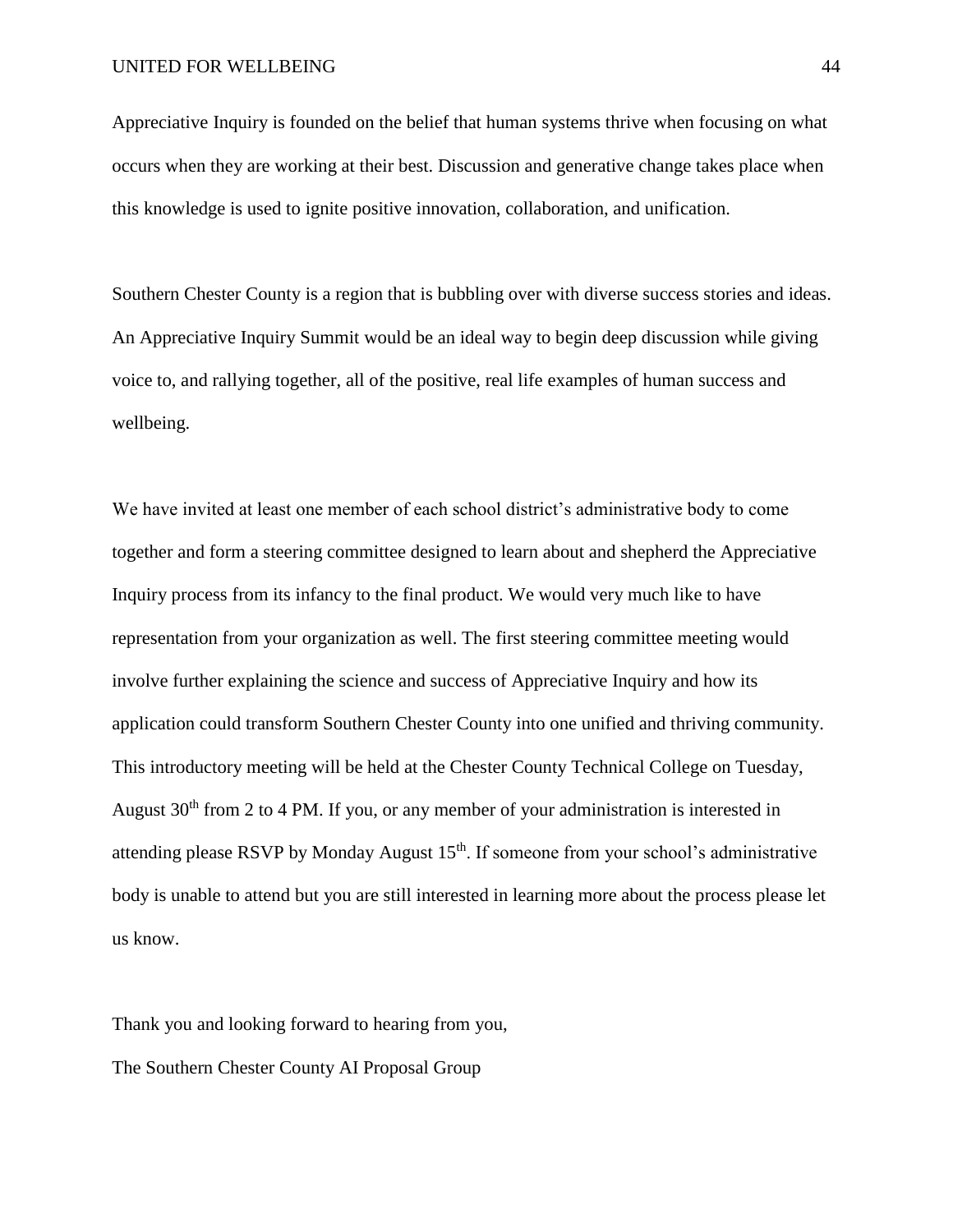Appreciative Inquiry is founded on the belief that human systems thrive when focusing on what occurs when they are working at their best. Discussion and generative change takes place when this knowledge is used to ignite positive innovation, collaboration, and unification.

Southern Chester County is a region that is bubbling over with diverse success stories and ideas. An Appreciative Inquiry Summit would be an ideal way to begin deep discussion while giving voice to, and rallying together, all of the positive, real life examples of human success and wellbeing.

We have invited at least one member of each school district's administrative body to come together and form a steering committee designed to learn about and shepherd the Appreciative Inquiry process from its infancy to the final product. We would very much like to have representation from your organization as well. The first steering committee meeting would involve further explaining the science and success of Appreciative Inquiry and how its application could transform Southern Chester County into one unified and thriving community. This introductory meeting will be held at the Chester County Technical College on Tuesday, August 30th from 2 to 4 PM. If you, or any member of your administration is interested in attending please RSVP by Monday August 15th. If someone from your school's administrative body is unable to attend but you are still interested in learning more about the process please let us know.

Thank you and looking forward to hearing from you,

The Southern Chester County AI Proposal Group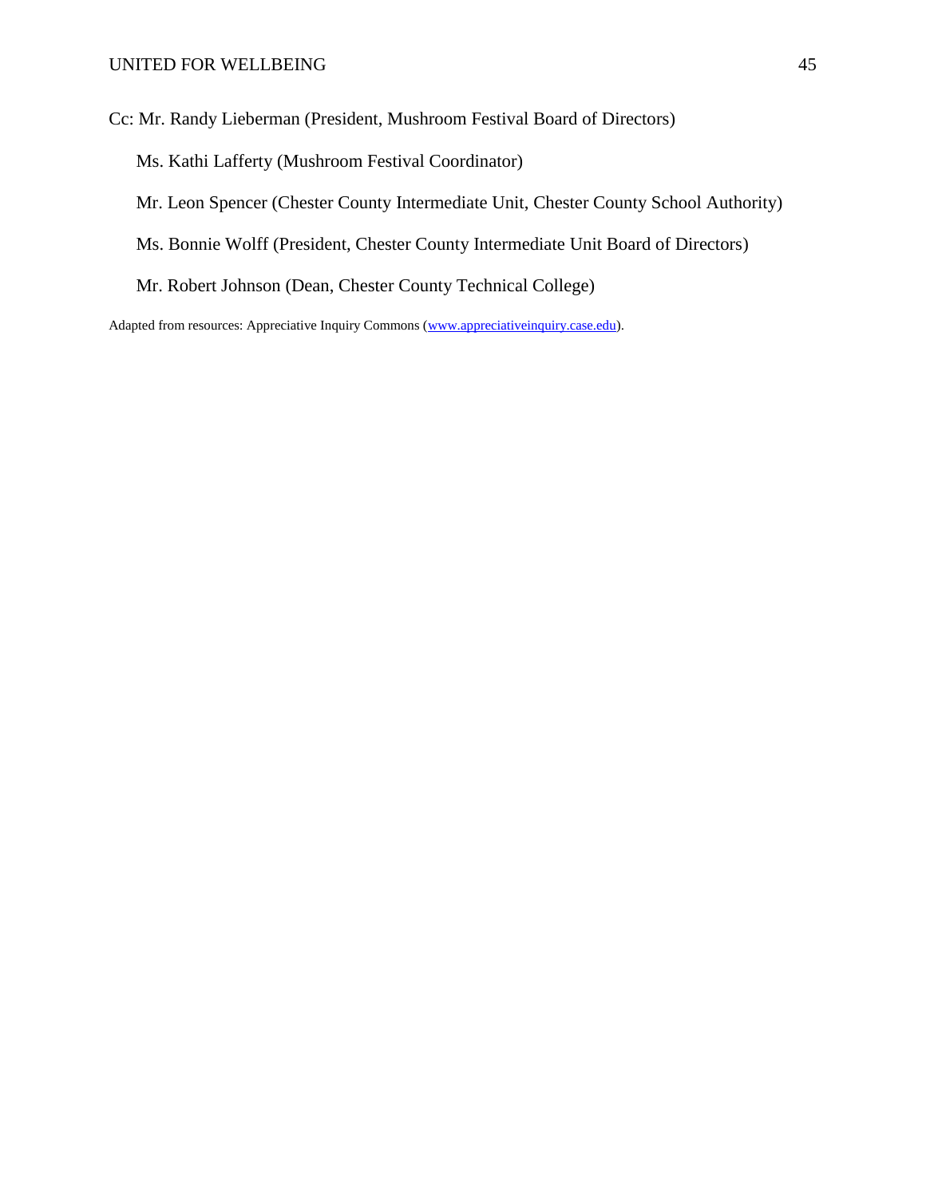Cc: Mr. Randy Lieberman (President, Mushroom Festival Board of Directors)

Ms. Kathi Lafferty (Mushroom Festival Coordinator)

Mr. Leon Spencer (Chester County Intermediate Unit, Chester County School Authority)

Ms. Bonnie Wolff (President, Chester County Intermediate Unit Board of Directors)

Mr. Robert Johnson (Dean, Chester County Technical College)

Adapted from resources: Appreciative Inquiry Commons (www.appreciativeinquiry.case.edu).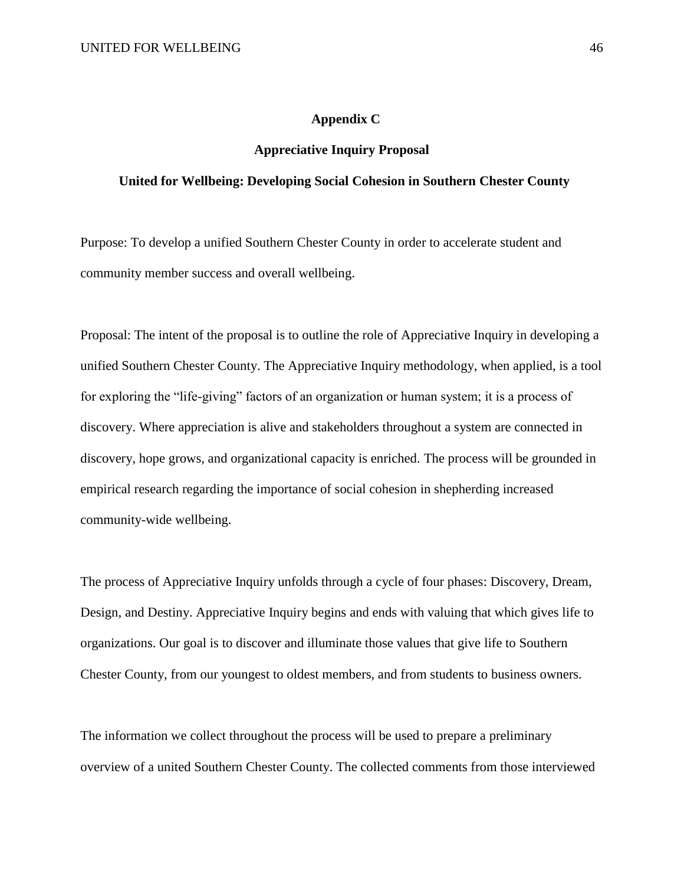## Appendix C

## Appreciative Inquiry Proposal

### United for Wellbeing: Developing Social Cohesion in Southern Chester County

Purpose: To develop a unified Southern Chester County in order to accelerate student and community member success and overall wellbeing.

Proposal: The intent of the proposal is to outline the role of Appreciative Inquiry in developing a unified Southern Chester County. The Appreciative Inquiry methodology, when applied, is a tool for exploring the "life-giving" factors of an organization or human system; it is a process of discovery. Where appreciation is alive and stakeholders throughout a system are connected in discovery, hope grows, and organizational capacity is enriched. The process will be grounded in empirical research regarding the importance of social cohesion in shepherding increased community-wide wellbeing.

The process of Appreciative Inquiry unfolds through a cycle of four phases: Discovery, Dream, Design, and Destiny. Appreciative Inquiry begins and ends with valuing that which gives life to organizations. Our goal is to discover and illuminate those values that give life to Southern Chester County, from our youngest to oldest members, and from students to business owners.

The information we collect throughout the process will be used to prepare a preliminary overview of a united Southern Chester County. The collected comments from those interviewed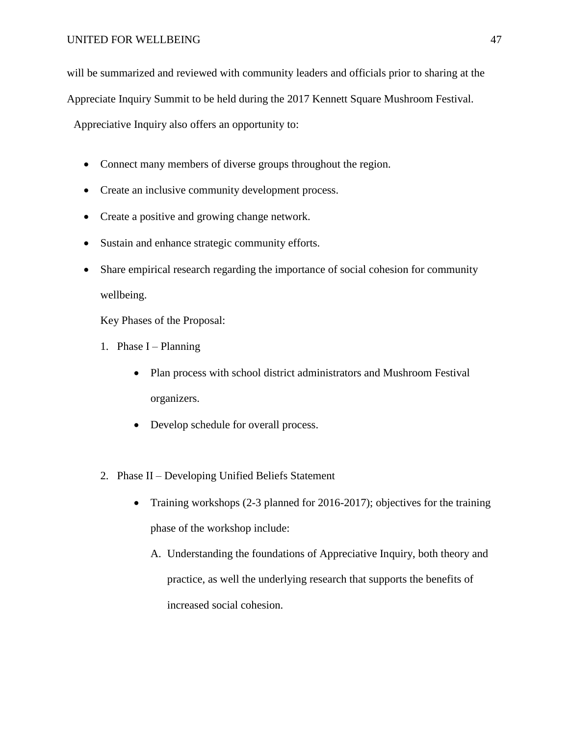will be summarized and reviewed with community leaders and officials prior to sharing at the Appreciate Inquiry Summit to be held during the 2017 Kennett Square Mushroom Festival.

Appreciative Inquiry also offers an opportunity to:

- Connect many members of diverse groups throughout the region.
- Create an inclusive community development process.
- Create a positive and growing change network.
- Sustain and enhance strategic community efforts.
- Share empirical research regarding the importance of social cohesion for community wellbeing.

Key Phases of the Proposal:

1. Phase I – Planning
   - Plan process with school district administrators and Mushroom Festival organizers.
   - Develop schedule for overall process.

2. Phase II – Developing Unified Beliefs Statement
   - Training workshops (2-3 planned for 2016-2017); objectives for the training phase of the workshop include:
     A. Understanding the foundations of Appreciative Inquiry, both theory and practice, as well the underlying research that supports the benefits of increased social cohesion.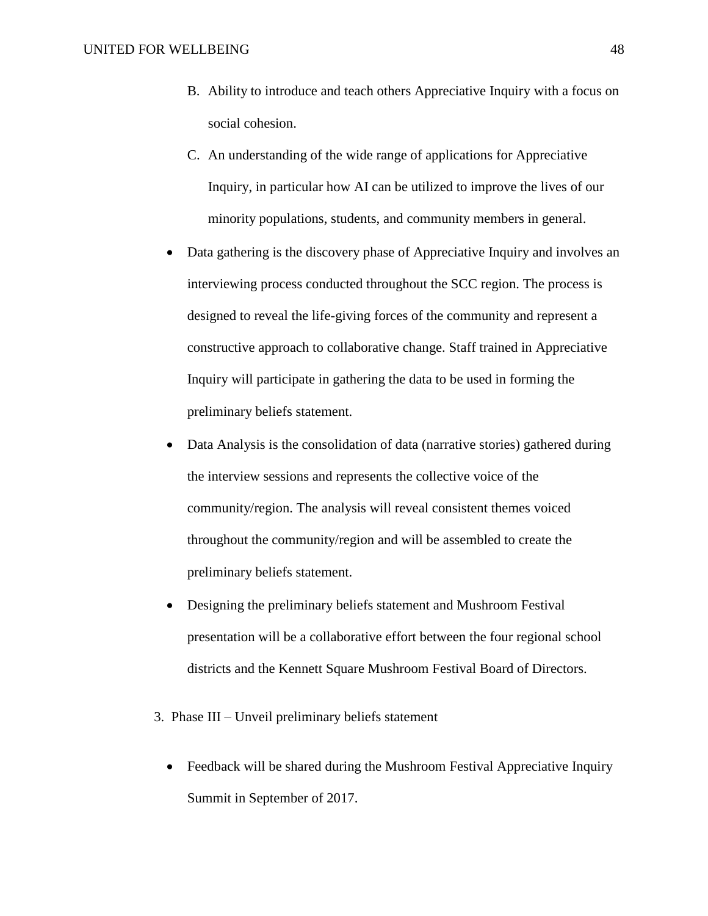B. Ability to introduce and teach others Appreciative Inquiry with a focus on social cohesion.

C. An understanding of the wide range of applications for Appreciative Inquiry, in particular how AI can be utilized to improve the lives of our minority populations, students, and community members in general.

- Data gathering is the discovery phase of Appreciative Inquiry and involves an interviewing process conducted throughout the SCC region. The process is designed to reveal the life-giving forces of the community and represent a constructive approach to collaborative change. Staff trained in Appreciative Inquiry will participate in gathering the data to be used in forming the preliminary beliefs statement.
- Data Analysis is the consolidation of data (narrative stories) gathered during the interview sessions and represents the collective voice of the community/region. The analysis will reveal consistent themes voiced throughout the community/region and will be assembled to create the preliminary beliefs statement.
- Designing the preliminary beliefs statement and Mushroom Festival presentation will be a collaborative effort between the four regional school districts and the Kennett Square Mushroom Festival Board of Directors.

3. Phase III – Unveil preliminary beliefs statement

- Feedback will be shared during the Mushroom Festival Appreciative Inquiry Summit in September of 2017.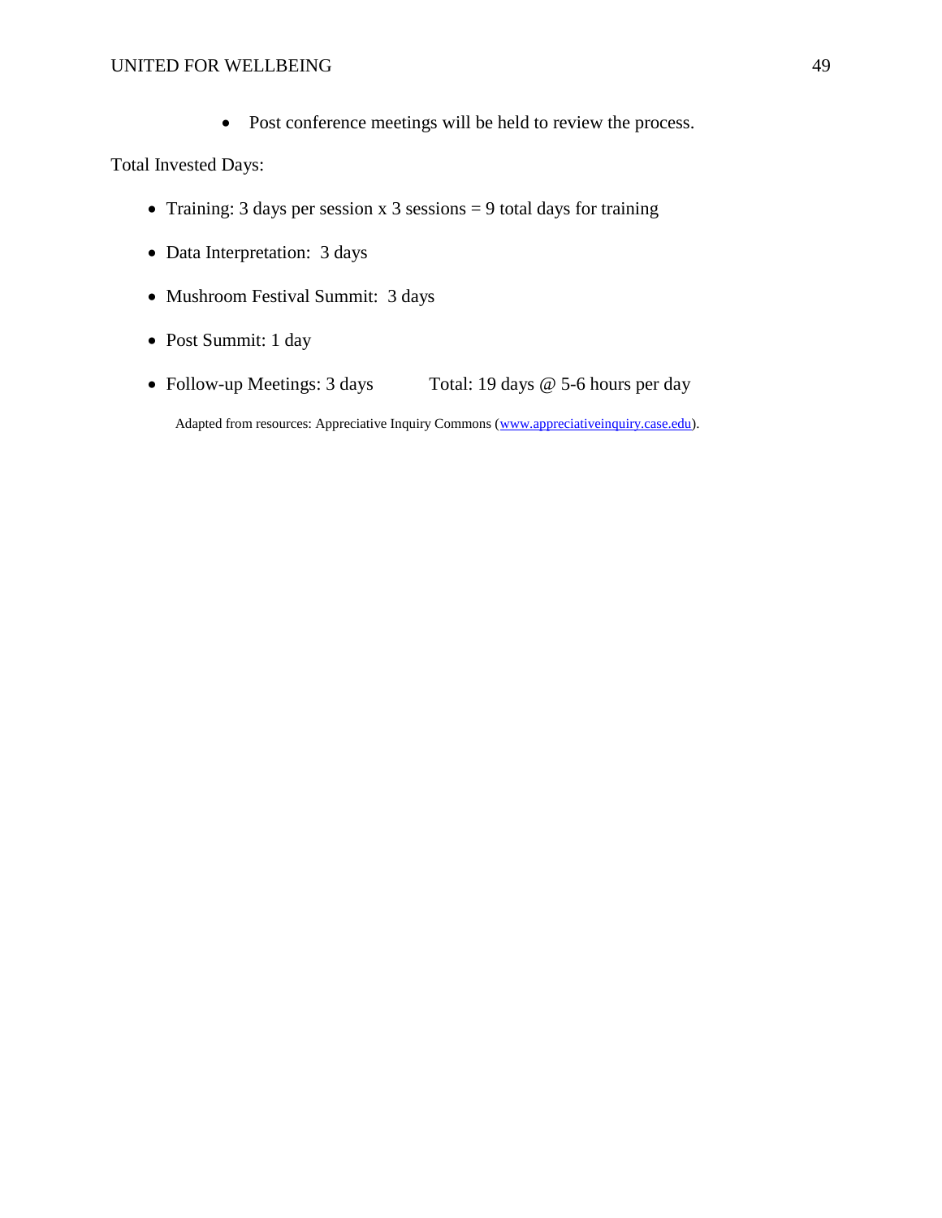- Post conference meetings will be held to review the process.

Total Invested Days:

- Training: 3 days per session x 3 sessions = 9 total days for training
- Data Interpretation: 3 days
- Mushroom Festival Summit: 3 days
- Post Summit: 1 day
- Follow-up Meetings: 3 days  Total: 19 days @ 5-6 hours per day

Adapted from resources: Appreciative Inquiry Commons ([www.appreciativeinquiry.case.edu](http://www.appreciativeinquiry.case.edu)).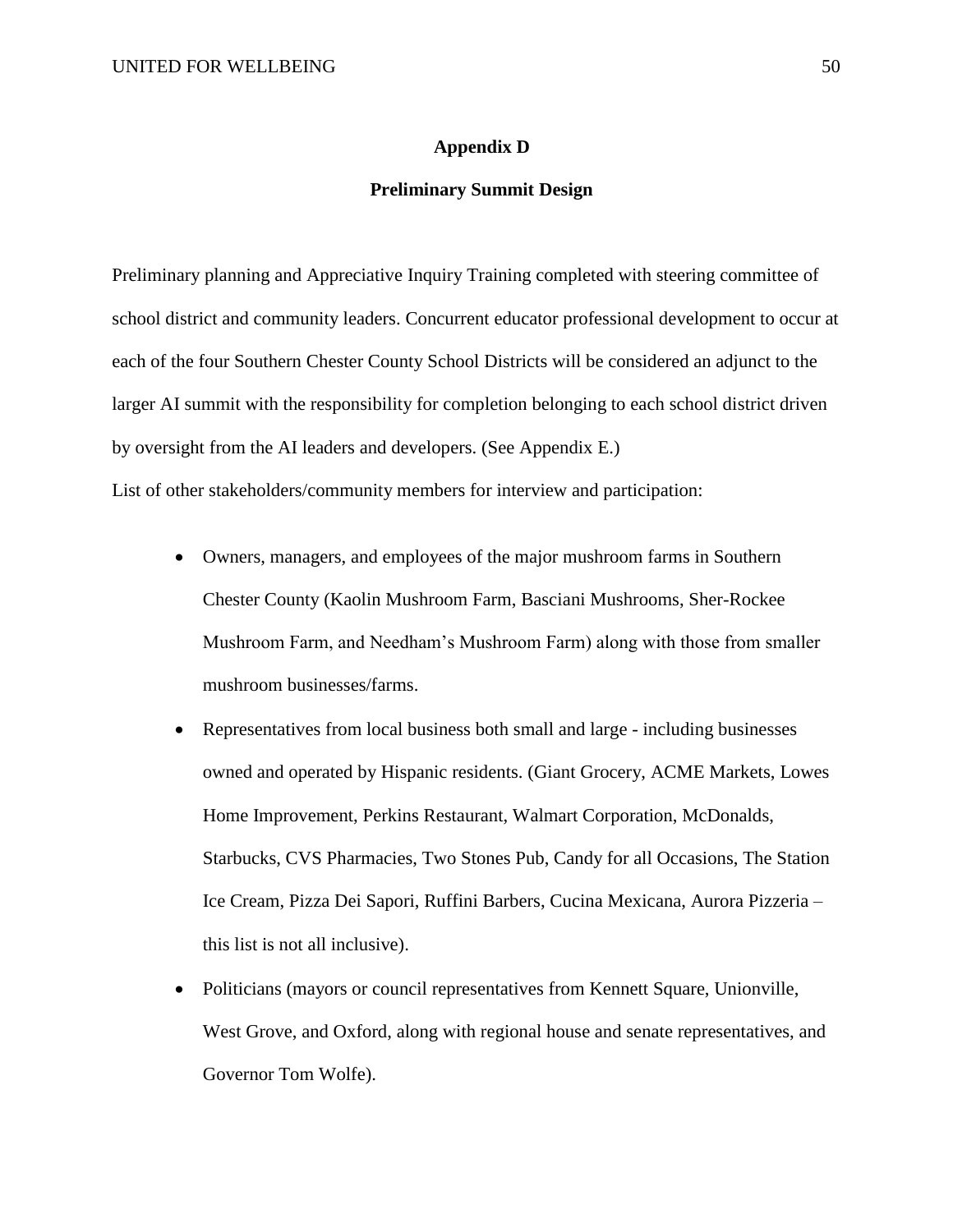## Appendix D

## Preliminary Summit Design

Preliminary planning and Appreciative Inquiry Training completed with steering committee of school district and community leaders. Concurrent educator professional development to occur at each of the four Southern Chester County School Districts will be considered an adjunct to the larger AI summit with the responsibility for completion belonging to each school district driven by oversight from the AI leaders and developers. (See Appendix E.)

List of other stakeholders/community members for interview and participation:

- Owners, managers, and employees of the major mushroom farms in Southern Chester County (Kaolin Mushroom Farm, Basciani Mushrooms, Sher-Rockee Mushroom Farm, and Needham's Mushroom Farm) along with those from smaller mushroom businesses/farms.
- Representatives from local business both small and large - including businesses owned and operated by Hispanic residents. (Giant Grocery, ACME Markets, Lowes Home Improvement, Perkins Restaurant, Walmart Corporation, McDonalds, Starbucks, CVS Pharmacies, Two Stones Pub, Candy for all Occasions, The Station Ice Cream, Pizza Dei Sapori, Ruffini Barbers, Cucina Mexicana, Aurora Pizzeria – this list is not all inclusive).
- Politicians (mayors or council representatives from Kennett Square, Unionville, West Grove, and Oxford, along with regional house and senate representatives, and Governor Tom Wolfe).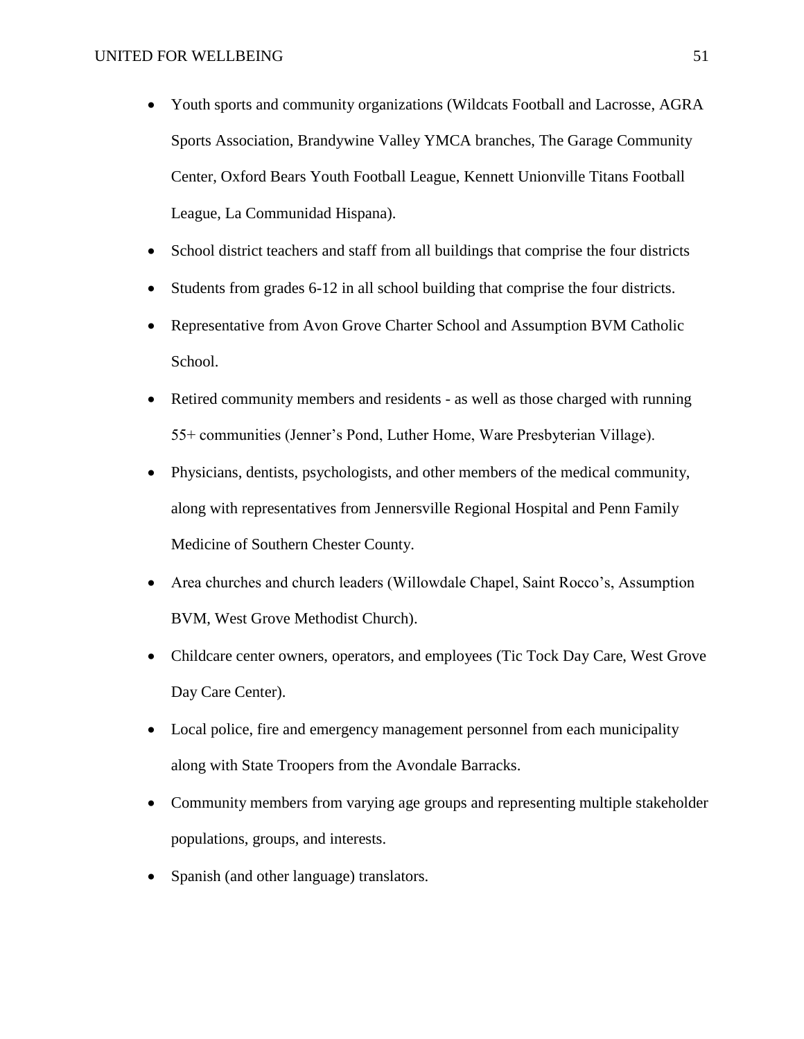- Youth sports and community organizations (Wildcats Football and Lacrosse, AGRA Sports Association, Brandywine Valley YMCA branches, The Garage Community Center, Oxford Bears Youth Football League, Kennett Unionville Titans Football League, La Communidad Hispana).
- School district teachers and staff from all buildings that comprise the four districts
- Students from grades 6-12 in all school building that comprise the four districts.
- Representative from Avon Grove Charter School and Assumption BVM Catholic School.
- Retired community members and residents - as well as those charged with running 55+ communities (Jenner's Pond, Luther Home, Ware Presbyterian Village).
- Physicians, dentists, psychologists, and other members of the medical community, along with representatives from Jennersville Regional Hospital and Penn Family Medicine of Southern Chester County.
- Area churches and church leaders (Willowdale Chapel, Saint Rocco's, Assumption BVM, West Grove Methodist Church).
- Childcare center owners, operators, and employees (Tic Tock Day Care, West Grove Day Care Center).
- Local police, fire and emergency management personnel from each municipality along with State Troopers from the Avondale Barracks.
- Community members from varying age groups and representing multiple stakeholder populations, groups, and interests.
- Spanish (and other language) translators.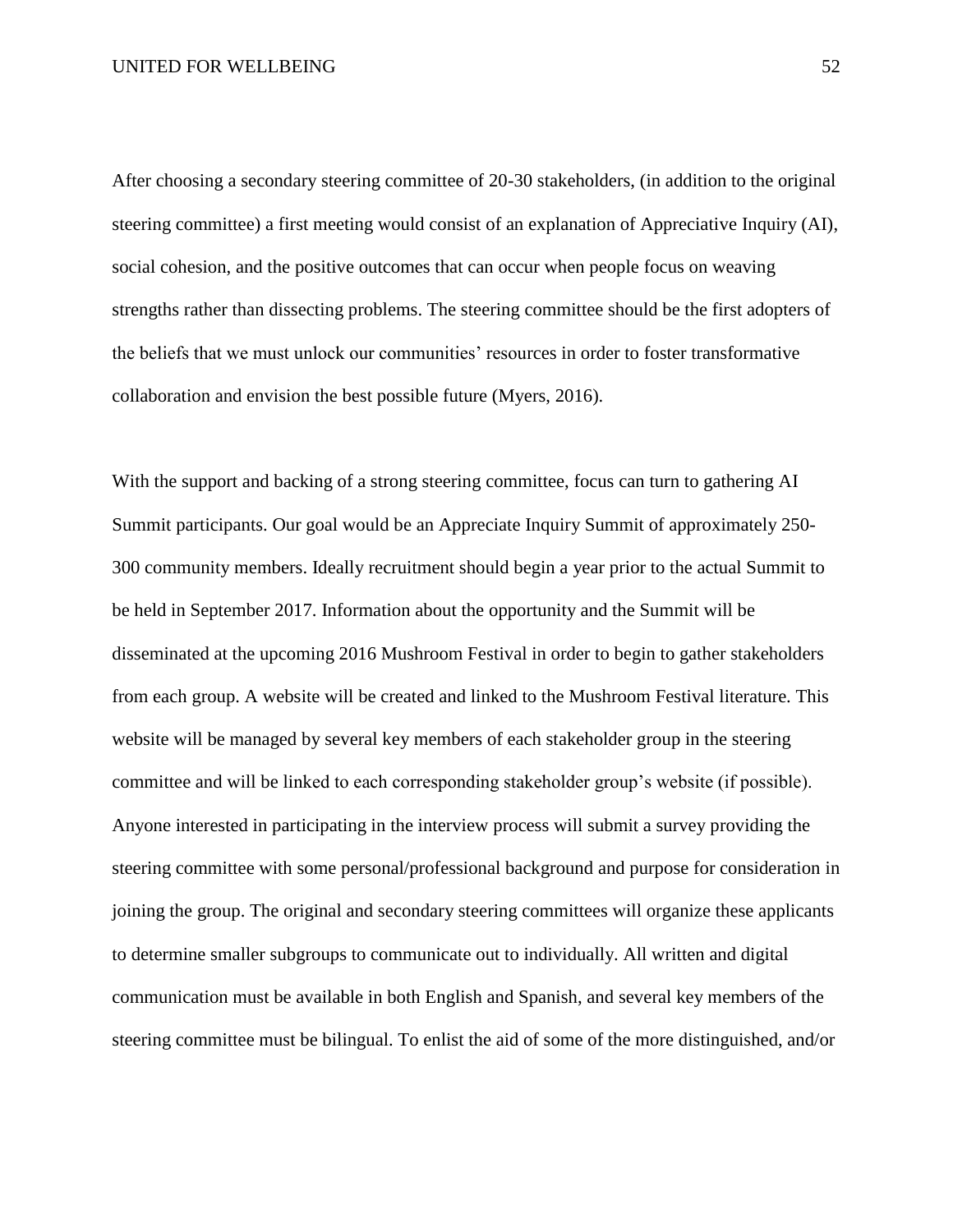After choosing a secondary steering committee of 20-30 stakeholders, (in addition to the original steering committee) a first meeting would consist of an explanation of Appreciative Inquiry (AI), social cohesion, and the positive outcomes that can occur when people focus on weaving strengths rather than dissecting problems. The steering committee should be the first adopters of the beliefs that we must unlock our communities' resources in order to foster transformative collaboration and envision the best possible future (Myers, 2016).

With the support and backing of a strong steering committee, focus can turn to gathering AI Summit participants. Our goal would be an Appreciate Inquiry Summit of approximately 250-300 community members. Ideally recruitment should begin a year prior to the actual Summit to be held in September 2017. Information about the opportunity and the Summit will be disseminated at the upcoming 2016 Mushroom Festival in order to begin to gather stakeholders from each group. A website will be created and linked to the Mushroom Festival literature. This website will be managed by several key members of each stakeholder group in the steering committee and will be linked to each corresponding stakeholder group's website (if possible). Anyone interested in participating in the interview process will submit a survey providing the steering committee with some personal/professional background and purpose for consideration in joining the group. The original and secondary steering committees will organize these applicants to determine smaller subgroups to communicate out to individually. All written and digital communication must be available in both English and Spanish, and several key members of the steering committee must be bilingual. To enlist the aid of some of the more distinguished, and/or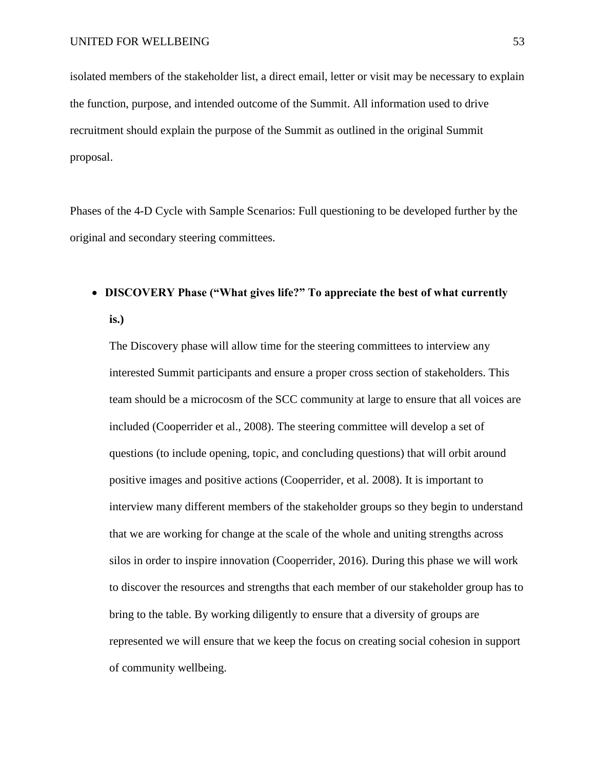isolated members of the stakeholder list, a direct email, letter or visit may be necessary to explain the function, purpose, and intended outcome of the Summit. All information used to drive recruitment should explain the purpose of the Summit as outlined in the original Summit proposal.

Phases of the 4-D Cycle with Sample Scenarios: Full questioning to be developed further by the original and secondary steering committees.

- **DISCOVERY Phase ("What gives life?" To appreciate the best of what currently is.)**

  The Discovery phase will allow time for the steering committees to interview any interested Summit participants and ensure a proper cross section of stakeholders. This team should be a microcosm of the SCC community at large to ensure that all voices are included (Cooperrider et al., 2008). The steering committee will develop a set of questions (to include opening, topic, and concluding questions) that will orbit around positive images and positive actions (Cooperrider, et al. 2008). It is important to interview many different members of the stakeholder groups so they begin to understand that we are working for change at the scale of the whole and uniting strengths across silos in order to inspire innovation (Cooperrider, 2016). During this phase we will work to discover the resources and strengths that each member of our stakeholder group has to bring to the table. By working diligently to ensure that a diversity of groups are represented we will ensure that we keep the focus on creating social cohesion in support of community wellbeing.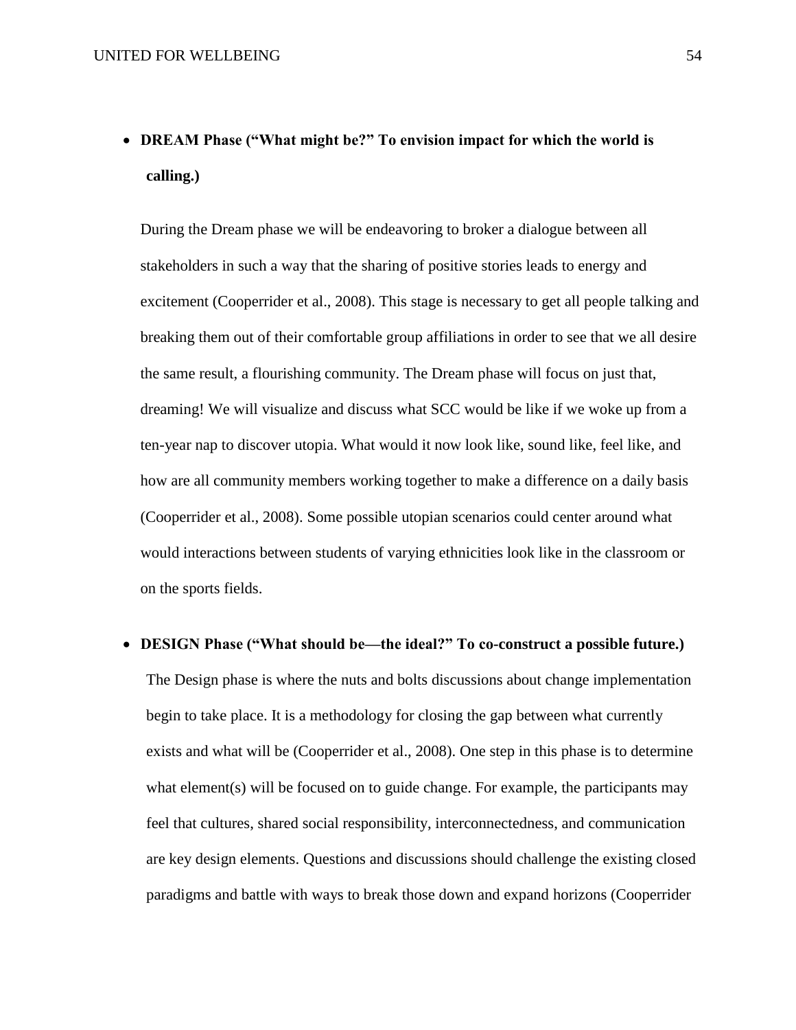- **DREAM Phase ("What might be?" To envision impact for which the world is calling.)**

  During the Dream phase we will be endeavoring to broker a dialogue between all stakeholders in such a way that the sharing of positive stories leads to energy and excitement (Cooperrider et al., 2008). This stage is necessary to get all people talking and breaking them out of their comfortable group affiliations in order to see that we all desire the same result, a flourishing community. The Dream phase will focus on just that, dreaming! We will visualize and discuss what SCC would be like if we woke up from a ten-year nap to discover utopia. What would it now look like, sound like, feel like, and how are all community members working together to make a difference on a daily basis (Cooperrider et al., 2008). Some possible utopian scenarios could center around what would interactions between students of varying ethnicities look like in the classroom or on the sports fields.

- **DESIGN Phase ("What should be—the ideal?" To co-construct a possible future.)**

  The Design phase is where the nuts and bolts discussions about change implementation begin to take place. It is a methodology for closing the gap between what currently exists and what will be (Cooperrider et al., 2008). One step in this phase is to determine what element(s) will be focused on to guide change. For example, the participants may feel that cultures, shared social responsibility, interconnectedness, and communication are key design elements. Questions and discussions should challenge the existing closed paradigms and battle with ways to break those down and expand horizons (Cooperrider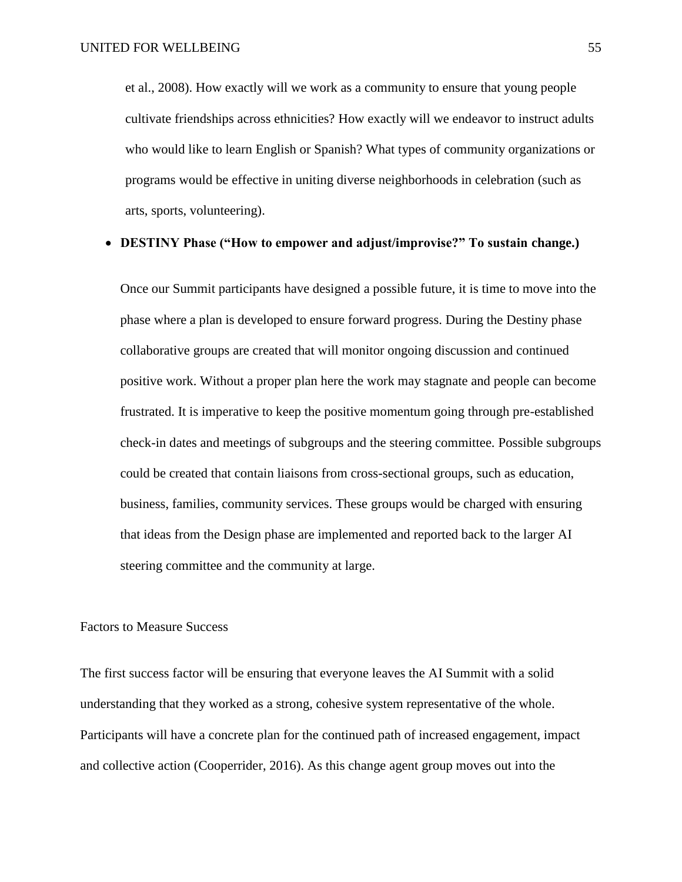et al., 2008). How exactly will we work as a community to ensure that young people cultivate friendships across ethnicities? How exactly will we endeavor to instruct adults who would like to learn English or Spanish? What types of community organizations or programs would be effective in uniting diverse neighborhoods in celebration (such as arts, sports, volunteering).

- **DESTINY Phase ("How to empower and adjust/improvise?" To sustain change.)**

  Once our Summit participants have designed a possible future, it is time to move into the phase where a plan is developed to ensure forward progress. During the Destiny phase collaborative groups are created that will monitor ongoing discussion and continued positive work. Without a proper plan here the work may stagnate and people can become frustrated. It is imperative to keep the positive momentum going through pre-established check-in dates and meetings of subgroups and the steering committee. Possible subgroups could be created that contain liaisons from cross-sectional groups, such as education, business, families, community services. These groups would be charged with ensuring that ideas from the Design phase are implemented and reported back to the larger AI steering committee and the community at large.

## Factors to Measure Success

The first success factor will be ensuring that everyone leaves the AI Summit with a solid understanding that they worked as a strong, cohesive system representative of the whole. Participants will have a concrete plan for the continued path of increased engagement, impact and collective action (Cooperrider, 2016). As this change agent group moves out into the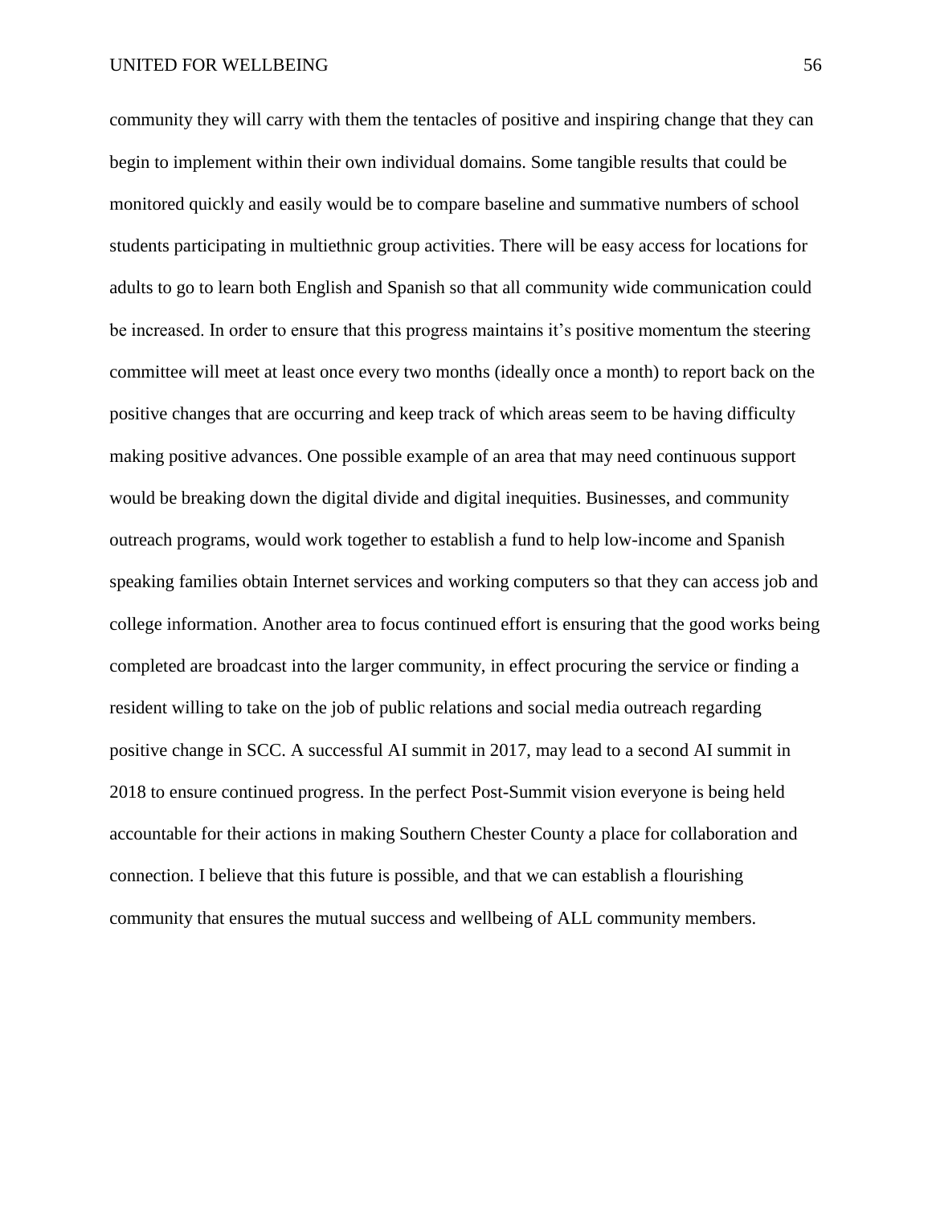community they will carry with them the tentacles of positive and inspiring change that they can begin to implement within their own individual domains. Some tangible results that could be monitored quickly and easily would be to compare baseline and summative numbers of school students participating in multiethnic group activities. There will be easy access for locations for adults to go to learn both English and Spanish so that all community wide communication could be increased. In order to ensure that this progress maintains it's positive momentum the steering committee will meet at least once every two months (ideally once a month) to report back on the positive changes that are occurring and keep track of which areas seem to be having difficulty making positive advances. One possible example of an area that may need continuous support would be breaking down the digital divide and digital inequities. Businesses, and community outreach programs, would work together to establish a fund to help low-income and Spanish speaking families obtain Internet services and working computers so that they can access job and college information. Another area to focus continued effort is ensuring that the good works being completed are broadcast into the larger community, in effect procuring the service or finding a resident willing to take on the job of public relations and social media outreach regarding positive change in SCC. A successful AI summit in 2017, may lead to a second AI summit in 2018 to ensure continued progress. In the perfect Post-Summit vision everyone is being held accountable for their actions in making Southern Chester County a place for collaboration and connection. I believe that this future is possible, and that we can establish a flourishing community that ensures the mutual success and wellbeing of ALL community members.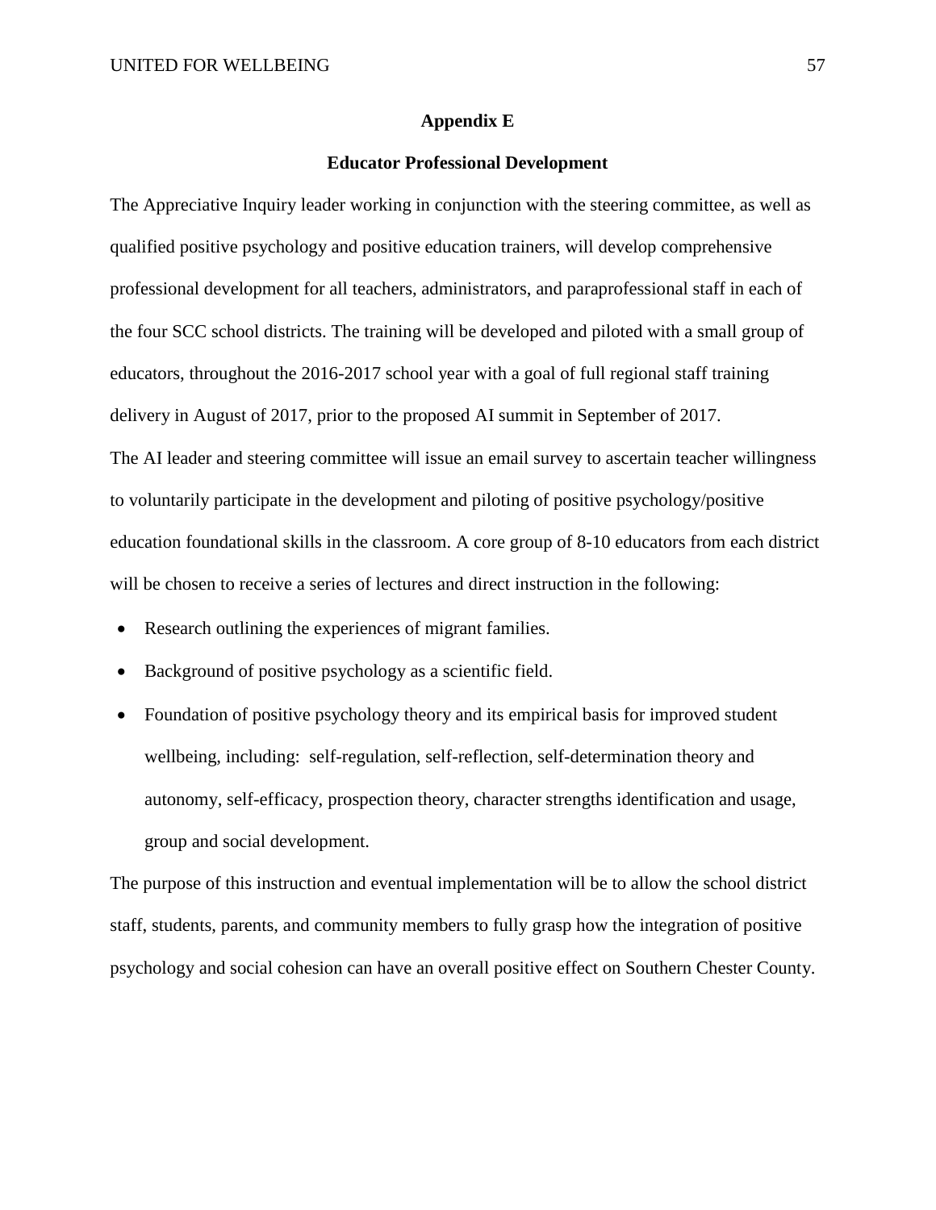## Appendix E

### Educator Professional Development

The Appreciative Inquiry leader working in conjunction with the steering committee, as well as qualified positive psychology and positive education trainers, will develop comprehensive professional development for all teachers, administrators, and paraprofessional staff in each of the four SCC school districts. The training will be developed and piloted with a small group of educators, throughout the 2016-2017 school year with a goal of full regional staff training delivery in August of 2017, prior to the proposed AI summit in September of 2017.

The AI leader and steering committee will issue an email survey to ascertain teacher willingness to voluntarily participate in the development and piloting of positive psychology/positive education foundational skills in the classroom. A core group of 8-10 educators from each district will be chosen to receive a series of lectures and direct instruction in the following:

- Research outlining the experiences of migrant families.
- Background of positive psychology as a scientific field.
- Foundation of positive psychology theory and its empirical basis for improved student wellbeing, including: self-regulation, self-reflection, self-determination theory and autonomy, self-efficacy, prospection theory, character strengths identification and usage, group and social development.

The purpose of this instruction and eventual implementation will be to allow the school district staff, students, parents, and community members to fully grasp how the integration of positive psychology and social cohesion can have an overall positive effect on Southern Chester County.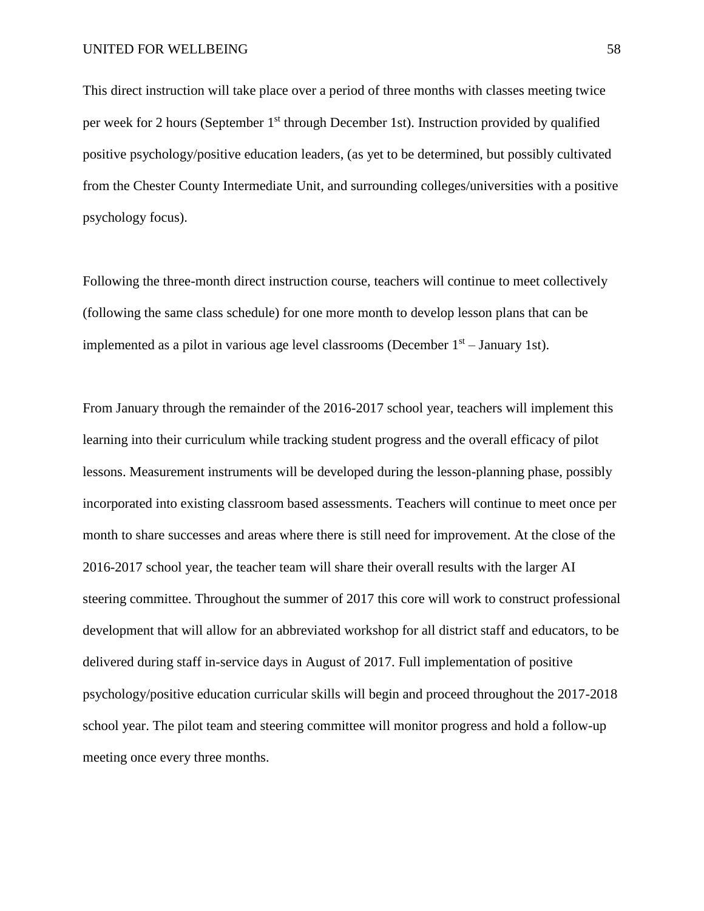This direct instruction will take place over a period of three months with classes meeting twice per week for 2 hours (September 1st through December 1st). Instruction provided by qualified positive psychology/positive education leaders, (as yet to be determined, but possibly cultivated from the Chester County Intermediate Unit, and surrounding colleges/universities with a positive psychology focus).

Following the three-month direct instruction course, teachers will continue to meet collectively (following the same class schedule) for one more month to develop lesson plans that can be implemented as a pilot in various age level classrooms (December 1st – January 1st).

From January through the remainder of the 2016-2017 school year, teachers will implement this learning into their curriculum while tracking student progress and the overall efficacy of pilot lessons. Measurement instruments will be developed during the lesson-planning phase, possibly incorporated into existing classroom based assessments. Teachers will continue to meet once per month to share successes and areas where there is still need for improvement. At the close of the 2016-2017 school year, the teacher team will share their overall results with the larger AI steering committee. Throughout the summer of 2017 this core will work to construct professional development that will allow for an abbreviated workshop for all district staff and educators, to be delivered during staff in-service days in August of 2017. Full implementation of positive psychology/positive education curricular skills will begin and proceed throughout the 2017-2018 school year. The pilot team and steering committee will monitor progress and hold a follow-up meeting once every three months.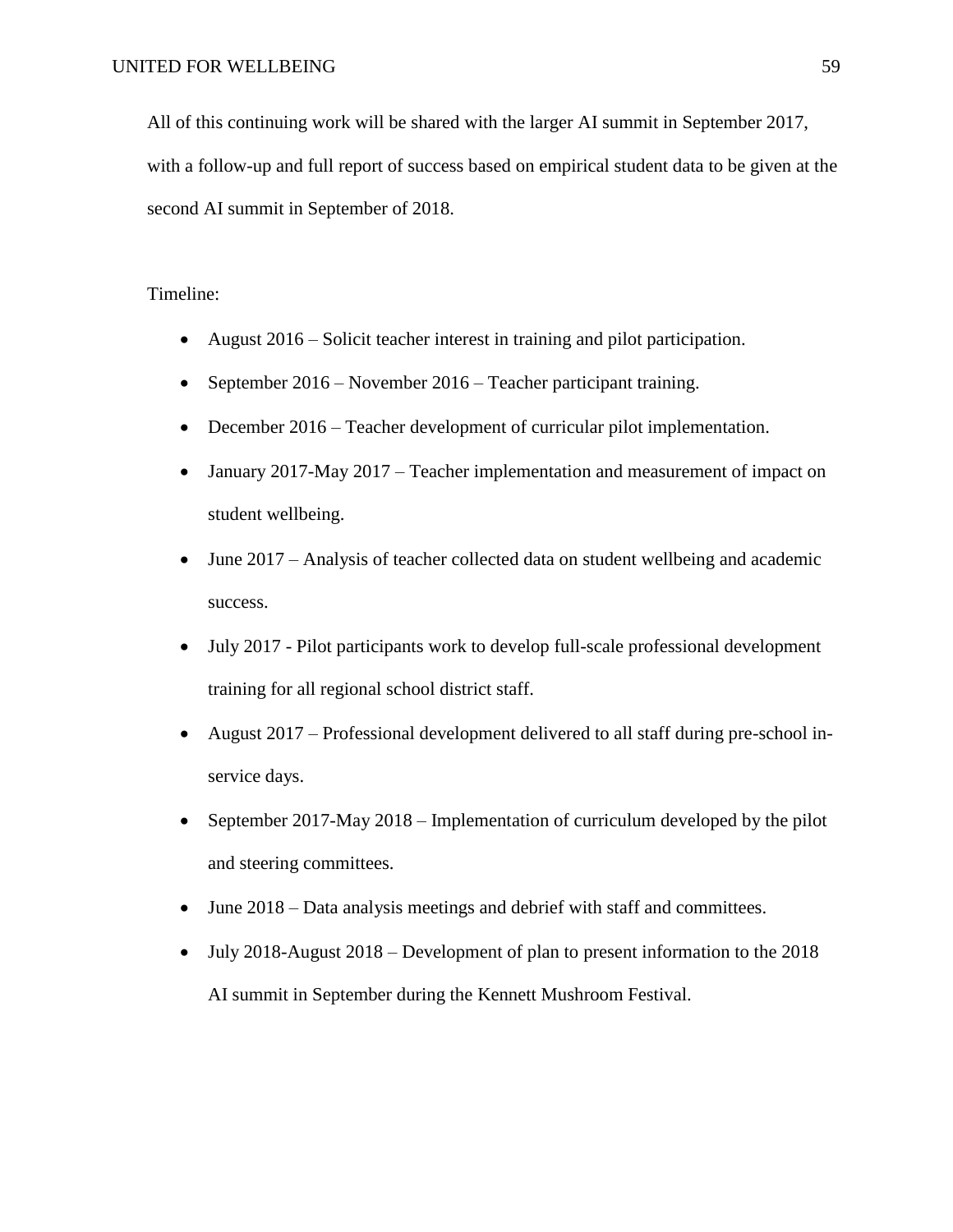All of this continuing work will be shared with the larger AI summit in September 2017, with a follow-up and full report of success based on empirical student data to be given at the second AI summit in September of 2018.

Timeline:

- August 2016 – Solicit teacher interest in training and pilot participation.
- September 2016 – November 2016 – Teacher participant training.
- December 2016 – Teacher development of curricular pilot implementation.
- January 2017-May 2017 – Teacher implementation and measurement of impact on student wellbeing.
- June 2017 – Analysis of teacher collected data on student wellbeing and academic success.
- July 2017 - Pilot participants work to develop full-scale professional development training for all regional school district staff.
- August 2017 – Professional development delivered to all staff during pre-school in-service days.
- September 2017-May 2018 – Implementation of curriculum developed by the pilot and steering committees.
- June 2018 – Data analysis meetings and debrief with staff and committees.
- July 2018-August 2018 – Development of plan to present information to the 2018 AI summit in September during the Kennett Mushroom Festival.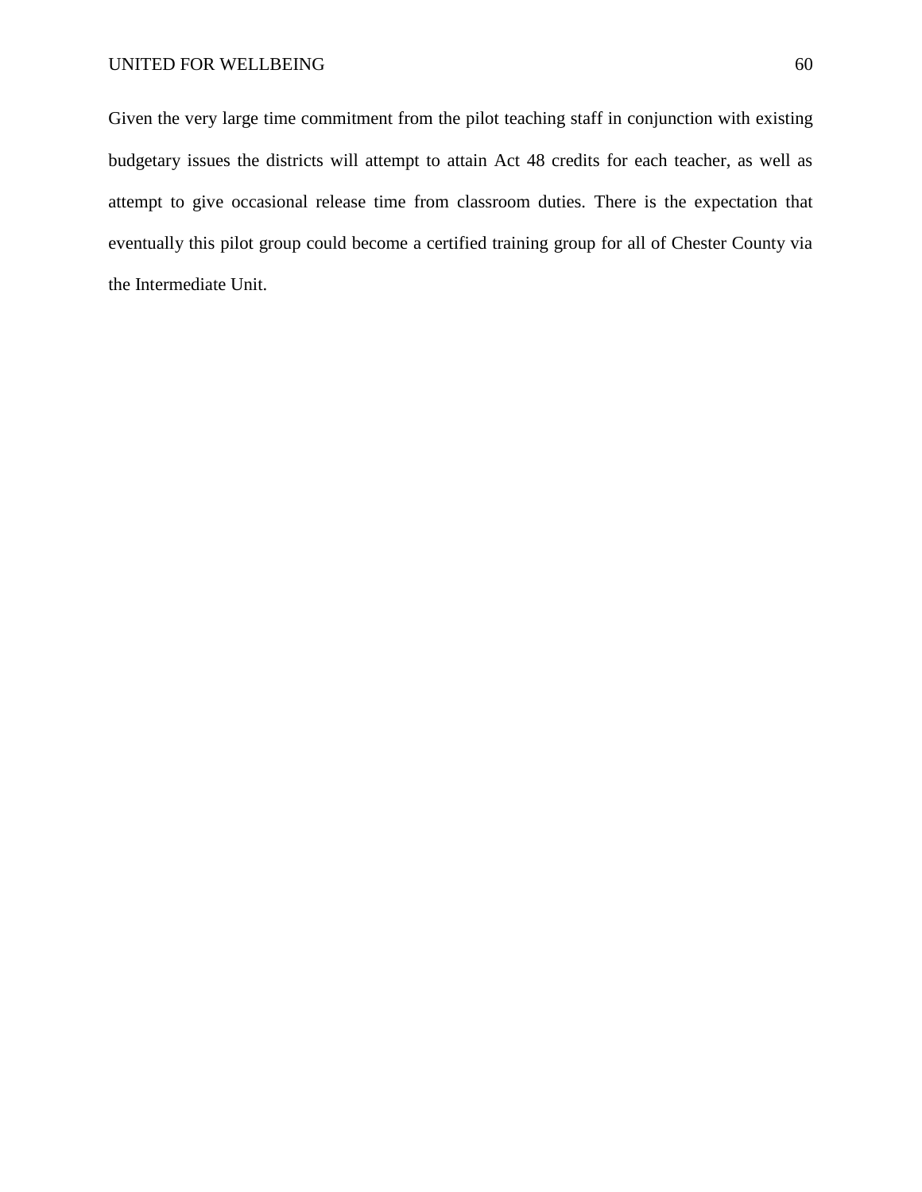Given the very large time commitment from the pilot teaching staff in conjunction with existing budgetary issues the districts will attempt to attain Act 48 credits for each teacher, as well as attempt to give occasional release time from classroom duties. There is the expectation that eventually this pilot group could become a certified training group for all of Chester County via the Intermediate Unit.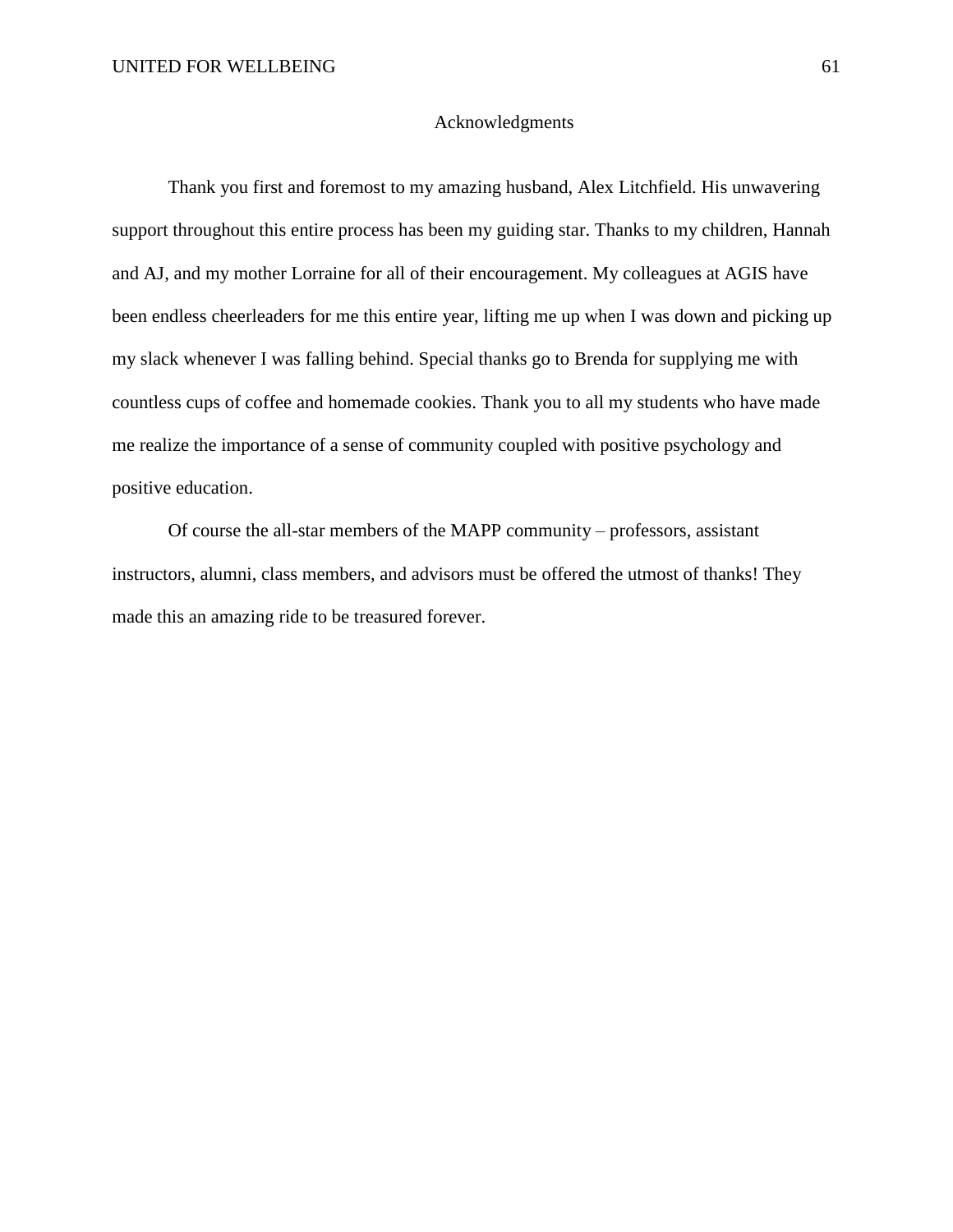# Acknowledgments

Thank you first and foremost to my amazing husband, Alex Litchfield. His unwavering support throughout this entire process has been my guiding star. Thanks to my children, Hannah and AJ, and my mother Lorraine for all of their encouragement. My colleagues at AGIS have been endless cheerleaders for me this entire year, lifting me up when I was down and picking up my slack whenever I was falling behind. Special thanks go to Brenda for supplying me with countless cups of coffee and homemade cookies. Thank you to all my students who have made me realize the importance of a sense of community coupled with positive psychology and positive education.

Of course the all-star members of the MAPP community – professors, assistant instructors, alumni, class members, and advisors must be offered the utmost of thanks! They made this an amazing ride to be treasured forever.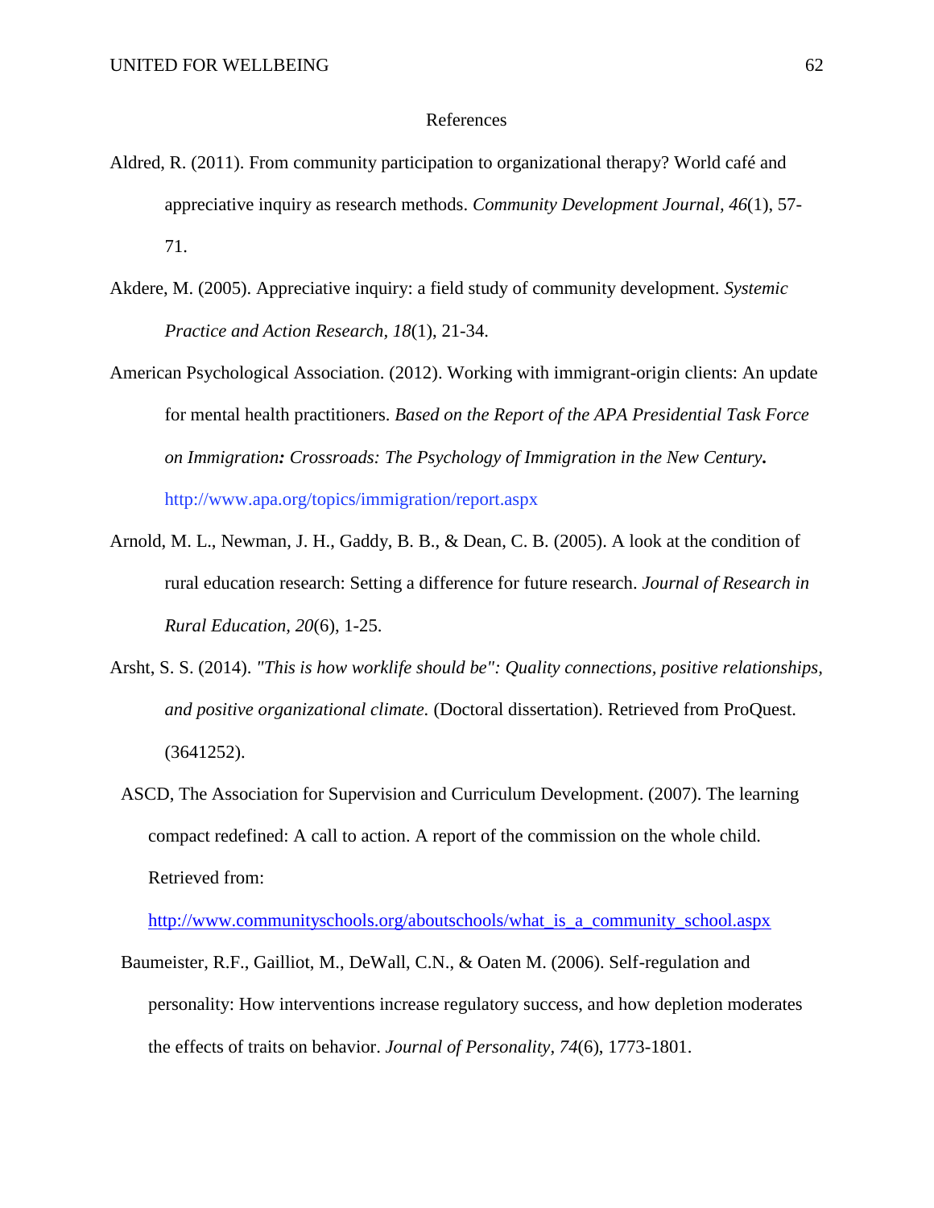# References

Aldred, R. (2011). From community participation to organizational therapy? World café and appreciative inquiry as research methods. *Community Development Journal*, *46*(1), 57-71.

Akdere, M. (2005). Appreciative inquiry: a field study of community development. *Systemic Practice and Action Research*, *18*(1), 21-34.

American Psychological Association. (2012). Working with immigrant-origin clients: An update for mental health practitioners. *Based on the Report of the APA Presidential Task Force on Immigration: Crossroads: The Psychology of Immigration in the New Century***.** http://www.apa.org/topics/immigration/report.aspx

Arnold, M. L., Newman, J. H., Gaddy, B. B., & Dean, C. B. (2005). A look at the condition of rural education research: Setting a difference for future research. *Journal of Research in Rural Education, 20*(6), 1-25.

Arsht, S. S. (2014). *"This is how worklife should be": Quality connections, positive relationships, and positive organizational climate.* (Doctoral dissertation). Retrieved from ProQuest. (3641252).

ASCD, The Association for Supervision and Curriculum Development. (2007). The learning compact redefined: A call to action. A report of the commission on the whole child. Retrieved from: http://www.communityschools.org/aboutschools/what_is_a_community_school.aspx

Baumeister, R.F., Gailliot, M., DeWall, C.N., & Oaten M. (2006). Self-regulation and personality: How interventions increase regulatory success, and how depletion moderates the effects of traits on behavior. *Journal of Personality*, *74*(6), 1773-1801.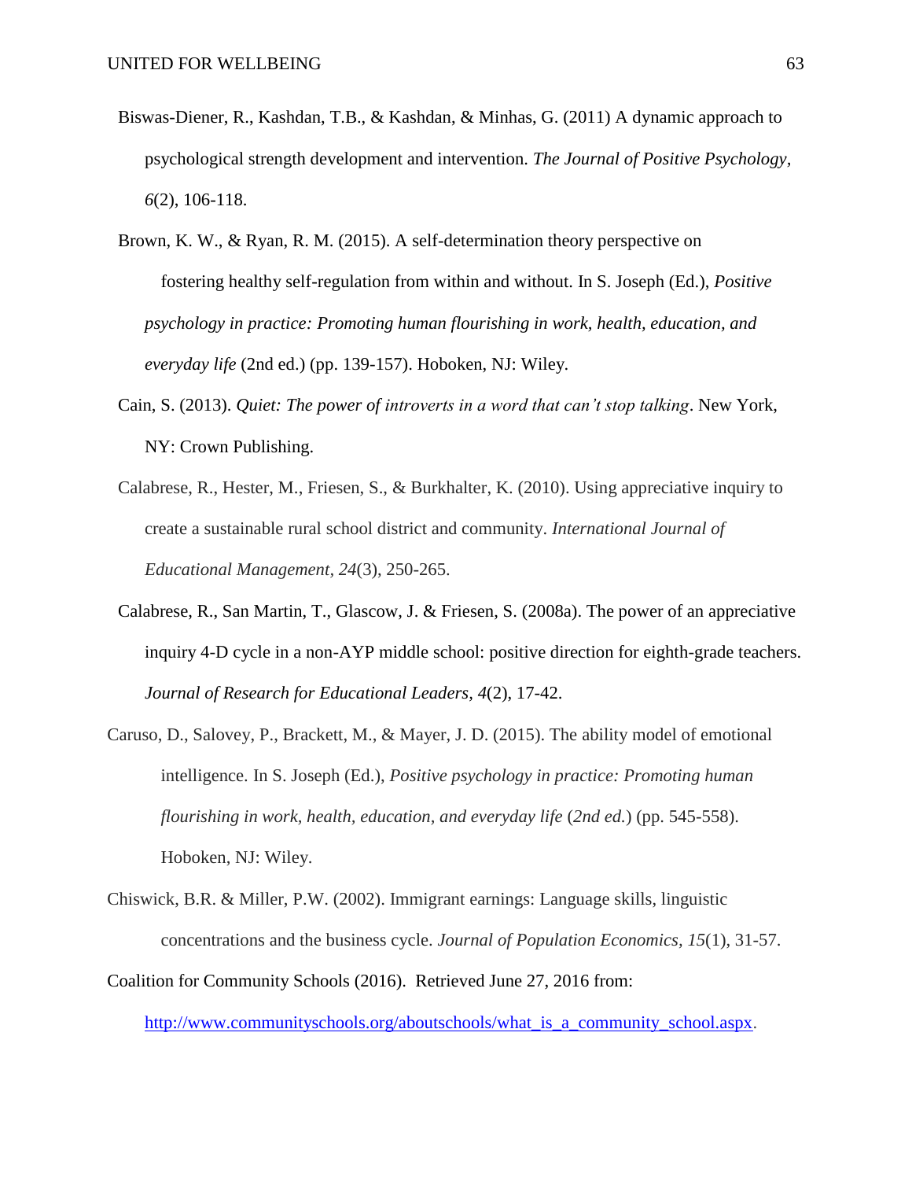Biswas-Diener, R., Kashdan, T.B., & Kashdan, & Minhas, G. (2011) A dynamic approach to psychological strength development and intervention. *The Journal of Positive Psychology, 6*(2), 106-118.

Brown, K. W., & Ryan, R. M. (2015). A self-determination theory perspective on fostering healthy self-regulation from within and without. In S. Joseph (Ed.), *Positive psychology in practice: Promoting human flourishing in work, health, education, and everyday life* (2nd ed.) (pp. 139-157). Hoboken, NJ: Wiley.

Cain, S. (2013). *Quiet: The power of introverts in a word that can't stop talking*. New York, NY: Crown Publishing.

Calabrese, R., Hester, M., Friesen, S., & Burkhalter, K. (2010). Using appreciative inquiry to create a sustainable rural school district and community. *International Journal of Educational Management*, *24*(3), 250-265.

Calabrese, R., San Martin, T., Glascow, J. & Friesen, S. (2008a). The power of an appreciative inquiry 4-D cycle in a non-AYP middle school: positive direction for eighth-grade teachers. *Journal of Research for Educational Leaders, 4*(2), 17-42.

Caruso, D., Salovey, P., Brackett, M., & Mayer, J. D. (2015). The ability model of emotional intelligence. In S. Joseph (Ed.), *Positive psychology in practice: Promoting human flourishing in work, health, education, and everyday life* (*2nd ed.*) (pp. 545-558). Hoboken, NJ: Wiley.

Chiswick, B.R. & Miller, P.W. (2002). Immigrant earnings: Language skills, linguistic concentrations and the business cycle. *Journal of Population Economics*, *15*(1), 31-57.

Coalition for Community Schools (2016). Retrieved June 27, 2016 from: http://www.communityschools.org/aboutschools/what_is_a_community_school.aspx.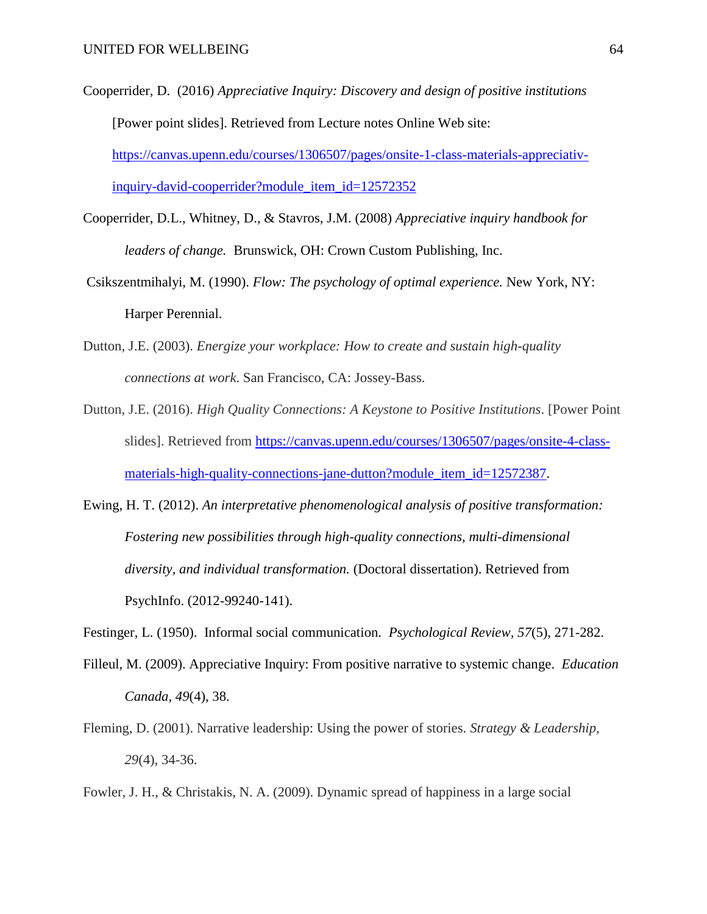Cooperrider, D. (2016) *Appreciative Inquiry: Discovery and design of positive institutions* [Power point slides]. Retrieved from Lecture notes Online Web site: https://canvas.upenn.edu/courses/1306507/pages/onsite-1-class-materials-appreciativ-inquiry-david-cooperrider?module_item_id=12572352

Cooperrider, D.L., Whitney, D., & Stavros, J.M. (2008) *Appreciative inquiry handbook for leaders of change.* Brunswick, OH: Crown Custom Publishing, Inc.

Csikszentmihalyi, M. (1990). *Flow: The psychology of optimal experience.* New York, NY: Harper Perennial.

Dutton, J.E. (2003). *Energize your workplace: How to create and sustain high-quality connections at work*. San Francisco, CA: Jossey-Bass.

Dutton, J.E. (2016). *High Quality Connections: A Keystone to Positive Institutions*. [Power Point slides]. Retrieved from https://canvas.upenn.edu/courses/1306507/pages/onsite-4-class-materials-high-quality-connections-jane-dutton?module_item_id=12572387.

Ewing, H. T. (2012). *An interpretative phenomenological analysis of positive transformation: Fostering new possibilities through high-quality connections, multi-dimensional diversity, and individual transformation.* (Doctoral dissertation). Retrieved from PsychInfo. (2012-99240-141).

Festinger, L. (1950). Informal social communication. *Psychological Review, 57*(5), 271-282.

Filleul, M. (2009). Appreciative Inquiry: From positive narrative to systemic change. *Education Canada, 49*(4), 38.

Fleming, D. (2001). Narrative leadership: Using the power of stories. *Strategy & Leadership, 29*(4), 34-36.

Fowler, J. H., & Christakis, N. A. (2009). Dynamic spread of happiness in a large social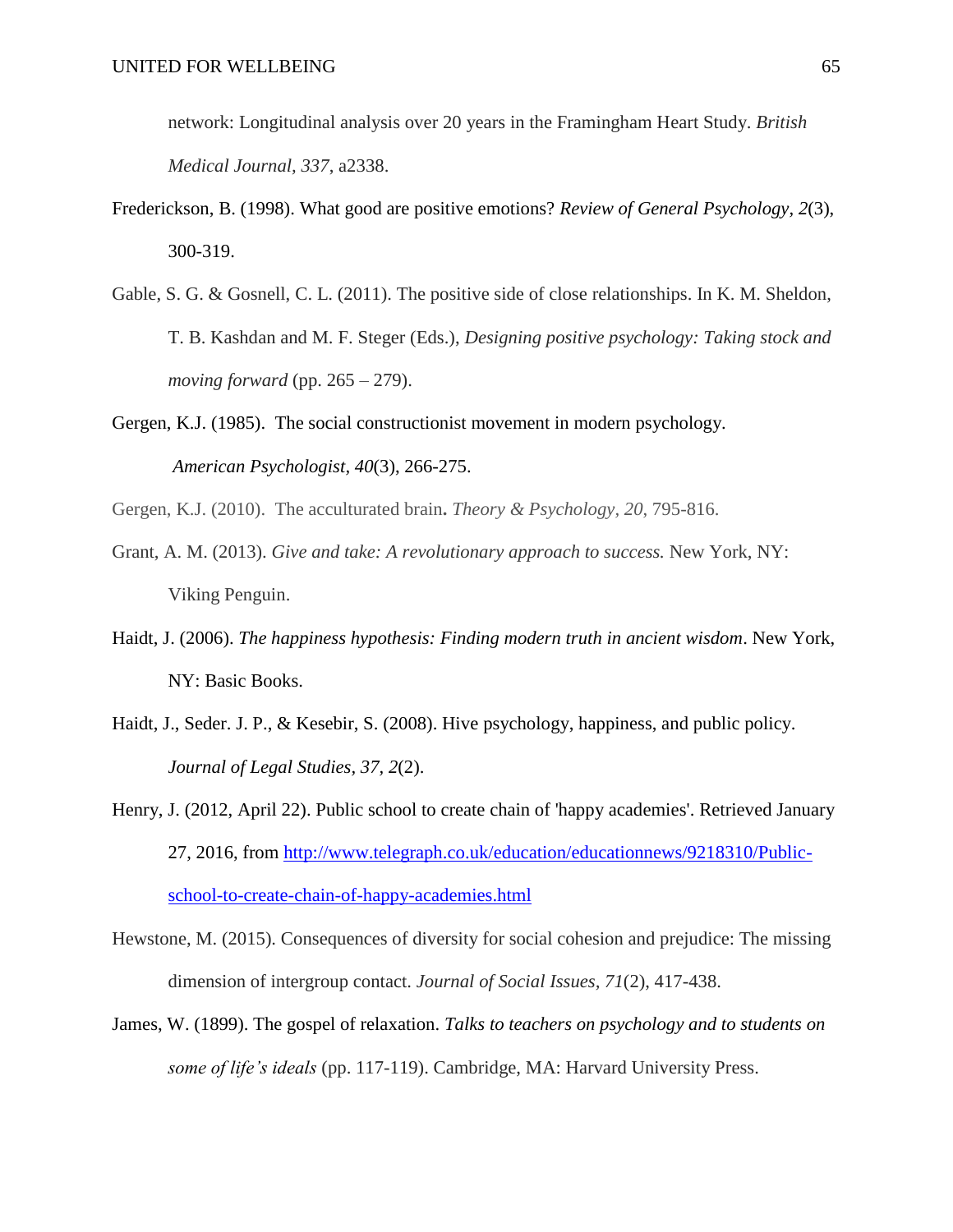network: Longitudinal analysis over 20 years in the Framingham Heart Study. *British Medical Journal*, *337*, a2338.

Frederickson, B. (1998). What good are positive emotions? *Review of General Psychology*, *2*(3), 300-319.

Gable, S. G. & Gosnell, C. L. (2011). The positive side of close relationships. In K. M. Sheldon, T. B. Kashdan and M. F. Steger (Eds.), *Designing positive psychology: Taking stock and moving forward* (pp. 265 – 279).

Gergen, K.J. (1985). The social constructionist movement in modern psychology. *American Psychologist, 40*(3), 266-275.

Gergen, K.J. (2010). The acculturated brain**.** *Theory & Psychology*, *20*, 795-816.

Grant, A. M. (2013). *Give and take: A revolutionary approach to success.* New York, NY: Viking Penguin.

Haidt, J. (2006). *The happiness hypothesis: Finding modern truth in ancient wisdom*. New York, NY: Basic Books.

Haidt, J., Seder. J. P., & Kesebir, S. (2008). Hive psychology, happiness, and public policy. *Journal of Legal Studies*, *37*, *2*(2).

Henry, J. (2012, April 22). Public school to create chain of 'happy academies'. Retrieved January 27, 2016, from http://www.telegraph.co.uk/education/educationnews/9218310/Public-school-to-create-chain-of-happy-academies.html

Hewstone, M. (2015). Consequences of diversity for social cohesion and prejudice: The missing dimension of intergroup contact. *Journal of Social Issues*, *71*(2), 417-438.

James, W. (1899). The gospel of relaxation. *Talks to teachers on psychology and to students on some of life's ideals* (pp. 117-119). Cambridge, MA: Harvard University Press.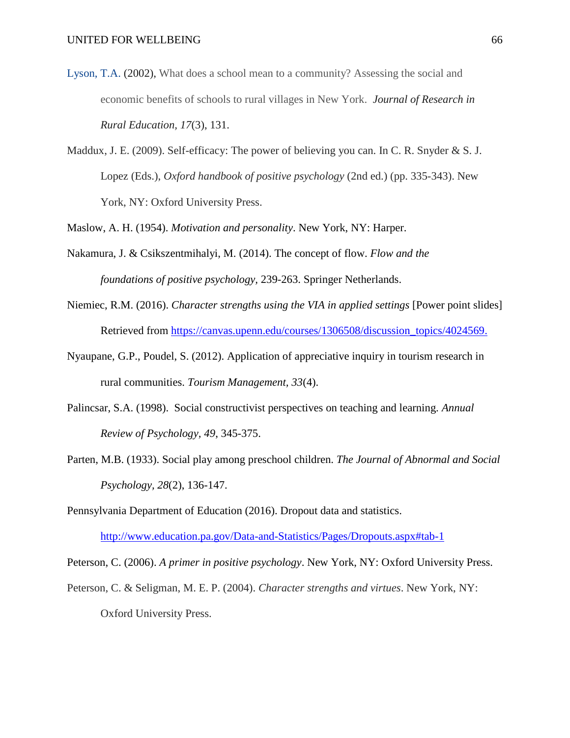Lyson, T.A. (2002), What does a school mean to a community? Assessing the social and economic benefits of schools to rural villages in New York. *Journal of Research in Rural Education, 17*(3), 131.

Maddux, J. E. (2009). Self-efficacy: The power of believing you can. In C. R. Snyder & S. J. Lopez (Eds.), *Oxford handbook of positive psychology* (2nd ed.) (pp. 335-343). New York, NY: Oxford University Press.

Maslow, A. H. (1954). *Motivation and personality*. New York, NY: Harper.

Nakamura, J. & Csikszentmihalyi, M. (2014). The concept of flow. *Flow and the foundations of positive psychology,* 239-263. Springer Netherlands.

Niemiec, R.M. (2016). *Character strengths using the VIA in applied settings* [Power point slides] Retrieved from https://canvas.upenn.edu/courses/1306508/discussion_topics/4024569.

Nyaupane, G.P., Poudel, S. (2012). Application of appreciative inquiry in tourism research in rural communities. *Tourism Management, 33*(4).

Palincsar, S.A. (1998). Social constructivist perspectives on teaching and learning. *Annual Review of Psychology, 49,* 345-375.

Parten, M.B. (1933). Social play among preschool children. *The Journal of Abnormal and Social Psychology, 28*(2), 136-147.

Pennsylvania Department of Education (2016). Dropout data and statistics. http://www.education.pa.gov/Data-and-Statistics/Pages/Dropouts.aspx#tab-1

Peterson, C. (2006). *A primer in positive psychology*. New York, NY: Oxford University Press.

Peterson, C. & Seligman, M. E. P. (2004). *Character strengths and virtues*. New York, NY: Oxford University Press.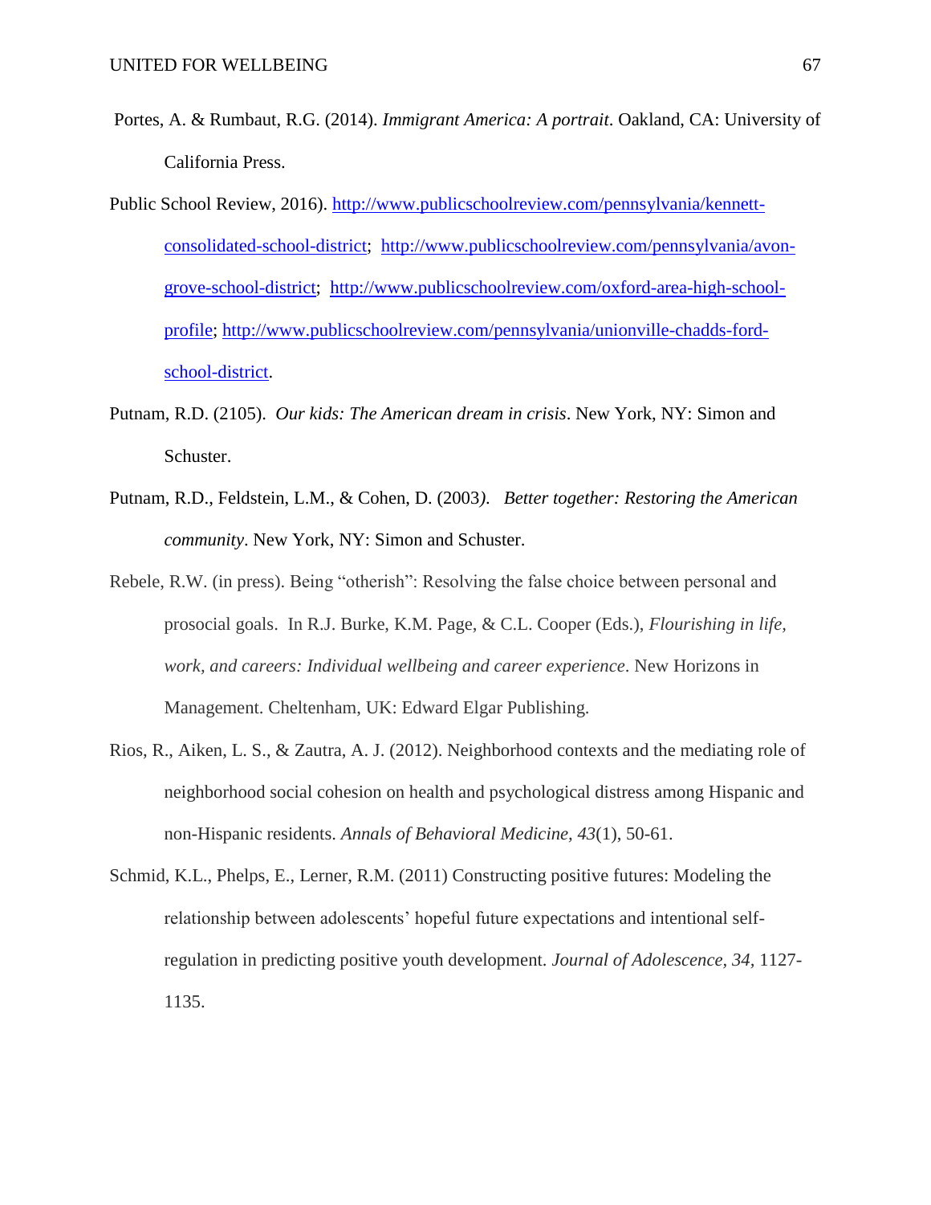Portes, A. & Rumbaut, R.G. (2014). *Immigrant America: A portrait*. Oakland, CA: University of California Press.

Public School Review, 2016). http://www.publicschoolreview.com/pennsylvania/kennett-consolidated-school-district; http://www.publicschoolreview.com/pennsylvania/avon-grove-school-district; http://www.publicschoolreview.com/oxford-area-high-school-profile; http://www.publicschoolreview.com/pennsylvania/unionville-chadds-ford-school-district.

Putnam, R.D. (2105). *Our kids: The American dream in crisis*. New York, NY: Simon and Schuster.

Putnam, R.D., Feldstein, L.M., & Cohen, D. (2003). *Better together: Restoring the American community*. New York, NY: Simon and Schuster.

Rebele, R.W. (in press). Being "otherish": Resolving the false choice between personal and prosocial goals. In R.J. Burke, K.M. Page, & C.L. Cooper (Eds.), *Flourishing in life, work, and careers: Individual wellbeing and career experience*. New Horizons in Management. Cheltenham, UK: Edward Elgar Publishing.

Rios, R., Aiken, L. S., & Zautra, A. J. (2012). Neighborhood contexts and the mediating role of neighborhood social cohesion on health and psychological distress among Hispanic and non-Hispanic residents. *Annals of Behavioral Medicine*, *43*(1), 50-61.

Schmid, K.L., Phelps, E., Lerner, R.M. (2011) Constructing positive futures: Modeling the relationship between adolescents' hopeful future expectations and intentional self-regulation in predicting positive youth development. *Journal of Adolescence*, *34*, 1127-1135.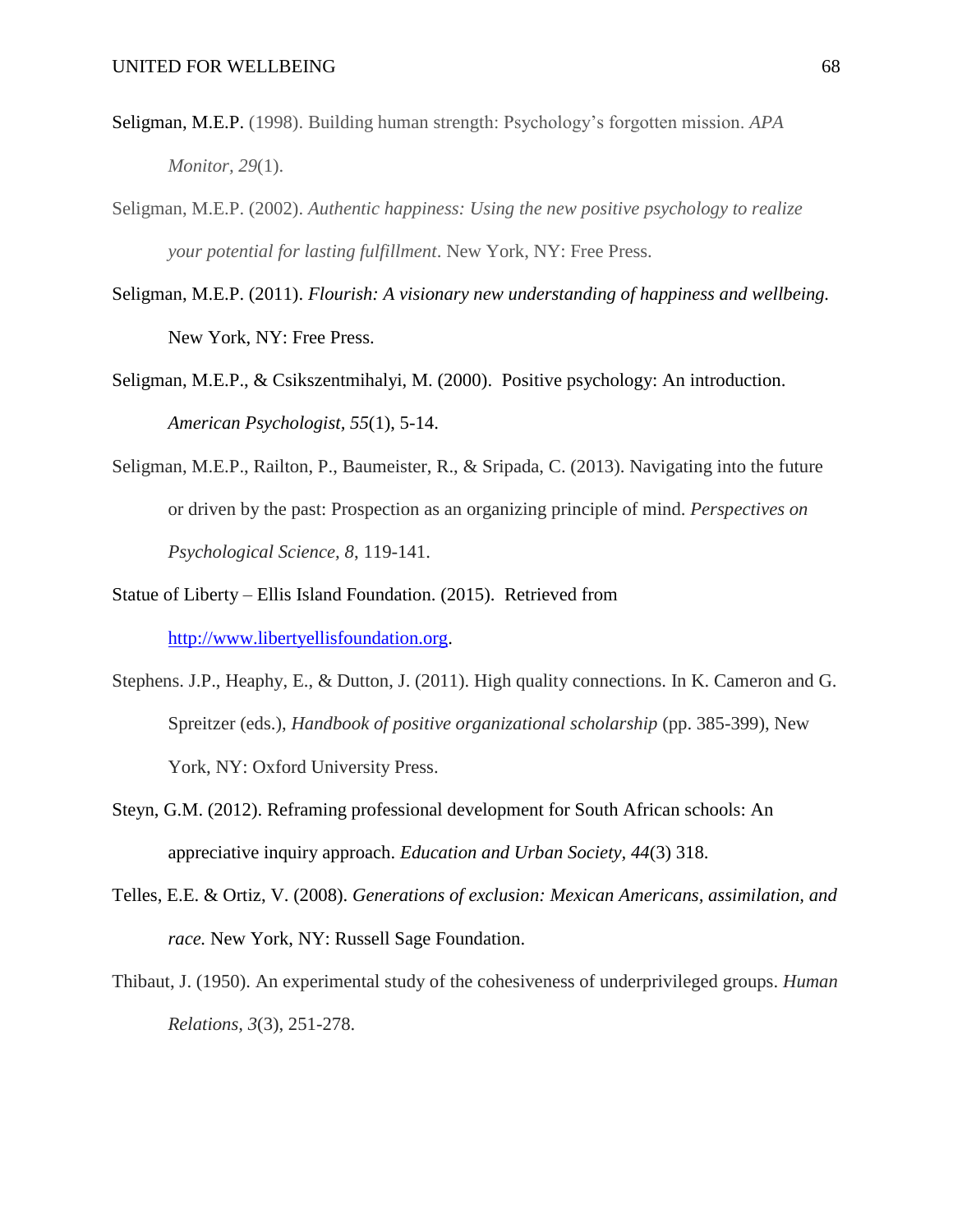Seligman, M.E.P. (1998). Building human strength: Psychology's forgotten mission. *APA Monitor*, *29*(1).

Seligman, M.E.P. (2002). *Authentic happiness: Using the new positive psychology to realize your potential for lasting fulfillment*. New York, NY: Free Press.

Seligman, M.E.P. (2011). *Flourish: A visionary new understanding of happiness and wellbeing.* New York, NY: Free Press.

Seligman, M.E.P., & Csikszentmihalyi, M. (2000). Positive psychology: An introduction. *American Psychologist*, *55*(1), 5-14.

Seligman, M.E.P., Railton, P., Baumeister, R., & Sripada, C. (2013). Navigating into the future or driven by the past: Prospection as an organizing principle of mind. *Perspectives on Psychological Science*, *8*, 119-141.

Statue of Liberty – Ellis Island Foundation. (2015). Retrieved from http://www.libertyellisfoundation.org.

Stephens. J.P., Heaphy, E., & Dutton, J. (2011). High quality connections. In K. Cameron and G. Spreitzer (eds.), *Handbook of positive organizational scholarship* (pp. 385-399), New York, NY: Oxford University Press.

Steyn, G.M. (2012). Reframing professional development for South African schools: An appreciative inquiry approach. *Education and Urban Society*, *44*(3) 318.

Telles, E.E. & Ortiz, V. (2008). *Generations of exclusion: Mexican Americans, assimilation, and race.* New York, NY: Russell Sage Foundation.

Thibaut, J. (1950). An experimental study of the cohesiveness of underprivileged groups. *Human Relations*, *3*(3), 251-278.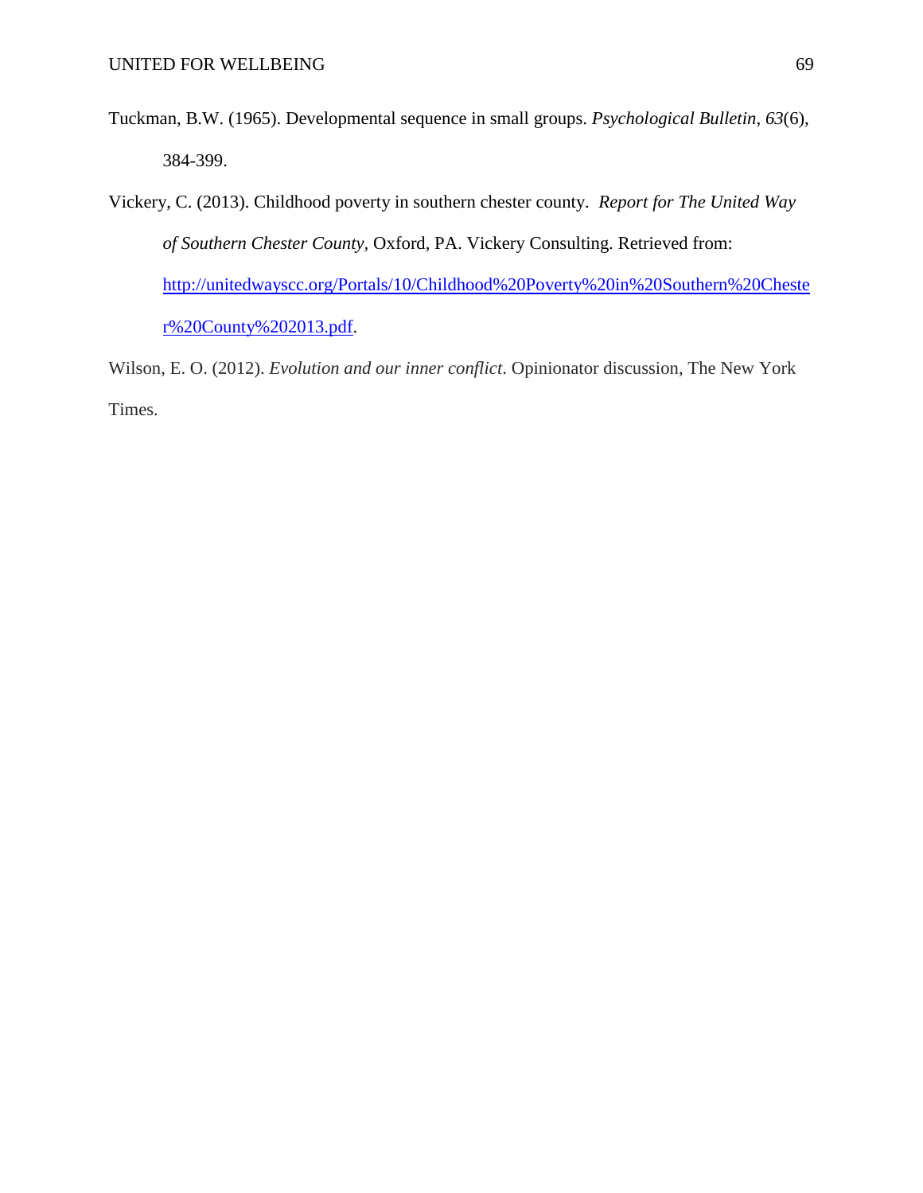Tuckman, B.W. (1965). Developmental sequence in small groups. *Psychological Bulletin, 63*(6), 384-399.

Vickery, C. (2013). Childhood poverty in southern chester county. *Report for The United Way of Southern Chester County*, Oxford, PA. Vickery Consulting. Retrieved from: [http://unitedwayscc.org/Portals/10/Childhood%20Poverty%20in%20Southern%20Chester%20County%202013.pdf](http://unitedwayscc.org/Portals/10/Childhood%20Poverty%20in%20Southern%20Chester%20County%202013.pdf).

Wilson, E. O. (2012). *Evolution and our inner conflict*. Opinionator discussion, The New York Times.